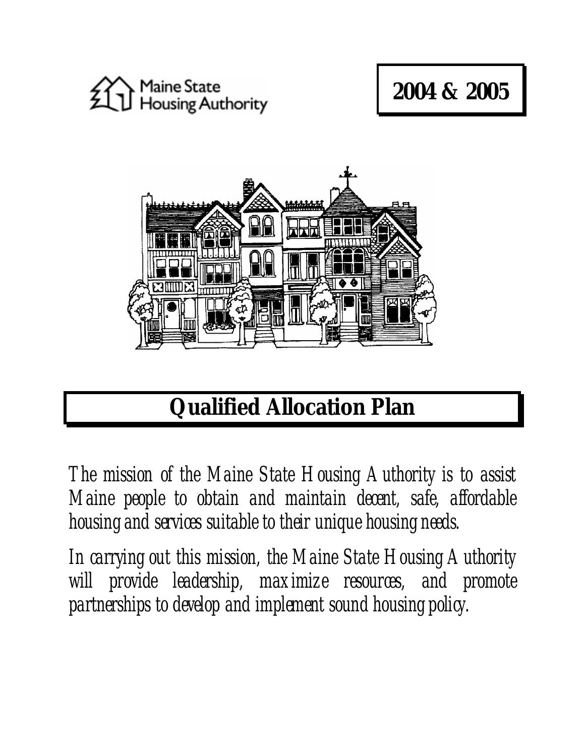Maine State Housing Authority

**2004 & 2005**

# Qualified Allocation Plan

*The mission of the Maine State Housing Authority is to assist Maine people to obtain and maintain decent, safe, affordable housing and services suitable to their unique housing needs.*

*In carrying out this mission, the Maine State Housing Authority will provide leadership, maximize resources, and promote partnerships to develop and implement sound housing policy.*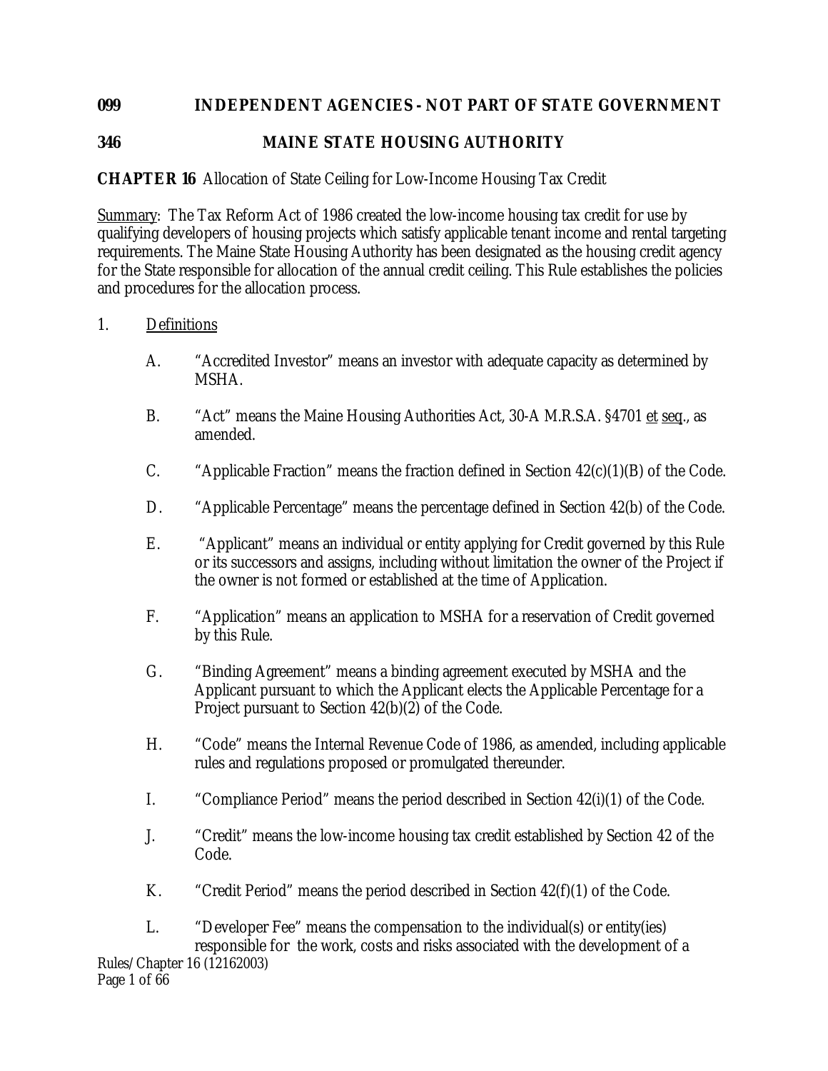**099 INDEPENDENT AGENCIES - NOT PART OF STATE GOVERNMENT**

**346 MAINE STATE HOUSING AUTHORITY**

**CHAPTER 16** Allocation of State Ceiling for Low-Income Housing Tax Credit

Summary: The Tax Reform Act of 1986 created the low-income housing tax credit for use by qualifying developers of housing projects which satisfy applicable tenant income and rental targeting requirements. The Maine State Housing Authority has been designated as the housing credit agency for the State responsible for allocation of the annual credit ceiling. This Rule establishes the policies and procedures for the allocation process.

1. Definitions

   A. "Accredited Investor" means an investor with adequate capacity as determined by MSHA.

   B. "Act" means the Maine Housing Authorities Act, 30-A M.R.S.A. §4701 et seq., as amended.

   C. "Applicable Fraction" means the fraction defined in Section 42(c)(1)(B) of the Code.

   D. "Applicable Percentage" means the percentage defined in Section 42(b) of the Code.

   E. "Applicant" means an individual or entity applying for Credit governed by this Rule or its successors and assigns, including without limitation the owner of the Project if the owner is not formed or established at the time of Application.

   F. "Application" means an application to MSHA for a reservation of Credit governed by this Rule.

   G. "Binding Agreement" means a binding agreement executed by MSHA and the Applicant pursuant to which the Applicant elects the Applicable Percentage for a Project pursuant to Section 42(b)(2) of the Code.

   H. "Code" means the Internal Revenue Code of 1986, as amended, including applicable rules and regulations proposed or promulgated thereunder.

   I. "Compliance Period" means the period described in Section 42(i)(1) of the Code.

   J. "Credit" means the low-income housing tax credit established by Section 42 of the Code.

   K. "Credit Period" means the period described in Section 42(f)(1) of the Code.

   L. "Developer Fee" means the compensation to the individual(s) or entity(ies) responsible for the work, costs and risks associated with the development of a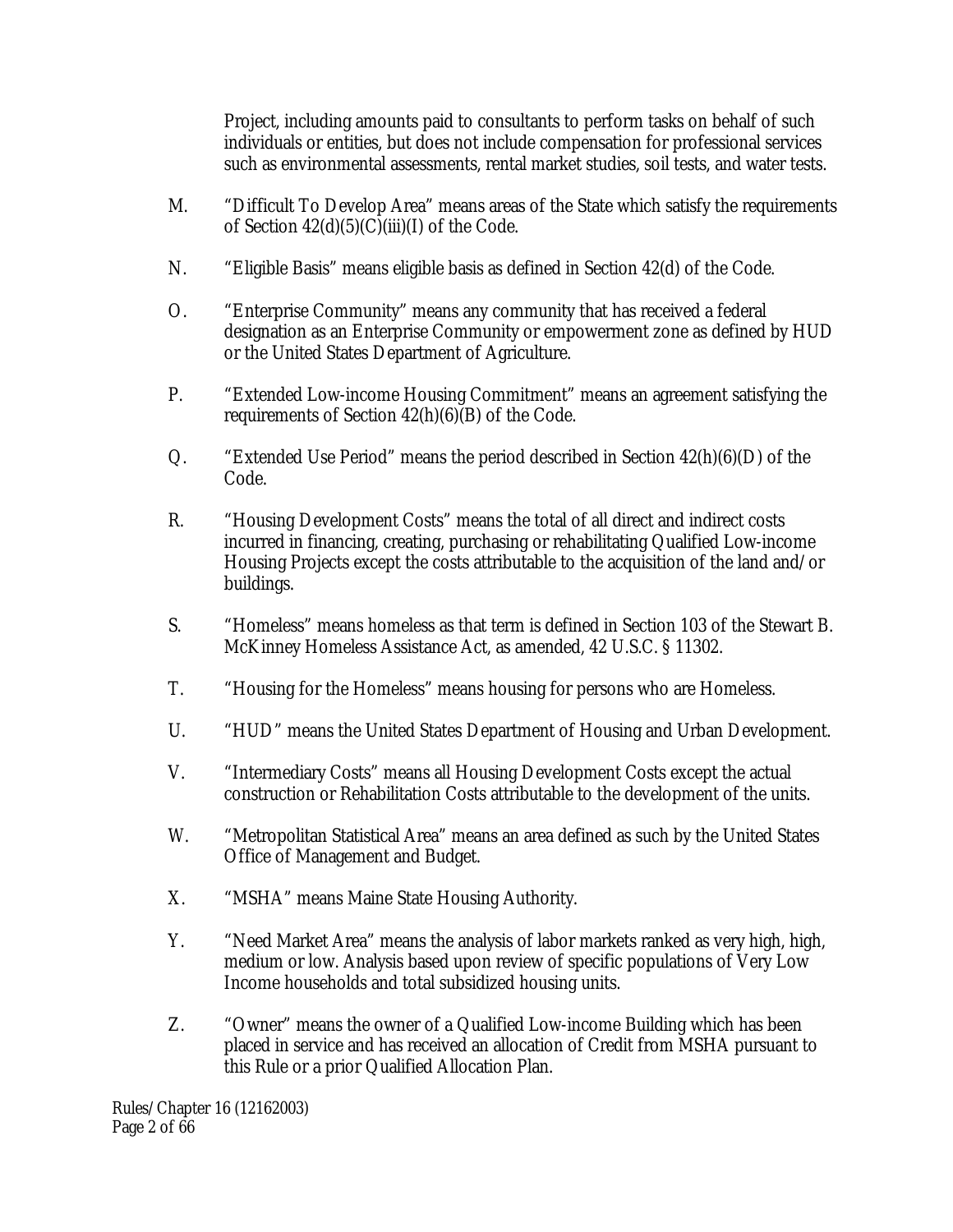Project, including amounts paid to consultants to perform tasks on behalf of such individuals or entities, but does not include compensation for professional services such as environmental assessments, rental market studies, soil tests, and water tests.

M. "Difficult To Develop Area" means areas of the State which satisfy the requirements of Section 42(d)(5)(C)(iii)(I) of the Code.

N. "Eligible Basis" means eligible basis as defined in Section 42(d) of the Code.

O. "Enterprise Community" means any community that has received a federal designation as an Enterprise Community or empowerment zone as defined by HUD or the United States Department of Agriculture.

P. "Extended Low-income Housing Commitment" means an agreement satisfying the requirements of Section 42(h)(6)(B) of the Code.

Q. "Extended Use Period" means the period described in Section 42(h)(6)(D) of the Code.

R. "Housing Development Costs" means the total of all direct and indirect costs incurred in financing, creating, purchasing or rehabilitating Qualified Low-income Housing Projects except the costs attributable to the acquisition of the land and/or buildings.

S. "Homeless" means homeless as that term is defined in Section 103 of the Stewart B. McKinney Homeless Assistance Act, as amended, 42 U.S.C. § 11302.

T. "Housing for the Homeless" means housing for persons who are Homeless.

U. "HUD" means the United States Department of Housing and Urban Development.

V. "Intermediary Costs" means all Housing Development Costs except the actual construction or Rehabilitation Costs attributable to the development of the units.

W. "Metropolitan Statistical Area" means an area defined as such by the United States Office of Management and Budget.

X. "MSHA" means Maine State Housing Authority.

Y. "Need Market Area" means the analysis of labor markets ranked as very high, high, medium or low. Analysis based upon review of specific populations of Very Low Income households and total subsidized housing units.

Z. "Owner" means the owner of a Qualified Low-income Building which has been placed in service and has received an allocation of Credit from MSHA pursuant to this Rule or a prior Qualified Allocation Plan.

Rules/Chapter 16 (12162003)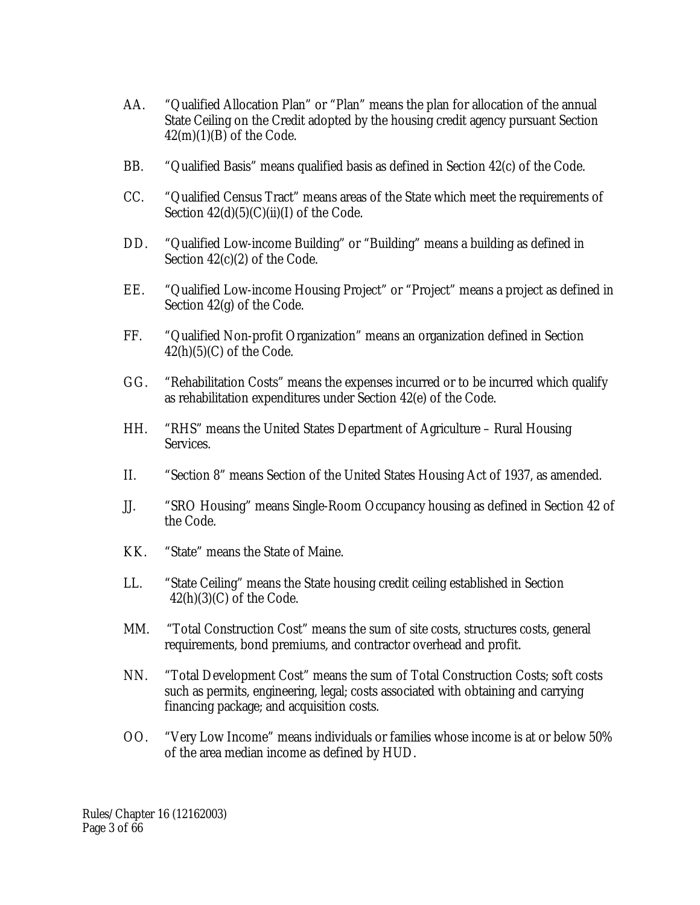AA. "Qualified Allocation Plan" or "Plan" means the plan for allocation of the annual State Ceiling on the Credit adopted by the housing credit agency pursuant Section 42(m)(1)(B) of the Code.

BB. "Qualified Basis" means qualified basis as defined in Section 42(c) of the Code.

CC. "Qualified Census Tract" means areas of the State which meet the requirements of Section 42(d)(5)(C)(ii)(I) of the Code.

DD. "Qualified Low-income Building" or "Building" means a building as defined in Section 42(c)(2) of the Code.

EE. "Qualified Low-income Housing Project" or "Project" means a project as defined in Section 42(g) of the Code.

FF. "Qualified Non-profit Organization" means an organization defined in Section 42(h)(5)(C) of the Code.

GG. "Rehabilitation Costs" means the expenses incurred or to be incurred which qualify as rehabilitation expenditures under Section 42(e) of the Code.

HH. "RHS" means the United States Department of Agriculture – Rural Housing Services.

II. "Section 8" means Section of the United States Housing Act of 1937, as amended.

JJ. "SRO Housing" means Single-Room Occupancy housing as defined in Section 42 of the Code.

KK. "State" means the State of Maine.

LL. "State Ceiling" means the State housing credit ceiling established in Section 42(h)(3)(C) of the Code.

MM. "Total Construction Cost" means the sum of site costs, structures costs, general requirements, bond premiums, and contractor overhead and profit.

NN. "Total Development Cost" means the sum of Total Construction Costs; soft costs such as permits, engineering, legal; costs associated with obtaining and carrying financing package; and acquisition costs.

OO. "Very Low Income" means individuals or families whose income is at or below 50% of the area median income as defined by HUD.

Rules/Chapter 16 (12162003)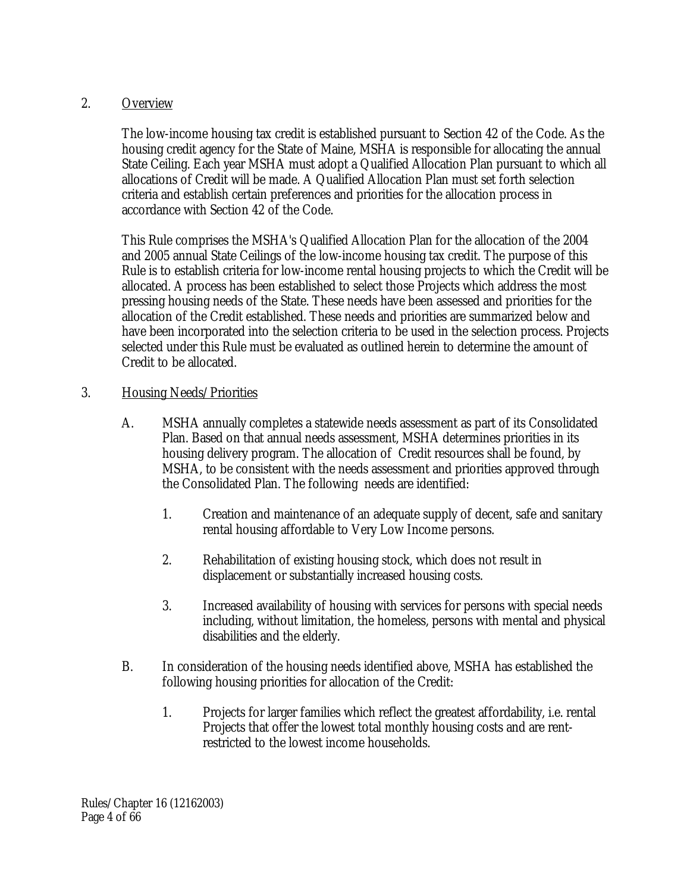2. Overview

The low-income housing tax credit is established pursuant to Section 42 of the Code. As the housing credit agency for the State of Maine, MSHA is responsible for allocating the annual State Ceiling. Each year MSHA must adopt a Qualified Allocation Plan pursuant to which all allocations of Credit will be made. A Qualified Allocation Plan must set forth selection criteria and establish certain preferences and priorities for the allocation process in accordance with Section 42 of the Code.

This Rule comprises the MSHA's Qualified Allocation Plan for the allocation of the 2004 and 2005 annual State Ceilings of the low-income housing tax credit. The purpose of this Rule is to establish criteria for low-income rental housing projects to which the Credit will be allocated. A process has been established to select those Projects which address the most pressing housing needs of the State. These needs have been assessed and priorities for the allocation of the Credit established. These needs and priorities are summarized below and have been incorporated into the selection criteria to be used in the selection process. Projects selected under this Rule must be evaluated as outlined herein to determine the amount of Credit to be allocated.

3. Housing Needs/Priorities

A. MSHA annually completes a statewide needs assessment as part of its Consolidated Plan. Based on that annual needs assessment, MSHA determines priorities in its housing delivery program. The allocation of Credit resources shall be found, by MSHA, to be consistent with the needs assessment and priorities approved through the Consolidated Plan. The following needs are identified:

1. Creation and maintenance of an adequate supply of decent, safe and sanitary rental housing affordable to Very Low Income persons.

2. Rehabilitation of existing housing stock, which does not result in displacement or substantially increased housing costs.

3. Increased availability of housing with services for persons with special needs including, without limitation, the homeless, persons with mental and physical disabilities and the elderly.

B. In consideration of the housing needs identified above, MSHA has established the following housing priorities for allocation of the Credit:

1. Projects for larger families which reflect the greatest affordability, i.e. rental Projects that offer the lowest total monthly housing costs and are rent-restricted to the lowest income households.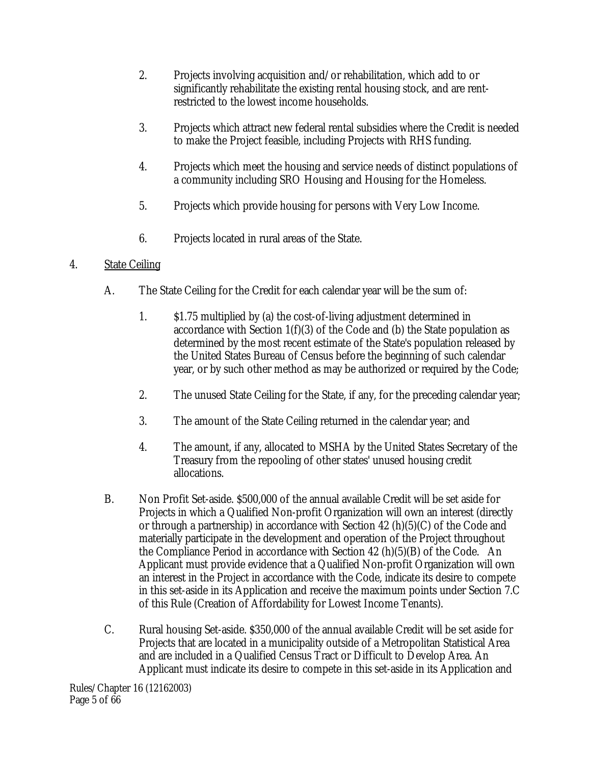2. Projects involving acquisition and/or rehabilitation, which add to or significantly rehabilitate the existing rental housing stock, and are rent-restricted to the lowest income households.

3. Projects which attract new federal rental subsidies where the Credit is needed to make the Project feasible, including Projects with RHS funding.

4. Projects which meet the housing and service needs of distinct populations of a community including SRO Housing and Housing for the Homeless.

5. Projects which provide housing for persons with Very Low Income.

6. Projects located in rural areas of the State.

4. <u>State Ceiling</u>

A. The State Ceiling for the Credit for each calendar year will be the sum of:

1. $1.75 multiplied by (a) the cost-of-living adjustment determined in accordance with Section 1(f)(3) of the Code and (b) the State population as determined by the most recent estimate of the State's population released by the United States Bureau of Census before the beginning of such calendar year, or by such other method as may be authorized or required by the Code;

2. The unused State Ceiling for the State, if any, for the preceding calendar year;

3. The amount of the State Ceiling returned in the calendar year; and

4. The amount, if any, allocated to MSHA by the United States Secretary of the Treasury from the repooling of other states' unused housing credit allocations.

B. Non Profit Set-aside. $500,000 of the annual available Credit will be set aside for Projects in which a Qualified Non-profit Organization will own an interest (directly or through a partnership) in accordance with Section 42 (h)(5)(C) of the Code and materially participate in the development and operation of the Project throughout the Compliance Period in accordance with Section 42 (h)(5)(B) of the Code. An Applicant must provide evidence that a Qualified Non-profit Organization will own an interest in the Project in accordance with the Code, indicate its desire to compete in this set-aside in its Application and receive the maximum points under Section 7.C of this Rule (Creation of Affordability for Lowest Income Tenants).

C. Rural housing Set-aside. $350,000 of the annual available Credit will be set aside for Projects that are located in a municipality outside of a Metropolitan Statistical Area and are included in a Qualified Census Tract or Difficult to Develop Area. An Applicant must indicate its desire to compete in this set-aside in its Application and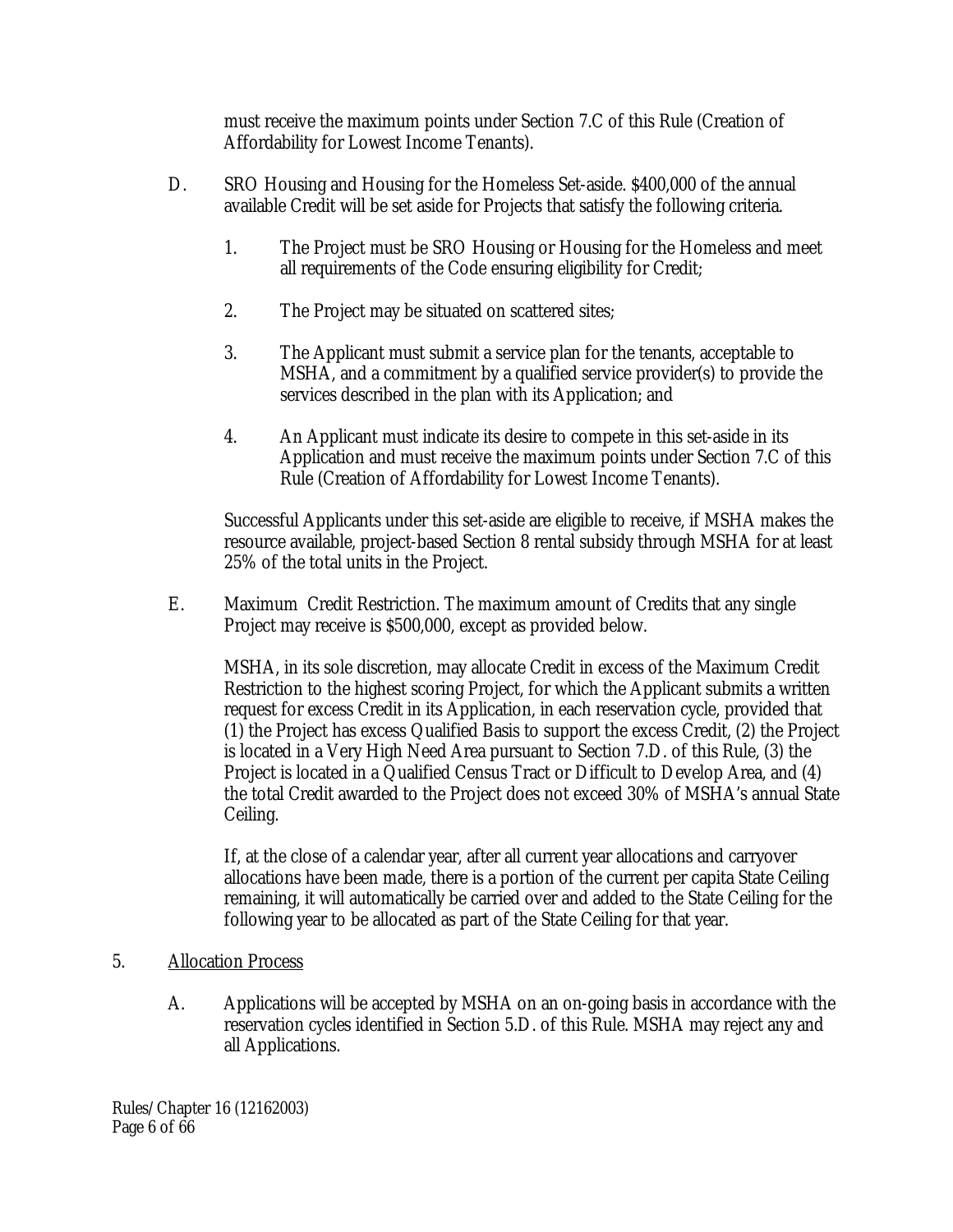must receive the maximum points under Section 7.C of this Rule (Creation of Affordability for Lowest Income Tenants).

D. SRO Housing and Housing for the Homeless Set-aside. $400,000 of the annual available Credit will be set aside for Projects that satisfy the following criteria.

1. The Project must be SRO Housing or Housing for the Homeless and meet all requirements of the Code ensuring eligibility for Credit;

2. The Project may be situated on scattered sites;

3. The Applicant must submit a service plan for the tenants, acceptable to MSHA, and a commitment by a qualified service provider(s) to provide the services described in the plan with its Application; and

4. An Applicant must indicate its desire to compete in this set-aside in its Application and must receive the maximum points under Section 7.C of this Rule (Creation of Affordability for Lowest Income Tenants).

Successful Applicants under this set-aside are eligible to receive, if MSHA makes the resource available, project-based Section 8 rental subsidy through MSHA for at least 25% of the total units in the Project.

E. Maximum Credit Restriction. The maximum amount of Credits that any single Project may receive is $500,000, except as provided below.

MSHA, in its sole discretion, may allocate Credit in excess of the Maximum Credit Restriction to the highest scoring Project, for which the Applicant submits a written request for excess Credit in its Application, in each reservation cycle, provided that (1) the Project has excess Qualified Basis to support the excess Credit, (2) the Project is located in a Very High Need Area pursuant to Section 7.D. of this Rule, (3) the Project is located in a Qualified Census Tract or Difficult to Develop Area, and (4) the total Credit awarded to the Project does not exceed 30% of MSHA's annual State Ceiling.

If, at the close of a calendar year, after all current year allocations and carryover allocations have been made, there is a portion of the current per capita State Ceiling remaining, it will automatically be carried over and added to the State Ceiling for the following year to be allocated as part of the State Ceiling for that year.

5. <u>Allocation Process</u>

A. Applications will be accepted by MSHA on an on-going basis in accordance with the reservation cycles identified in Section 5.D. of this Rule. MSHA may reject any and all Applications.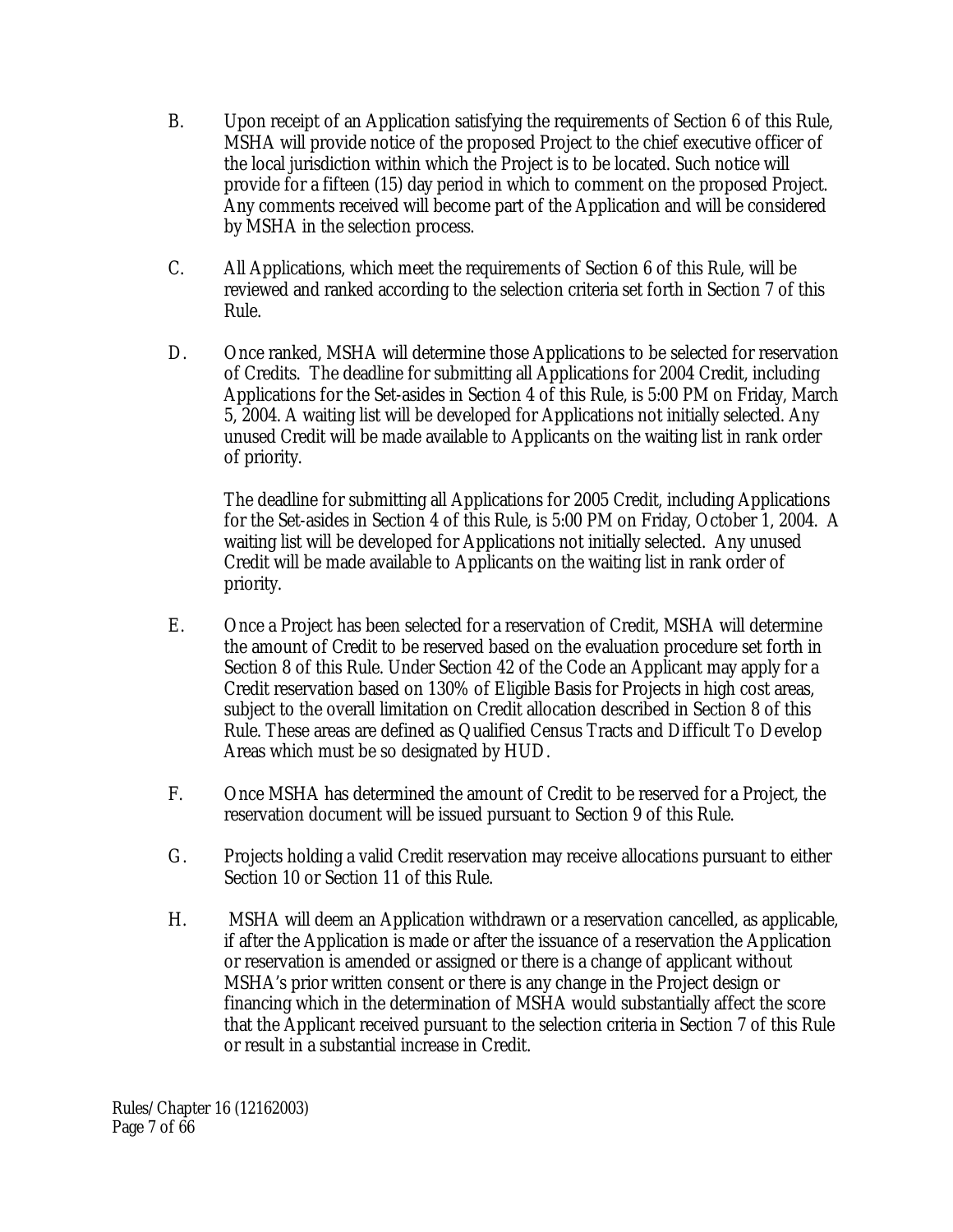B. Upon receipt of an Application satisfying the requirements of Section 6 of this Rule, MSHA will provide notice of the proposed Project to the chief executive officer of the local jurisdiction within which the Project is to be located. Such notice will provide for a fifteen (15) day period in which to comment on the proposed Project. Any comments received will become part of the Application and will be considered by MSHA in the selection process.

C. All Applications, which meet the requirements of Section 6 of this Rule, will be reviewed and ranked according to the selection criteria set forth in Section 7 of this Rule.

D. Once ranked, MSHA will determine those Applications to be selected for reservation of Credits. The deadline for submitting all Applications for 2004 Credit, including Applications for the Set-asides in Section 4 of this Rule, is 5:00 PM on Friday, March 5, 2004. A waiting list will be developed for Applications not initially selected. Any unused Credit will be made available to Applicants on the waiting list in rank order of priority.

   The deadline for submitting all Applications for 2005 Credit, including Applications for the Set-asides in Section 4 of this Rule, is 5:00 PM on Friday, October 1, 2004. A waiting list will be developed for Applications not initially selected. Any unused Credit will be made available to Applicants on the waiting list in rank order of priority.

E. Once a Project has been selected for a reservation of Credit, MSHA will determine the amount of Credit to be reserved based on the evaluation procedure set forth in Section 8 of this Rule. Under Section 42 of the Code an Applicant may apply for a Credit reservation based on 130% of Eligible Basis for Projects in high cost areas, subject to the overall limitation on Credit allocation described in Section 8 of this Rule. These areas are defined as Qualified Census Tracts and Difficult To Develop Areas which must be so designated by HUD.

F. Once MSHA has determined the amount of Credit to be reserved for a Project, the reservation document will be issued pursuant to Section 9 of this Rule.

G. Projects holding a valid Credit reservation may receive allocations pursuant to either Section 10 or Section 11 of this Rule.

H. MSHA will deem an Application withdrawn or a reservation cancelled, as applicable, if after the Application is made or after the issuance of a reservation the Application or reservation is amended or assigned or there is a change of applicant without MSHA's prior written consent or there is any change in the Project design or financing which in the determination of MSHA would substantially affect the score that the Applicant received pursuant to the selection criteria in Section 7 of this Rule or result in a substantial increase in Credit.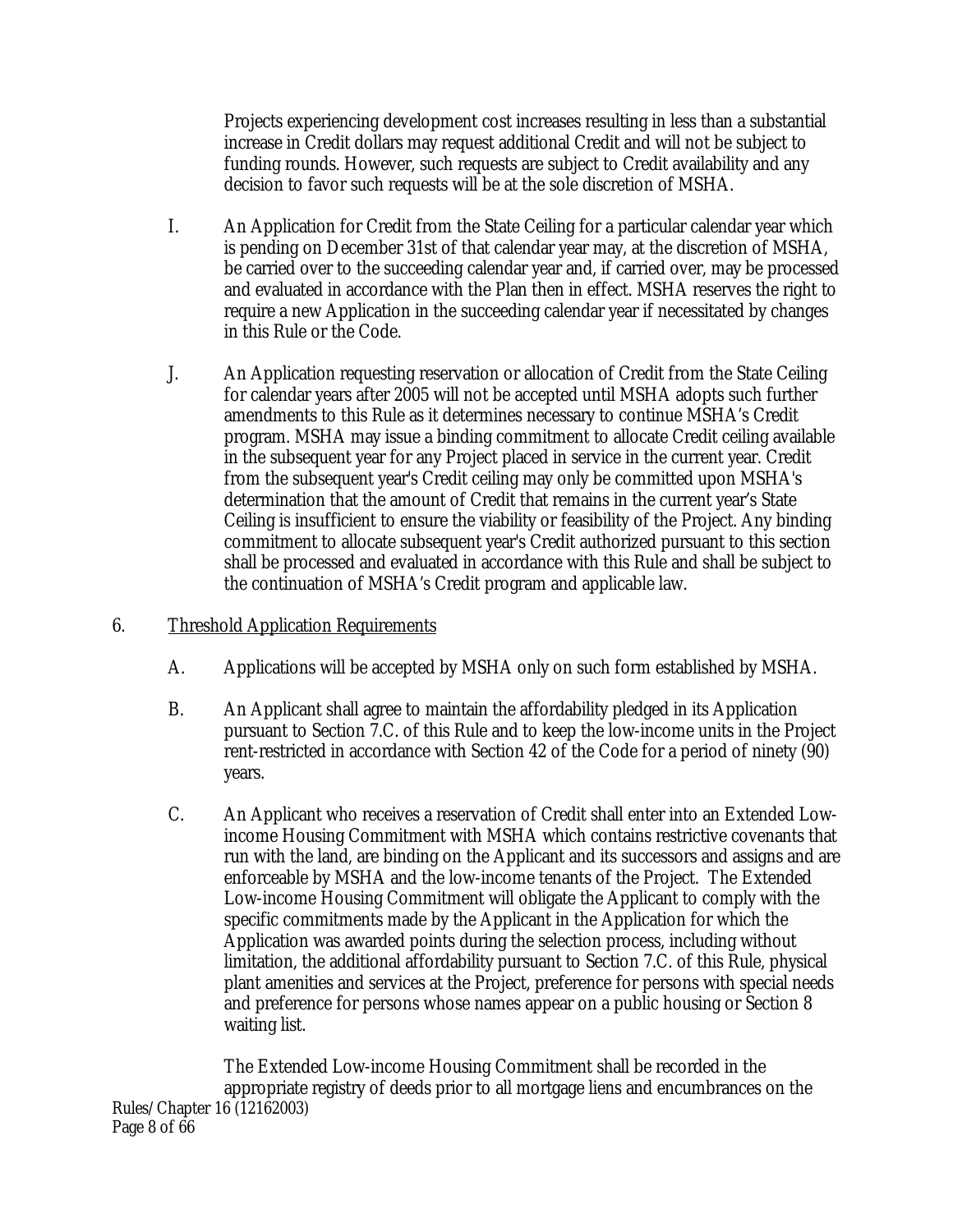Projects experiencing development cost increases resulting in less than a substantial increase in Credit dollars may request additional Credit and will not be subject to funding rounds. However, such requests are subject to Credit availability and any decision to favor such requests will be at the sole discretion of MSHA.

I. An Application for Credit from the State Ceiling for a particular calendar year which is pending on December 31st of that calendar year may, at the discretion of MSHA, be carried over to the succeeding calendar year and, if carried over, may be processed and evaluated in accordance with the Plan then in effect. MSHA reserves the right to require a new Application in the succeeding calendar year if necessitated by changes in this Rule or the Code.

J. An Application requesting reservation or allocation of Credit from the State Ceiling for calendar years after 2005 will not be accepted until MSHA adopts such further amendments to this Rule as it determines necessary to continue MSHA's Credit program. MSHA may issue a binding commitment to allocate Credit ceiling available in the subsequent year for any Project placed in service in the current year. Credit from the subsequent year's Credit ceiling may only be committed upon MSHA's determination that the amount of Credit that remains in the current year's State Ceiling is insufficient to ensure the viability or feasibility of the Project. Any binding commitment to allocate subsequent year's Credit authorized pursuant to this section shall be processed and evaluated in accordance with this Rule and shall be subject to the continuation of MSHA's Credit program and applicable law.

6. Threshold Application Requirements

A. Applications will be accepted by MSHA only on such form established by MSHA.

B. An Applicant shall agree to maintain the affordability pledged in its Application pursuant to Section 7.C. of this Rule and to keep the low-income units in the Project rent-restricted in accordance with Section 42 of the Code for a period of ninety (90) years.

C. An Applicant who receives a reservation of Credit shall enter into an Extended Low-income Housing Commitment with MSHA which contains restrictive covenants that run with the land, are binding on the Applicant and its successors and assigns and are enforceable by MSHA and the low-income tenants of the Project. The Extended Low-income Housing Commitment will obligate the Applicant to comply with the specific commitments made by the Applicant in the Application for which the Application was awarded points during the selection process, including without limitation, the additional affordability pursuant to Section 7.C. of this Rule, physical plant amenities and services at the Project, preference for persons with special needs and preference for persons whose names appear on a public housing or Section 8 waiting list.

The Extended Low-income Housing Commitment shall be recorded in the appropriate registry of deeds prior to all mortgage liens and encumbrances on the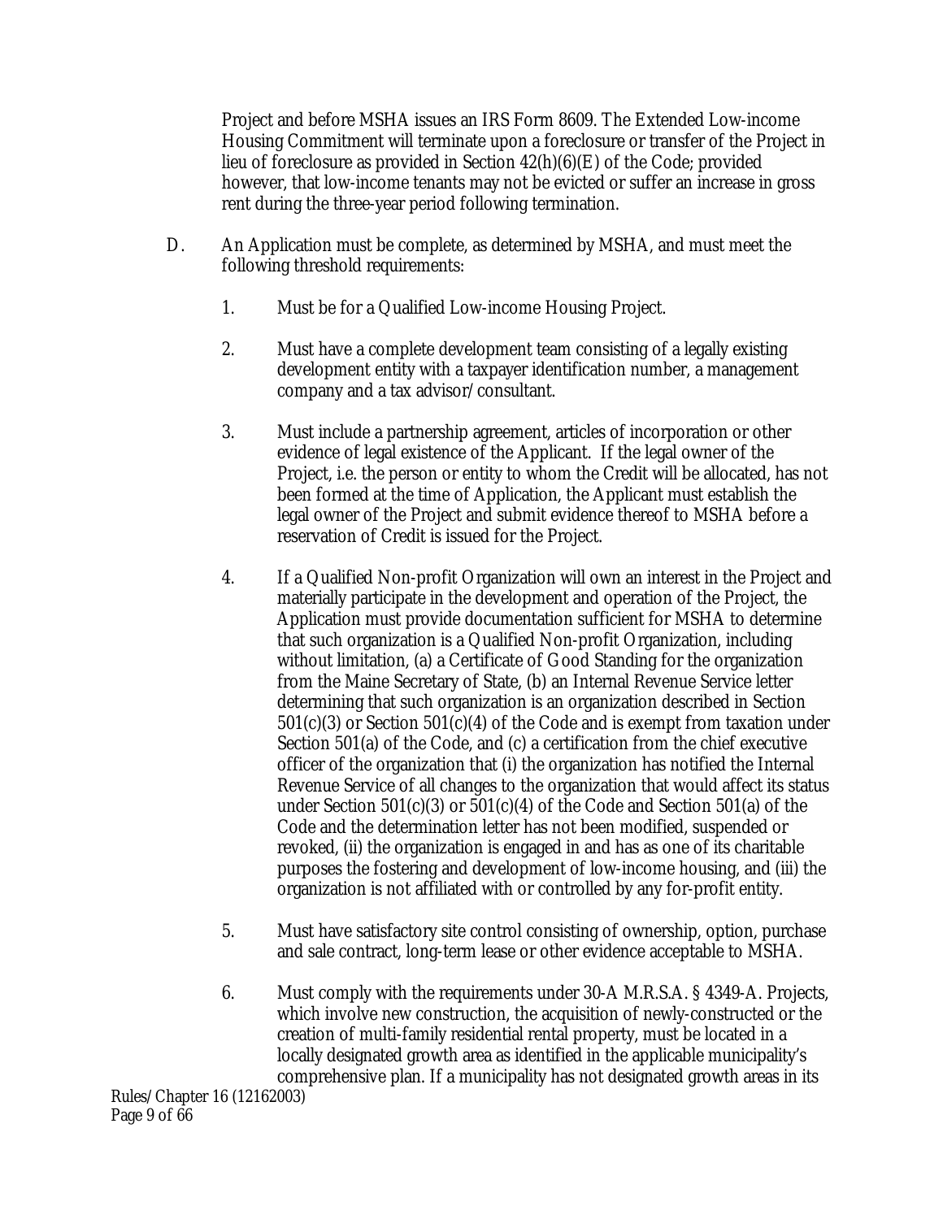Project and before MSHA issues an IRS Form 8609. The Extended Low-income Housing Commitment will terminate upon a foreclosure or transfer of the Project in lieu of foreclosure as provided in Section 42(h)(6)(E) of the Code; provided however, that low-income tenants may not be evicted or suffer an increase in gross rent during the three-year period following termination.

D. An Application must be complete, as determined by MSHA, and must meet the following threshold requirements:

1. Must be for a Qualified Low-income Housing Project.

2. Must have a complete development team consisting of a legally existing development entity with a taxpayer identification number, a management company and a tax advisor/consultant.

3. Must include a partnership agreement, articles of incorporation or other evidence of legal existence of the Applicant. If the legal owner of the Project, i.e. the person or entity to whom the Credit will be allocated, has not been formed at the time of Application, the Applicant must establish the legal owner of the Project and submit evidence thereof to MSHA before a reservation of Credit is issued for the Project.

4. If a Qualified Non-profit Organization will own an interest in the Project and materially participate in the development and operation of the Project, the Application must provide documentation sufficient for MSHA to determine that such organization is a Qualified Non-profit Organization, including without limitation, (a) a Certificate of Good Standing for the organization from the Maine Secretary of State, (b) an Internal Revenue Service letter determining that such organization is an organization described in Section 501(c)(3) or Section 501(c)(4) of the Code and is exempt from taxation under Section 501(a) of the Code, and (c) a certification from the chief executive officer of the organization that (i) the organization has notified the Internal Revenue Service of all changes to the organization that would affect its status under Section 501(c)(3) or 501(c)(4) of the Code and Section 501(a) of the Code and the determination letter has not been modified, suspended or revoked, (ii) the organization is engaged in and has as one of its charitable purposes the fostering and development of low-income housing, and (iii) the organization is not affiliated with or controlled by any for-profit entity.

5. Must have satisfactory site control consisting of ownership, option, purchase and sale contract, long-term lease or other evidence acceptable to MSHA.

6. Must comply with the requirements under 30-A M.R.S.A. § 4349-A. Projects, which involve new construction, the acquisition of newly-constructed or the creation of multi-family residential rental property, must be located in a locally designated growth area as identified in the applicable municipality's comprehensive plan. If a municipality has not designated growth areas in its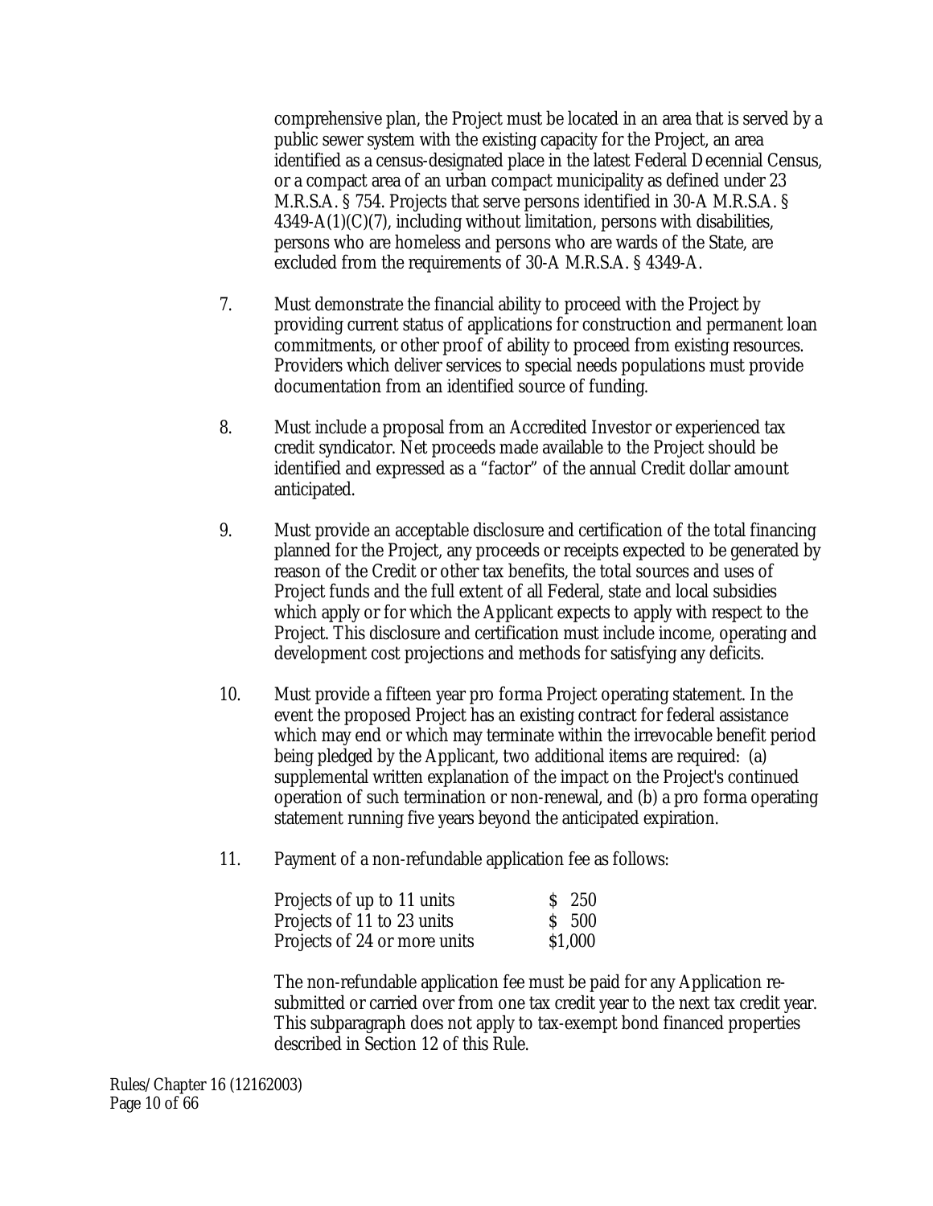comprehensive plan, the Project must be located in an area that is served by a public sewer system with the existing capacity for the Project, an area identified as a census-designated place in the latest Federal Decennial Census, or a compact area of an urban compact municipality as defined under 23 M.R.S.A. § 754. Projects that serve persons identified in 30-A M.R.S.A. § 4349-A(1)(C)(7), including without limitation, persons with disabilities, persons who are homeless and persons who are wards of the State, are excluded from the requirements of 30-A M.R.S.A. § 4349-A.

7. Must demonstrate the financial ability to proceed with the Project by providing current status of applications for construction and permanent loan commitments, or other proof of ability to proceed from existing resources. Providers which deliver services to special needs populations must provide documentation from an identified source of funding.

8. Must include a proposal from an Accredited Investor or experienced tax credit syndicator. Net proceeds made available to the Project should be identified and expressed as a "factor" of the annual Credit dollar amount anticipated.

9. Must provide an acceptable disclosure and certification of the total financing planned for the Project, any proceeds or receipts expected to be generated by reason of the Credit or other tax benefits, the total sources and uses of Project funds and the full extent of all Federal, state and local subsidies which apply or for which the Applicant expects to apply with respect to the Project. This disclosure and certification must include income, operating and development cost projections and methods for satisfying any deficits.

10. Must provide a fifteen year pro forma Project operating statement. In the event the proposed Project has an existing contract for federal assistance which may end or which may terminate within the irrevocable benefit period being pledged by the Applicant, two additional items are required: (a) supplemental written explanation of the impact on the Project's continued operation of such termination or non-renewal, and (b) a pro forma operating statement running five years beyond the anticipated expiration.

11. Payment of a non-refundable application fee as follows:

| | |
|---|---|
| Projects of up to 11 units | $ 250 |
| Projects of 11 to 23 units | $ 500 |
| Projects of 24 or more units | $1,000 |

The non-refundable application fee must be paid for any Application re-submitted or carried over from one tax credit year to the next tax credit year. This subparagraph does not apply to tax-exempt bond financed properties described in Section 12 of this Rule.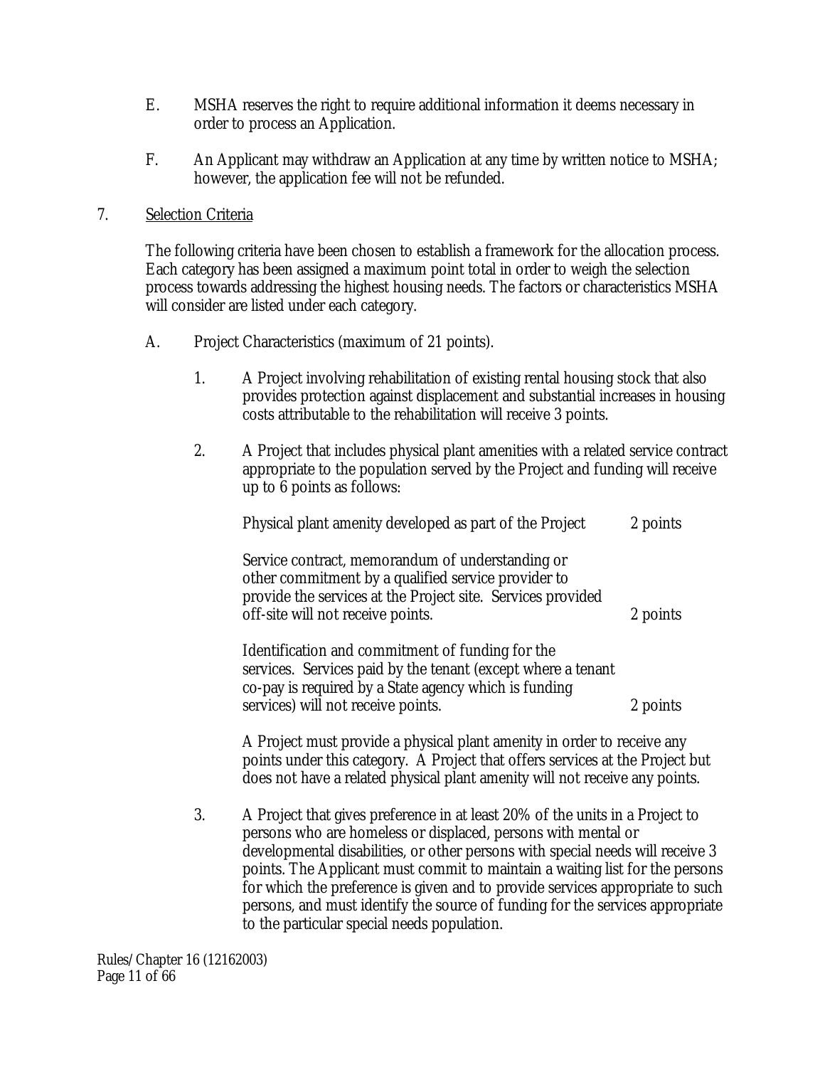E. MSHA reserves the right to require additional information it deems necessary in order to process an Application.

F. An Applicant may withdraw an Application at any time by written notice to MSHA; however, the application fee will not be refunded.

7. Selection Criteria

The following criteria have been chosen to establish a framework for the allocation process. Each category has been assigned a maximum point total in order to weigh the selection process towards addressing the highest housing needs. The factors or characteristics MSHA will consider are listed under each category.

A. Project Characteristics (maximum of 21 points).

1. A Project involving rehabilitation of existing rental housing stock that also provides protection against displacement and substantial increases in housing costs attributable to the rehabilitation will receive 3 points.

2. A Project that includes physical plant amenities with a related service contract appropriate to the population served by the Project and funding will receive up to 6 points as follows:

| | |
|---|---|
| Physical plant amenity developed as part of the Project | 2 points |
| Service contract, memorandum of understanding or other commitment by a qualified service provider to provide the services at the Project site. Services provided off-site will not receive points. | 2 points |
| Identification and commitment of funding for the services. Services paid by the tenant (except where a tenant co-pay is required by a State agency which is funding services) will not receive points. | 2 points |

A Project must provide a physical plant amenity in order to receive any points under this category. A Project that offers services at the Project but does not have a related physical plant amenity will not receive any points.

3. A Project that gives preference in at least 20% of the units in a Project to persons who are homeless or displaced, persons with mental or developmental disabilities, or other persons with special needs will receive 3 points. The Applicant must commit to maintain a waiting list for the persons for which the preference is given and to provide services appropriate to such persons, and must identify the source of funding for the services appropriate to the particular special needs population.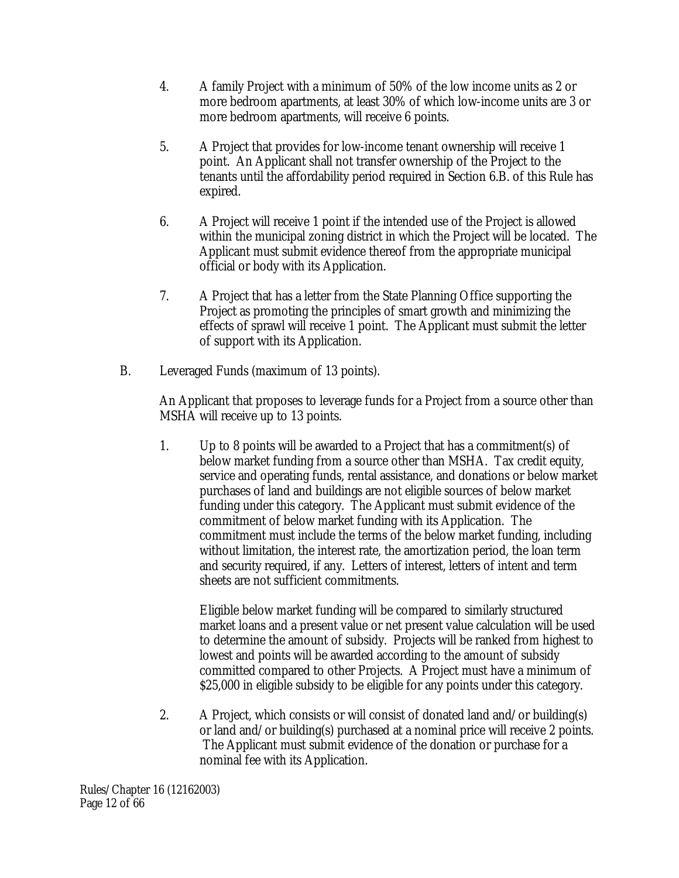4. A family Project with a minimum of 50% of the low income units as 2 or more bedroom apartments, at least 30% of which low-income units are 3 or more bedroom apartments, will receive 6 points.

5. A Project that provides for low-income tenant ownership will receive 1 point. An Applicant shall not transfer ownership of the Project to the tenants until the affordability period required in Section 6.B. of this Rule has expired.

6. A Project will receive 1 point if the intended use of the Project is allowed within the municipal zoning district in which the Project will be located. The Applicant must submit evidence thereof from the appropriate municipal official or body with its Application.

7. A Project that has a letter from the State Planning Office supporting the Project as promoting the principles of smart growth and minimizing the effects of sprawl will receive 1 point. The Applicant must submit the letter of support with its Application.

B. Leveraged Funds (maximum of 13 points).

An Applicant that proposes to leverage funds for a Project from a source other than MSHA will receive up to 13 points.

1. Up to 8 points will be awarded to a Project that has a commitment(s) of below market funding from a source other than MSHA. Tax credit equity, service and operating funds, rental assistance, and donations or below market purchases of land and buildings are not eligible sources of below market funding under this category. The Applicant must submit evidence of the commitment of below market funding with its Application. The commitment must include the terms of the below market funding, including without limitation, the interest rate, the amortization period, the loan term and security required, if any. Letters of interest, letters of intent and term sheets are not sufficient commitments.

   Eligible below market funding will be compared to similarly structured market loans and a present value or net present value calculation will be used to determine the amount of subsidy. Projects will be ranked from highest to lowest and points will be awarded according to the amount of subsidy committed compared to other Projects. A Project must have a minimum of $25,000 in eligible subsidy to be eligible for any points under this category.

2. A Project, which consists or will consist of donated land and/or building(s) or land and/or building(s) purchased at a nominal price will receive 2 points. The Applicant must submit evidence of the donation or purchase for a nominal fee with its Application.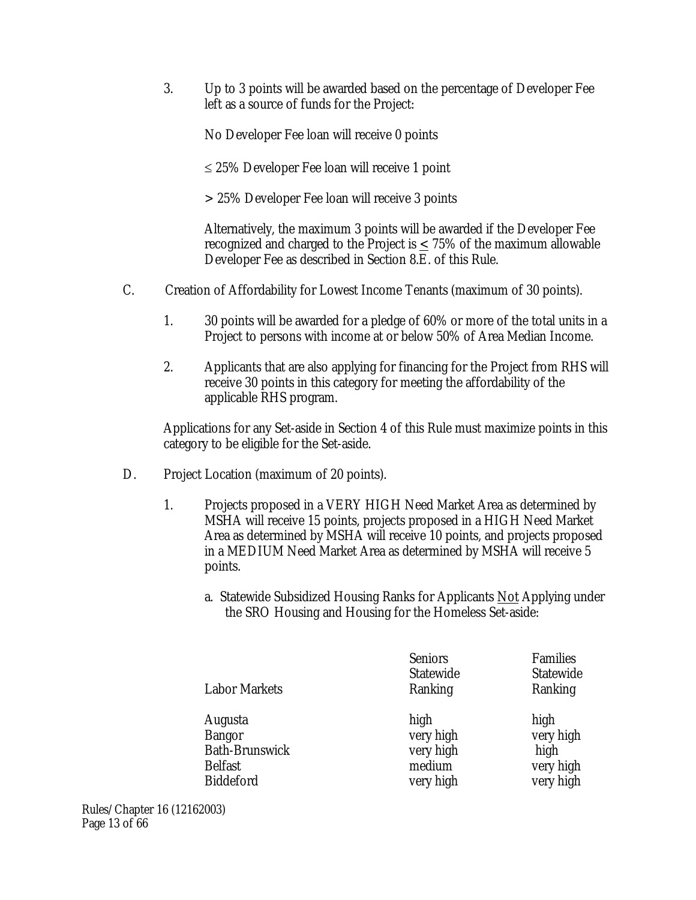3. Up to 3 points will be awarded based on the percentage of Developer Fee left as a source of funds for the Project:

   No Developer Fee loan will receive 0 points

   ≤ 25% Developer Fee loan will receive 1 point

   > 25% Developer Fee loan will receive 3 points

   Alternatively, the maximum 3 points will be awarded if the Developer Fee recognized and charged to the Project is ≤ 75% of the maximum allowable Developer Fee as described in Section 8.E. of this Rule.

C. Creation of Affordability for Lowest Income Tenants (maximum of 30 points).

1. 30 points will be awarded for a pledge of 60% or more of the total units in a Project to persons with income at or below 50% of Area Median Income.

2. Applicants that are also applying for financing for the Project from RHS will receive 30 points in this category for meeting the affordability of the applicable RHS program.

Applications for any Set-aside in Section 4 of this Rule must maximize points in this category to be eligible for the Set-aside.

D. Project Location (maximum of 20 points).

1. Projects proposed in a VERY HIGH Need Market Area as determined by MSHA will receive 15 points, projects proposed in a HIGH Need Market Area as determined by MSHA will receive 10 points, and projects proposed in a MEDIUM Need Market Area as determined by MSHA will receive 5 points.

   a. Statewide Subsidized Housing Ranks for Applicants Not Applying under the SRO Housing and Housing for the Homeless Set-aside:

| Labor Markets | Seniors Statewide Ranking | Families Statewide Ranking |
|---|---|---|
| Augusta | high | high |
| Bangor | very high | very high |
| Bath-Brunswick | very high | high |
| Belfast | medium | very high |
| Biddeford | very high | very high |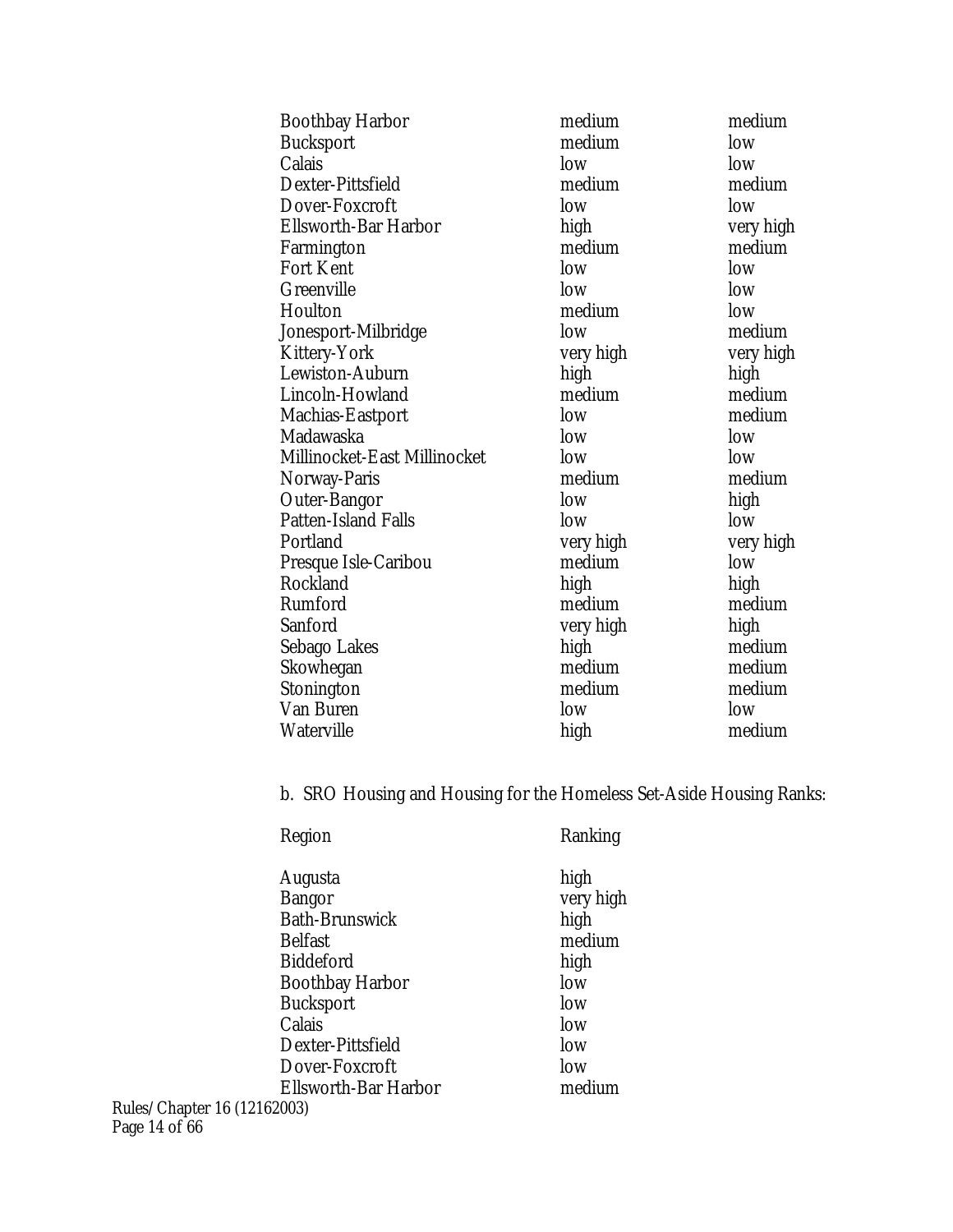| | | |
|---|---|---|
| Boothbay Harbor | medium | medium |
| Bucksport | medium | low |
| Calais | low | low |
| Dexter-Pittsfield | medium | medium |
| Dover-Foxcroft | low | low |
| Ellsworth-Bar Harbor | high | very high |
| Farmington | medium | medium |
| Fort Kent | low | low |
| Greenville | low | low |
| Houlton | medium | low |
| Jonesport-Milbridge | low | medium |
| Kittery-York | very high | very high |
| Lewiston-Auburn | high | high |
| Lincoln-Howland | medium | medium |
| Machias-Eastport | low | medium |
| Madawaska | low | low |
| Millinocket-East Millinocket | low | low |
| Norway-Paris | medium | medium |
| Outer-Bangor | low | high |
| Patten-Island Falls | low | low |
| Portland | very high | very high |
| Presque Isle-Caribou | medium | low |
| Rockland | high | high |
| Rumford | medium | medium |
| Sanford | very high | high |
| Sebago Lakes | high | medium |
| Skowhegan | medium | medium |
| Stonington | medium | medium |
| Van Buren | low | low |
| Waterville | high | medium |

b. SRO Housing and Housing for the Homeless Set-Aside Housing Ranks:

| Region | Ranking |
|---|---|
| Augusta | high |
| Bangor | very high |
| Bath-Brunswick | high |
| Belfast | medium |
| Biddeford | high |
| Boothbay Harbor | low |
| Bucksport | low |
| Calais | low |
| Dexter-Pittsfield | low |
| Dover-Foxcroft | low |
| Ellsworth-Bar Harbor | medium |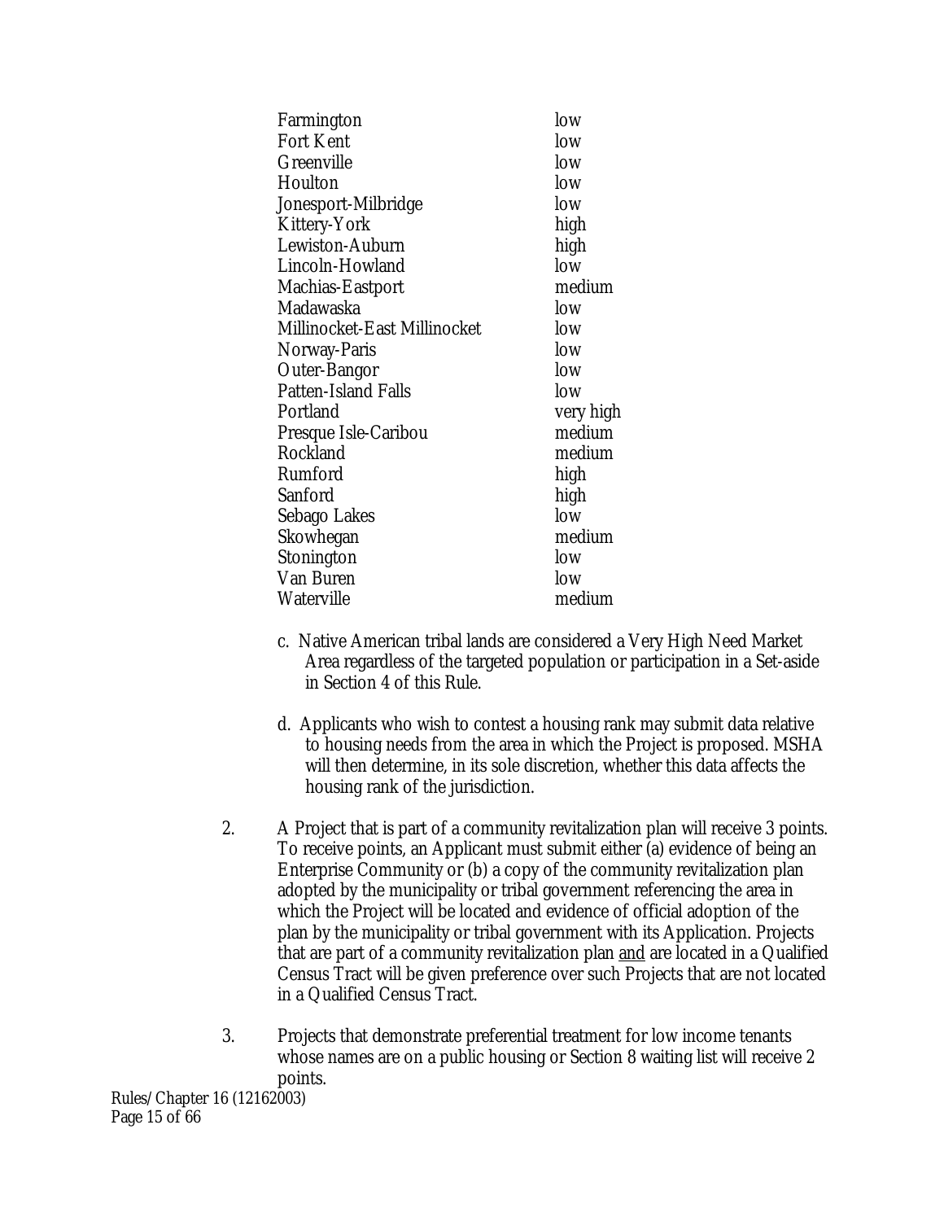| | |
|---|---|
| Farmington | low |
| Fort Kent | low |
| Greenville | low |
| Houlton | low |
| Jonesport-Milbridge | low |
| Kittery-York | high |
| Lewiston-Auburn | high |
| Lincoln-Howland | low |
| Machias-Eastport | medium |
| Madawaska | low |
| Millinocket-East Millinocket | low |
| Norway-Paris | low |
| Outer-Bangor | low |
| Patten-Island Falls | low |
| Portland | very high |
| Presque Isle-Caribou | medium |
| Rockland | medium |
| Rumford | high |
| Sanford | high |
| Sebago Lakes | low |
| Skowhegan | medium |
| Stonington | low |
| Van Buren | low |
| Waterville | medium |

c. Native American tribal lands are considered a Very High Need Market Area regardless of the targeted population or participation in a Set-aside in Section 4 of this Rule.

d. Applicants who wish to contest a housing rank may submit data relative to housing needs from the area in which the Project is proposed. MSHA will then determine, in its sole discretion, whether this data affects the housing rank of the jurisdiction.

2. A Project that is part of a community revitalization plan will receive 3 points. To receive points, an Applicant must submit either (a) evidence of being an Enterprise Community or (b) a copy of the community revitalization plan adopted by the municipality or tribal government referencing the area in which the Project will be located and evidence of official adoption of the plan by the municipality or tribal government with its Application. Projects that are part of a community revitalization plan <u>and</u> are located in a Qualified Census Tract will be given preference over such Projects that are not located in a Qualified Census Tract.

3. Projects that demonstrate preferential treatment for low income tenants whose names are on a public housing or Section 8 waiting list will receive 2 points.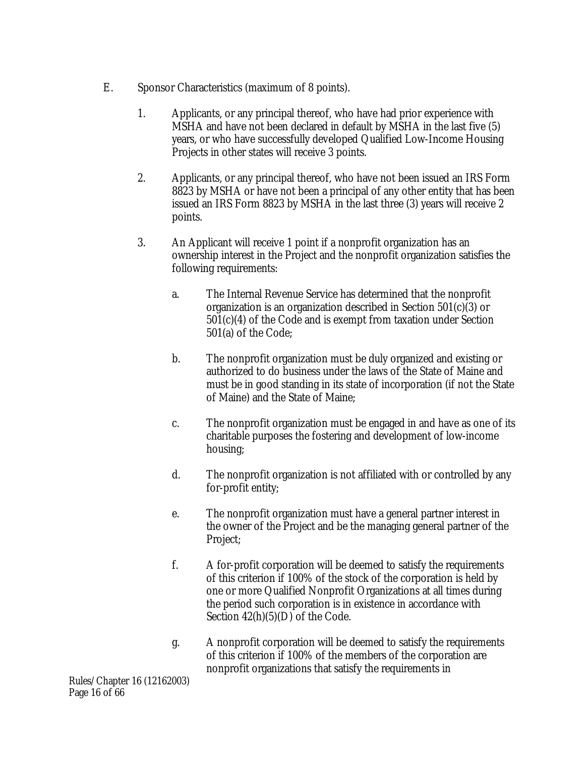E. Sponsor Characteristics (maximum of 8 points).

1. Applicants, or any principal thereof, who have had prior experience with MSHA and have not been declared in default by MSHA in the last five (5) years, or who have successfully developed Qualified Low-Income Housing Projects in other states will receive 3 points.

2. Applicants, or any principal thereof, who have not been issued an IRS Form 8823 by MSHA or have not been a principal of any other entity that has been issued an IRS Form 8823 by MSHA in the last three (3) years will receive 2 points.

3. An Applicant will receive 1 point if a nonprofit organization has an ownership interest in the Project and the nonprofit organization satisfies the following requirements:

   a. The Internal Revenue Service has determined that the nonprofit organization is an organization described in Section 501(c)(3) or 501(c)(4) of the Code and is exempt from taxation under Section 501(a) of the Code;

   b. The nonprofit organization must be duly organized and existing or authorized to do business under the laws of the State of Maine and must be in good standing in its state of incorporation (if not the State of Maine) and the State of Maine;

   c. The nonprofit organization must be engaged in and have as one of its charitable purposes the fostering and development of low-income housing;

   d. The nonprofit organization is not affiliated with or controlled by any for-profit entity;

   e. The nonprofit organization must have a general partner interest in the owner of the Project and be the managing general partner of the Project;

   f. A for-profit corporation will be deemed to satisfy the requirements of this criterion if 100% of the stock of the corporation is held by one or more Qualified Nonprofit Organizations at all times during the period such corporation is in existence in accordance with Section 42(h)(5)(D) of the Code.

   g. A nonprofit corporation will be deemed to satisfy the requirements of this criterion if 100% of the members of the corporation are nonprofit organizations that satisfy the requirements in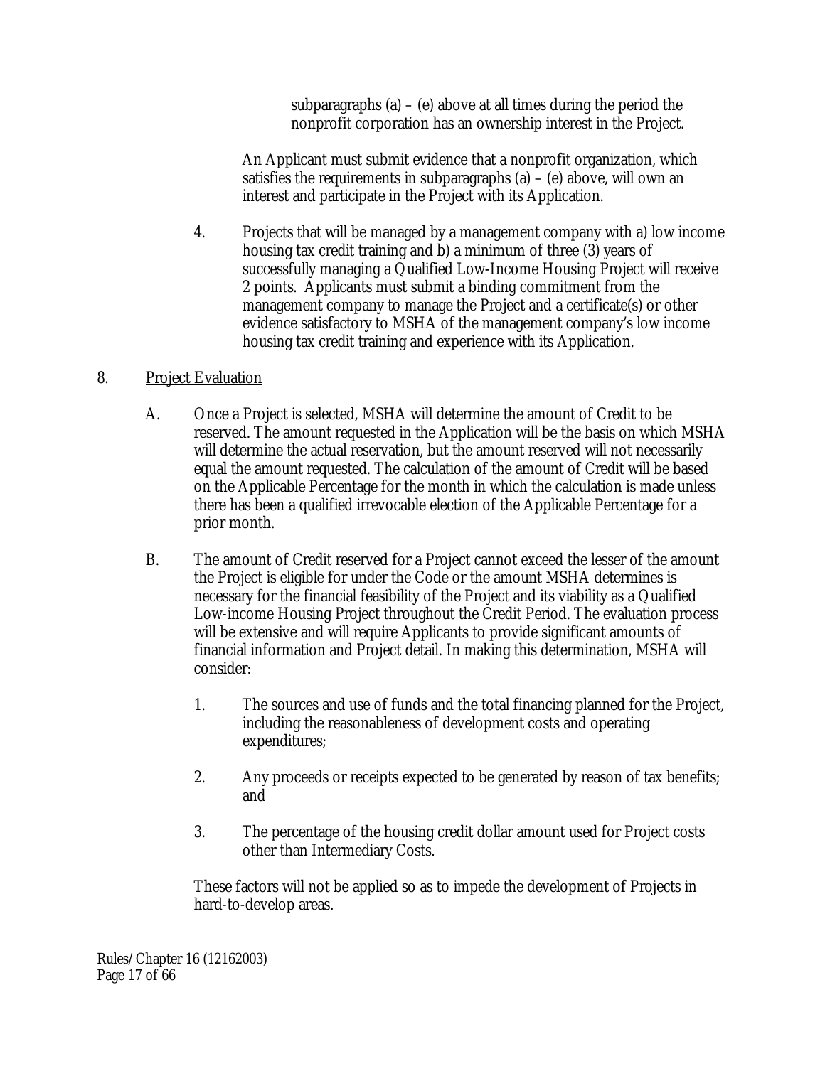subparagraphs (a) – (e) above at all times during the period the nonprofit corporation has an ownership interest in the Project.

An Applicant must submit evidence that a nonprofit organization, which satisfies the requirements in subparagraphs (a) – (e) above, will own an interest and participate in the Project with its Application.

4. Projects that will be managed by a management company with a) low income housing tax credit training and b) a minimum of three (3) years of successfully managing a Qualified Low-Income Housing Project will receive 2 points. Applicants must submit a binding commitment from the management company to manage the Project and a certificate(s) or other evidence satisfactory to MSHA of the management company's low income housing tax credit training and experience with its Application.

8. <u>Project Evaluation</u>

A. Once a Project is selected, MSHA will determine the amount of Credit to be reserved. The amount requested in the Application will be the basis on which MSHA will determine the actual reservation, but the amount reserved will not necessarily equal the amount requested. The calculation of the amount of Credit will be based on the Applicable Percentage for the month in which the calculation is made unless there has been a qualified irrevocable election of the Applicable Percentage for a prior month.

B. The amount of Credit reserved for a Project cannot exceed the lesser of the amount the Project is eligible for under the Code or the amount MSHA determines is necessary for the financial feasibility of the Project and its viability as a Qualified Low-income Housing Project throughout the Credit Period. The evaluation process will be extensive and will require Applicants to provide significant amounts of financial information and Project detail. In making this determination, MSHA will consider:

1. The sources and use of funds and the total financing planned for the Project, including the reasonableness of development costs and operating expenditures;

2. Any proceeds or receipts expected to be generated by reason of tax benefits; and

3. The percentage of the housing credit dollar amount used for Project costs other than Intermediary Costs.

These factors will not be applied so as to impede the development of Projects in hard-to-develop areas.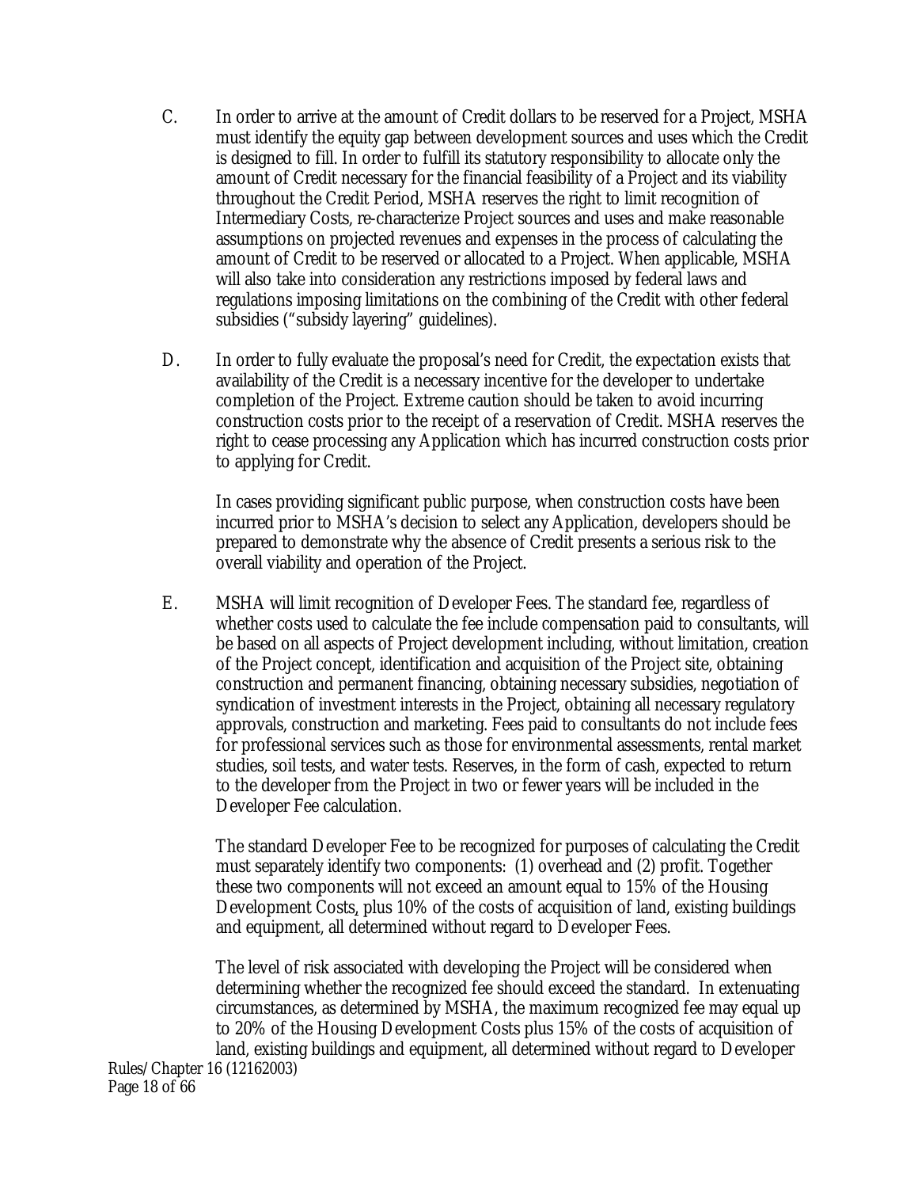C. In order to arrive at the amount of Credit dollars to be reserved for a Project, MSHA must identify the equity gap between development sources and uses which the Credit is designed to fill. In order to fulfill its statutory responsibility to allocate only the amount of Credit necessary for the financial feasibility of a Project and its viability throughout the Credit Period, MSHA reserves the right to limit recognition of Intermediary Costs, re-characterize Project sources and uses and make reasonable assumptions on projected revenues and expenses in the process of calculating the amount of Credit to be reserved or allocated to a Project. When applicable, MSHA will also take into consideration any restrictions imposed by federal laws and regulations imposing limitations on the combining of the Credit with other federal subsidies ("subsidy layering" guidelines).

D. In order to fully evaluate the proposal's need for Credit, the expectation exists that availability of the Credit is a necessary incentive for the developer to undertake completion of the Project. Extreme caution should be taken to avoid incurring construction costs prior to the receipt of a reservation of Credit. MSHA reserves the right to cease processing any Application which has incurred construction costs prior to applying for Credit.

   In cases providing significant public purpose, when construction costs have been incurred prior to MSHA's decision to select any Application, developers should be prepared to demonstrate why the absence of Credit presents a serious risk to the overall viability and operation of the Project.

E. MSHA will limit recognition of Developer Fees. The standard fee, regardless of whether costs used to calculate the fee include compensation paid to consultants, will be based on all aspects of Project development including, without limitation, creation of the Project concept, identification and acquisition of the Project site, obtaining construction and permanent financing, obtaining necessary subsidies, negotiation of syndication of investment interests in the Project, obtaining all necessary regulatory approvals, construction and marketing. Fees paid to consultants do not include fees for professional services such as those for environmental assessments, rental market studies, soil tests, and water tests. Reserves, in the form of cash, expected to return to the developer from the Project in two or fewer years will be included in the Developer Fee calculation.

   The standard Developer Fee to be recognized for purposes of calculating the Credit must separately identify two components: (1) overhead and (2) profit. Together these two components will not exceed an amount equal to 15% of the Housing Development Costs, plus 10% of the costs of acquisition of land, existing buildings and equipment, all determined without regard to Developer Fees.

   The level of risk associated with developing the Project will be considered when determining whether the recognized fee should exceed the standard. In extenuating circumstances, as determined by MSHA, the maximum recognized fee may equal up to 20% of the Housing Development Costs plus 15% of the costs of acquisition of land, existing buildings and equipment, all determined without regard to Developer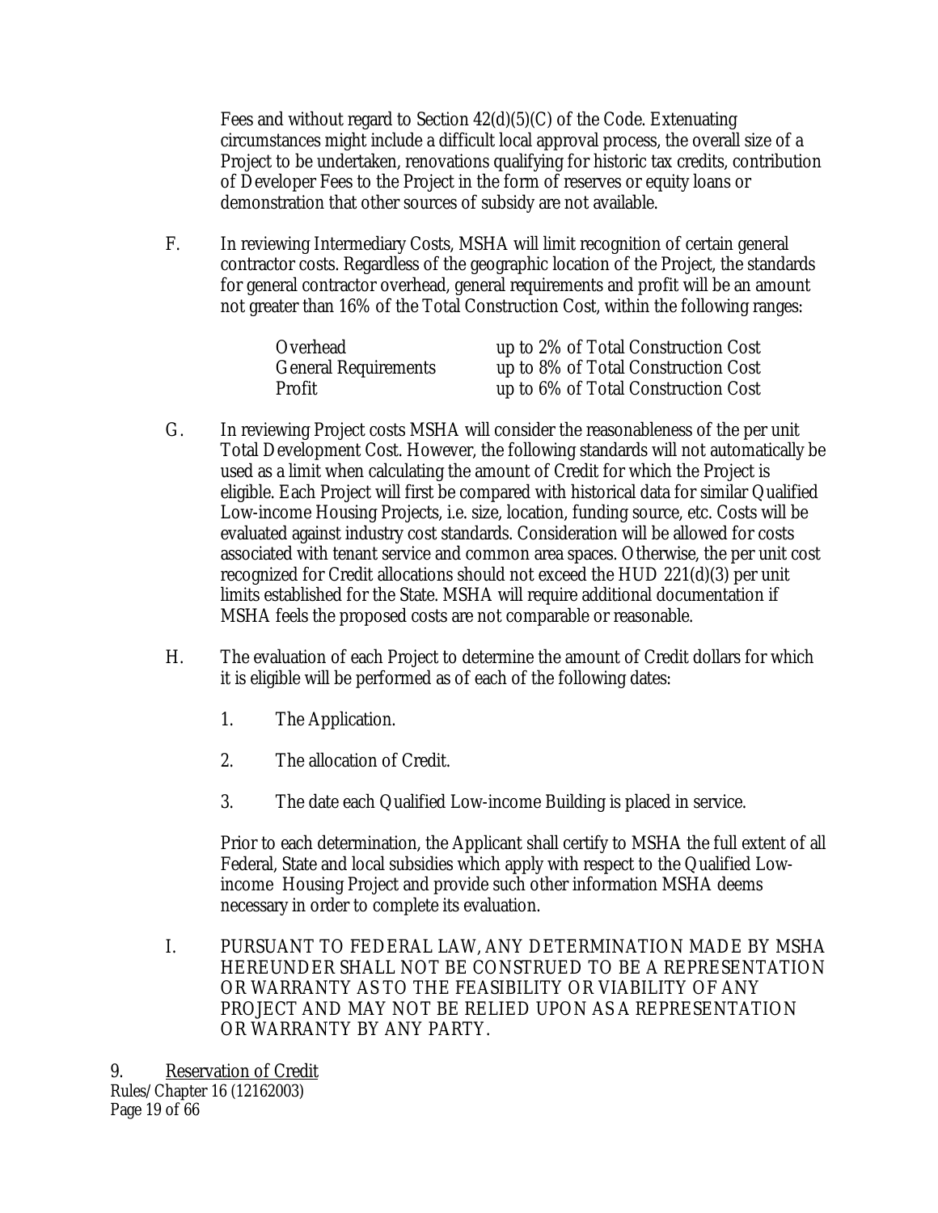Fees and without regard to Section 42(d)(5)(C) of the Code. Extenuating circumstances might include a difficult local approval process, the overall size of a Project to be undertaken, renovations qualifying for historic tax credits, contribution of Developer Fees to the Project in the form of reserves or equity loans or demonstration that other sources of subsidy are not available.

F. In reviewing Intermediary Costs, MSHA will limit recognition of certain general contractor costs. Regardless of the geographic location of the Project, the standards for general contractor overhead, general requirements and profit will be an amount not greater than 16% of the Total Construction Cost, within the following ranges:

| | |
|---|---|
| Overhead | up to 2% of Total Construction Cost |
| General Requirements | up to 8% of Total Construction Cost |
| Profit | up to 6% of Total Construction Cost |

G. In reviewing Project costs MSHA will consider the reasonableness of the per unit Total Development Cost. However, the following standards will not automatically be used as a limit when calculating the amount of Credit for which the Project is eligible. Each Project will first be compared with historical data for similar Qualified Low-income Housing Projects, i.e. size, location, funding source, etc. Costs will be evaluated against industry cost standards. Consideration will be allowed for costs associated with tenant service and common area spaces. Otherwise, the per unit cost recognized for Credit allocations should not exceed the HUD 221(d)(3) per unit limits established for the State. MSHA will require additional documentation if MSHA feels the proposed costs are not comparable or reasonable.

H. The evaluation of each Project to determine the amount of Credit dollars for which it is eligible will be performed as of each of the following dates:

1. The Application.

2. The allocation of Credit.

3. The date each Qualified Low-income Building is placed in service.

Prior to each determination, the Applicant shall certify to MSHA the full extent of all Federal, State and local subsidies which apply with respect to the Qualified Low-income Housing Project and provide such other information MSHA deems necessary in order to complete its evaluation.

I. PURSUANT TO FEDERAL LAW, ANY DETERMINATION MADE BY MSHA HEREUNDER SHALL NOT BE CONSTRUED TO BE A REPRESENTATION OR WARRANTY AS TO THE FEASIBILITY OR VIABILITY OF ANY PROJECT AND MAY NOT BE RELIED UPON AS A REPRESENTATION OR WARRANTY BY ANY PARTY.

9. <u>Reservation of Credit</u>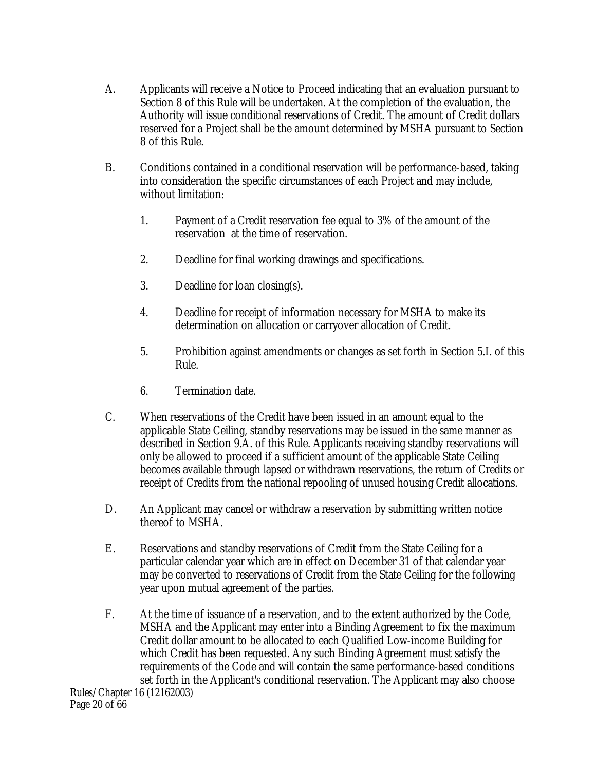A. Applicants will receive a Notice to Proceed indicating that an evaluation pursuant to Section 8 of this Rule will be undertaken. At the completion of the evaluation, the Authority will issue conditional reservations of Credit. The amount of Credit dollars reserved for a Project shall be the amount determined by MSHA pursuant to Section 8 of this Rule.

B. Conditions contained in a conditional reservation will be performance-based, taking into consideration the specific circumstances of each Project and may include, without limitation:

   1. Payment of a Credit reservation fee equal to 3% of the amount of the reservation at the time of reservation.

   2. Deadline for final working drawings and specifications.

   3. Deadline for loan closing(s).

   4. Deadline for receipt of information necessary for MSHA to make its determination on allocation or carryover allocation of Credit.

   5. Prohibition against amendments or changes as set forth in Section 5.I. of this Rule.

   6. Termination date.

C. When reservations of the Credit have been issued in an amount equal to the applicable State Ceiling, standby reservations may be issued in the same manner as described in Section 9.A. of this Rule. Applicants receiving standby reservations will only be allowed to proceed if a sufficient amount of the applicable State Ceiling becomes available through lapsed or withdrawn reservations, the return of Credits or receipt of Credits from the national repooling of unused housing Credit allocations.

D. An Applicant may cancel or withdraw a reservation by submitting written notice thereof to MSHA.

E. Reservations and standby reservations of Credit from the State Ceiling for a particular calendar year which are in effect on December 31 of that calendar year may be converted to reservations of Credit from the State Ceiling for the following year upon mutual agreement of the parties.

F. At the time of issuance of a reservation, and to the extent authorized by the Code, MSHA and the Applicant may enter into a Binding Agreement to fix the maximum Credit dollar amount to be allocated to each Qualified Low-income Building for which Credit has been requested. Any such Binding Agreement must satisfy the requirements of the Code and will contain the same performance-based conditions set forth in the Applicant's conditional reservation. The Applicant may also choose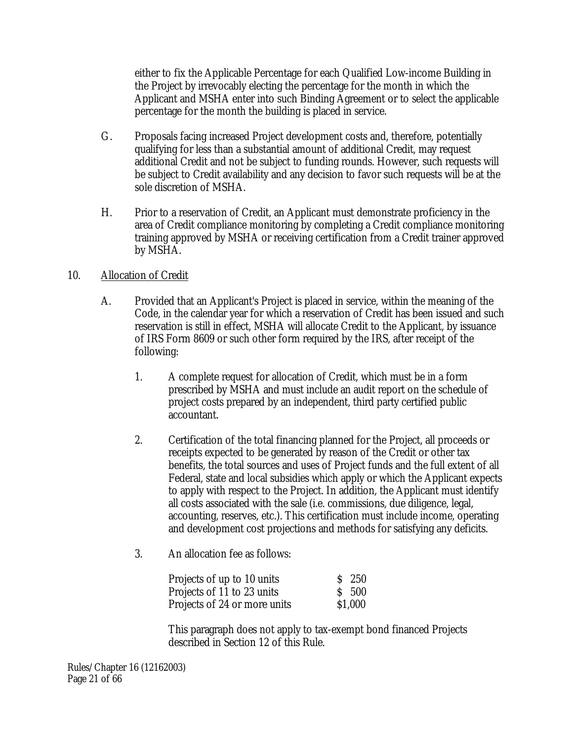either to fix the Applicable Percentage for each Qualified Low-income Building in the Project by irrevocably electing the percentage for the month in which the Applicant and MSHA enter into such Binding Agreement or to select the applicable percentage for the month the building is placed in service.

G. Proposals facing increased Project development costs and, therefore, potentially qualifying for less than a substantial amount of additional Credit, may request additional Credit and not be subject to funding rounds. However, such requests will be subject to Credit availability and any decision to favor such requests will be at the sole discretion of MSHA.

H. Prior to a reservation of Credit, an Applicant must demonstrate proficiency in the area of Credit compliance monitoring by completing a Credit compliance monitoring training approved by MSHA or receiving certification from a Credit trainer approved by MSHA.

10. <u>Allocation of Credit</u>

A. Provided that an Applicant's Project is placed in service, within the meaning of the Code, in the calendar year for which a reservation of Credit has been issued and such reservation is still in effect, MSHA will allocate Credit to the Applicant, by issuance of IRS Form 8609 or such other form required by the IRS, after receipt of the following:

1. A complete request for allocation of Credit, which must be in a form prescribed by MSHA and must include an audit report on the schedule of project costs prepared by an independent, third party certified public accountant.

2. Certification of the total financing planned for the Project, all proceeds or receipts expected to be generated by reason of the Credit or other tax benefits, the total sources and uses of Project funds and the full extent of all Federal, state and local subsidies which apply or which the Applicant expects to apply with respect to the Project. In addition, the Applicant must identify all costs associated with the sale (i.e. commissions, due diligence, legal, accounting, reserves, etc.). This certification must include income, operating and development cost projections and methods for satisfying any deficits.

3. An allocation fee as follows:

| | |
|---|---|
| Projects of up to 10 units | $ 250 |
| Projects of 11 to 23 units | $ 500 |
| Projects of 24 or more units | $1,000 |

This paragraph does not apply to tax-exempt bond financed Projects described in Section 12 of this Rule.

Rules/Chapter 16 (12162003)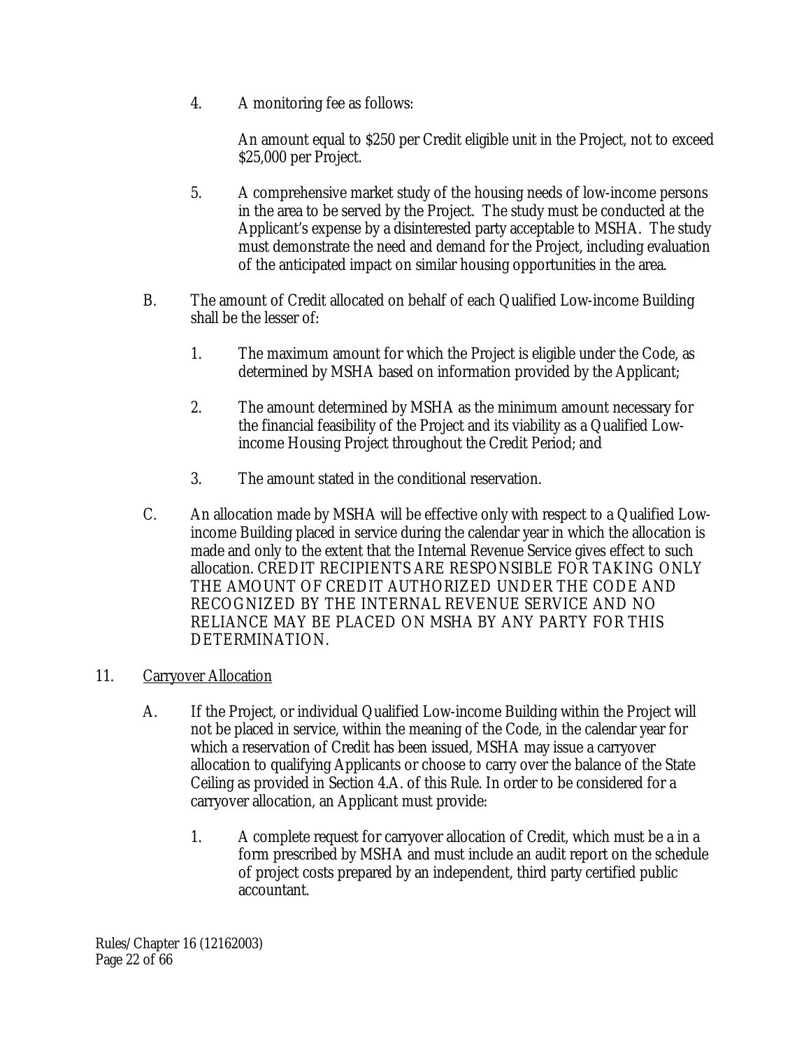4. A monitoring fee as follows:

   An amount equal to $250 per Credit eligible unit in the Project, not to exceed $25,000 per Project.

5. A comprehensive market study of the housing needs of low-income persons in the area to be served by the Project. The study must be conducted at the Applicant's expense by a disinterested party acceptable to MSHA. The study must demonstrate the need and demand for the Project, including evaluation of the anticipated impact on similar housing opportunities in the area.

B. The amount of Credit allocated on behalf of each Qualified Low-income Building shall be the lesser of:

1. The maximum amount for which the Project is eligible under the Code, as determined by MSHA based on information provided by the Applicant;

2. The amount determined by MSHA as the minimum amount necessary for the financial feasibility of the Project and its viability as a Qualified Low-income Housing Project throughout the Credit Period; and

3. The amount stated in the conditional reservation.

C. An allocation made by MSHA will be effective only with respect to a Qualified Low-income Building placed in service during the calendar year in which the allocation is made and only to the extent that the Internal Revenue Service gives effect to such allocation. CREDIT RECIPIENTS ARE RESPONSIBLE FOR TAKING ONLY THE AMOUNT OF CREDIT AUTHORIZED UNDER THE CODE AND RECOGNIZED BY THE INTERNAL REVENUE SERVICE AND NO RELIANCE MAY BE PLACED ON MSHA BY ANY PARTY FOR THIS DETERMINATION.

11. Carryover Allocation

A. If the Project, or individual Qualified Low-income Building within the Project will not be placed in service, within the meaning of the Code, in the calendar year for which a reservation of Credit has been issued, MSHA may issue a carryover allocation to qualifying Applicants or choose to carry over the balance of the State Ceiling as provided in Section 4.A. of this Rule. In order to be considered for a carryover allocation, an Applicant must provide:

1. A complete request for carryover allocation of Credit, which must be a in a form prescribed by MSHA and must include an audit report on the schedule of project costs prepared by an independent, third party certified public accountant.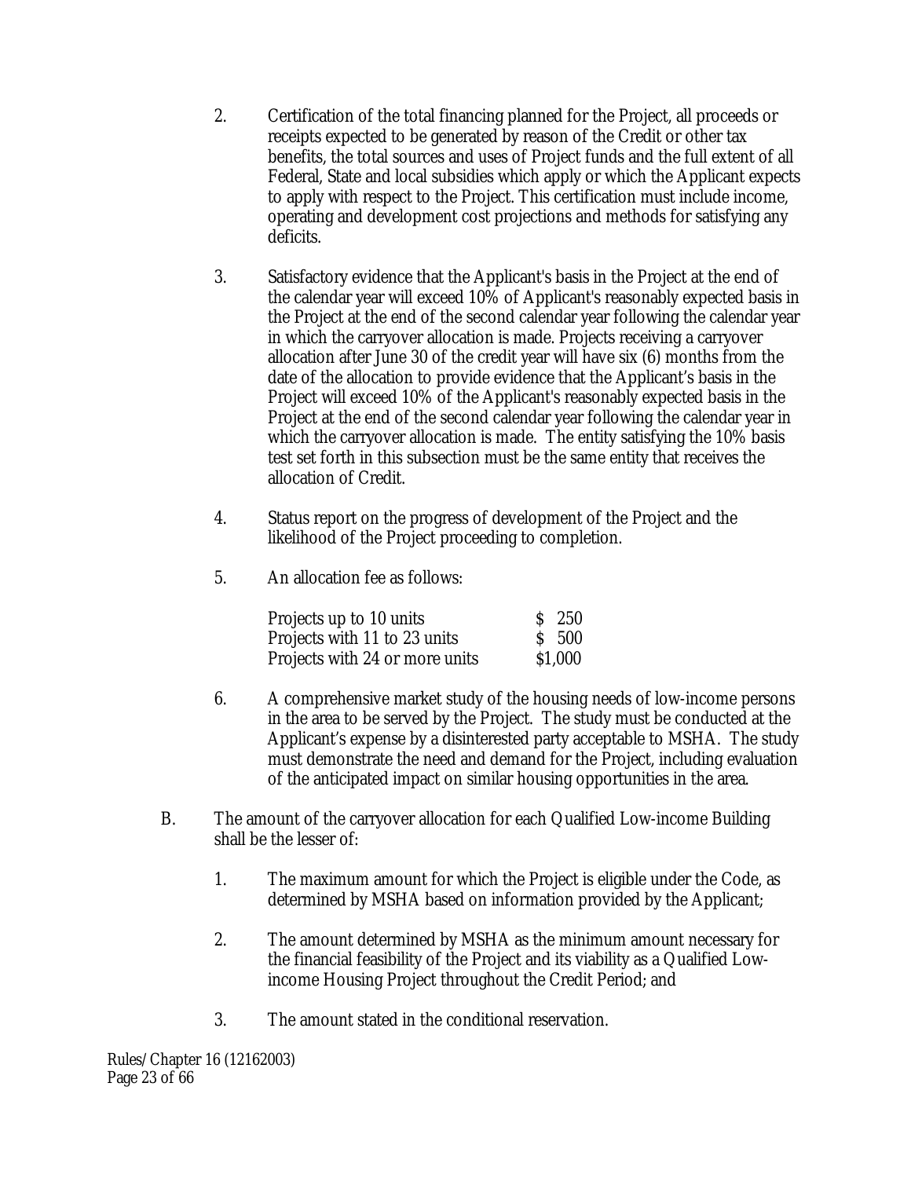2. Certification of the total financing planned for the Project, all proceeds or receipts expected to be generated by reason of the Credit or other tax benefits, the total sources and uses of Project funds and the full extent of all Federal, State and local subsidies which apply or which the Applicant expects to apply with respect to the Project. This certification must include income, operating and development cost projections and methods for satisfying any deficits.

3. Satisfactory evidence that the Applicant's basis in the Project at the end of the calendar year will exceed 10% of Applicant's reasonably expected basis in the Project at the end of the second calendar year following the calendar year in which the carryover allocation is made. Projects receiving a carryover allocation after June 30 of the credit year will have six (6) months from the date of the allocation to provide evidence that the Applicant's basis in the Project will exceed 10% of the Applicant's reasonably expected basis in the Project at the end of the second calendar year following the calendar year in which the carryover allocation is made. The entity satisfying the 10% basis test set forth in this subsection must be the same entity that receives the allocation of Credit.

4. Status report on the progress of development of the Project and the likelihood of the Project proceeding to completion.

5. An allocation fee as follows:

| | |
|---|---|
| Projects up to 10 units | $ 250 |
| Projects with 11 to 23 units | $ 500 |
| Projects with 24 or more units | $1,000 |

6. A comprehensive market study of the housing needs of low-income persons in the area to be served by the Project. The study must be conducted at the Applicant's expense by a disinterested party acceptable to MSHA. The study must demonstrate the need and demand for the Project, including evaluation of the anticipated impact on similar housing opportunities in the area.

B. The amount of the carryover allocation for each Qualified Low-income Building shall be the lesser of:

1. The maximum amount for which the Project is eligible under the Code, as determined by MSHA based on information provided by the Applicant;

2. The amount determined by MSHA as the minimum amount necessary for the financial feasibility of the Project and its viability as a Qualified Low-income Housing Project throughout the Credit Period; and

3. The amount stated in the conditional reservation.

Rules/Chapter 16 (12162003)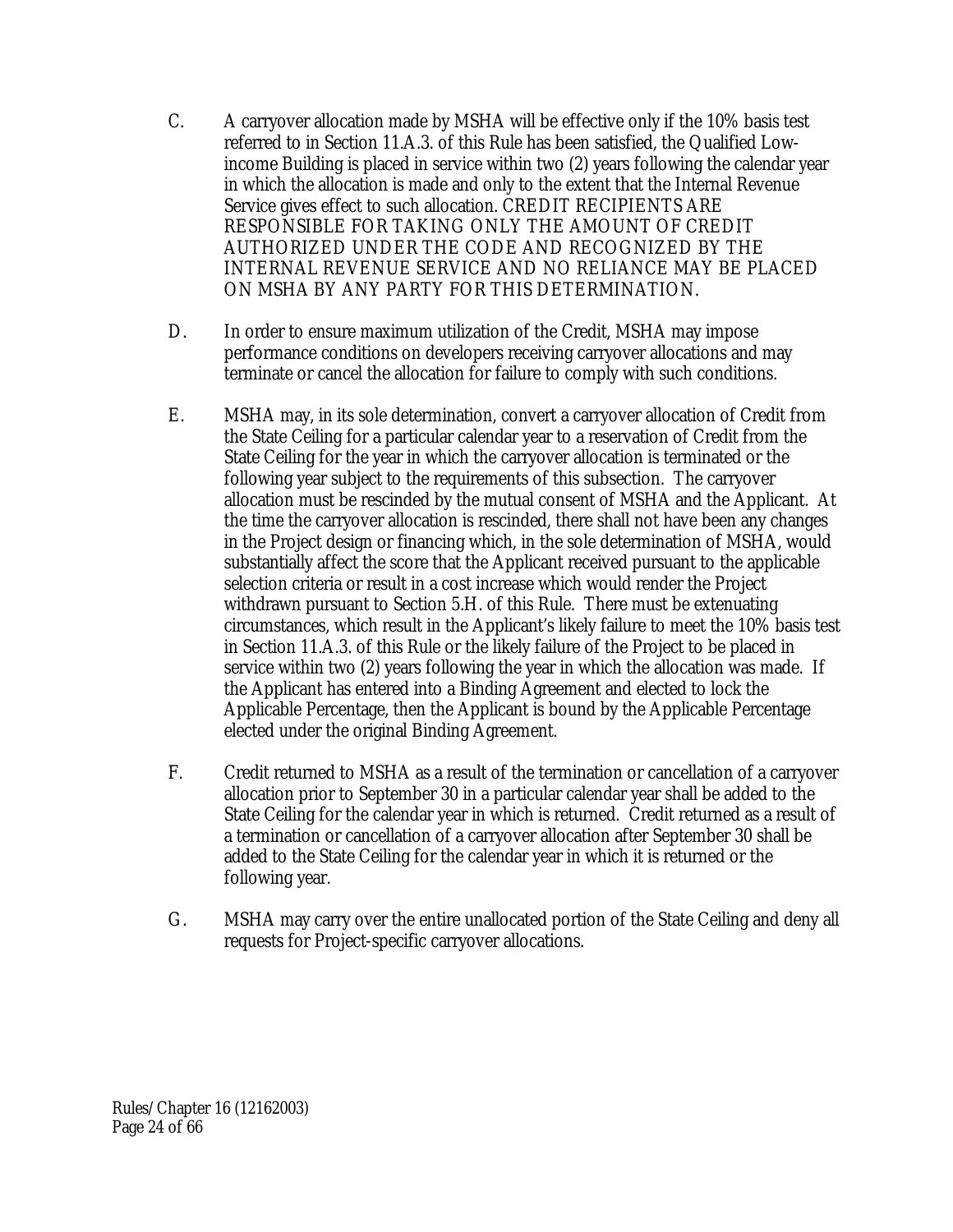C. A carryover allocation made by MSHA will be effective only if the 10% basis test referred to in Section 11.A.3. of this Rule has been satisfied, the Qualified Low-income Building is placed in service within two (2) years following the calendar year in which the allocation is made and only to the extent that the Internal Revenue Service gives effect to such allocation. CREDIT RECIPIENTS ARE RESPONSIBLE FOR TAKING ONLY THE AMOUNT OF CREDIT AUTHORIZED UNDER THE CODE AND RECOGNIZED BY THE INTERNAL REVENUE SERVICE AND NO RELIANCE MAY BE PLACED ON MSHA BY ANY PARTY FOR THIS DETERMINATION.

D. In order to ensure maximum utilization of the Credit, MSHA may impose performance conditions on developers receiving carryover allocations and may terminate or cancel the allocation for failure to comply with such conditions.

E. MSHA may, in its sole determination, convert a carryover allocation of Credit from the State Ceiling for a particular calendar year to a reservation of Credit from the State Ceiling for the year in which the carryover allocation is terminated or the following year subject to the requirements of this subsection. The carryover allocation must be rescinded by the mutual consent of MSHA and the Applicant. At the time the carryover allocation is rescinded, there shall not have been any changes in the Project design or financing which, in the sole determination of MSHA, would substantially affect the score that the Applicant received pursuant to the applicable selection criteria or result in a cost increase which would render the Project withdrawn pursuant to Section 5.H. of this Rule. There must be extenuating circumstances, which result in the Applicant's likely failure to meet the 10% basis test in Section 11.A.3. of this Rule or the likely failure of the Project to be placed in service within two (2) years following the year in which the allocation was made. If the Applicant has entered into a Binding Agreement and elected to lock the Applicable Percentage, then the Applicant is bound by the Applicable Percentage elected under the original Binding Agreement.

F. Credit returned to MSHA as a result of the termination or cancellation of a carryover allocation prior to September 30 in a particular calendar year shall be added to the State Ceiling for the calendar year in which is returned. Credit returned as a result of a termination or cancellation of a carryover allocation after September 30 shall be added to the State Ceiling for the calendar year in which it is returned or the following year.

G. MSHA may carry over the entire unallocated portion of the State Ceiling and deny all requests for Project-specific carryover allocations.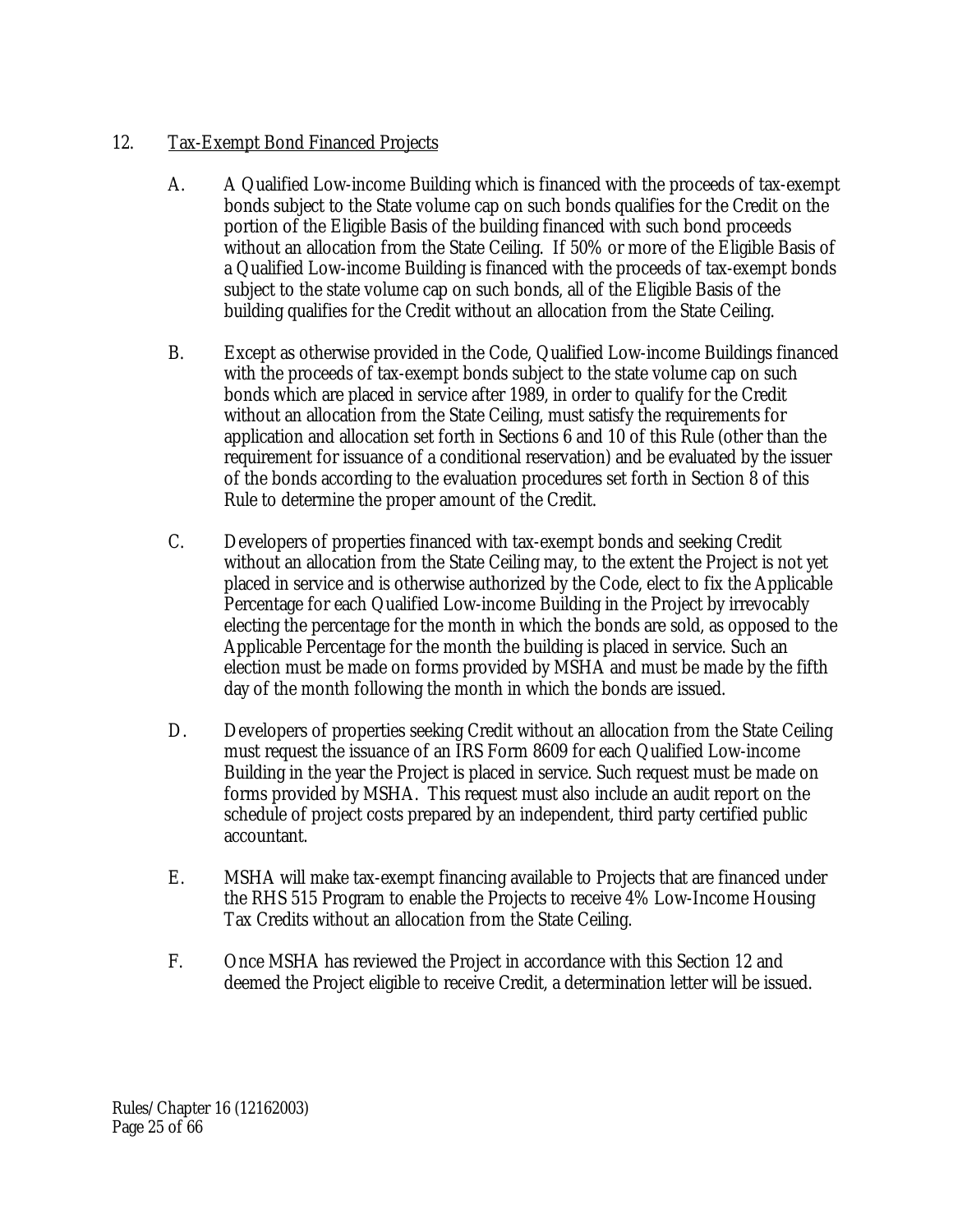12. <u>Tax-Exempt Bond Financed Projects</u>

A. A Qualified Low-income Building which is financed with the proceeds of tax-exempt bonds subject to the State volume cap on such bonds qualifies for the Credit on the portion of the Eligible Basis of the building financed with such bond proceeds without an allocation from the State Ceiling. If 50% or more of the Eligible Basis of a Qualified Low-income Building is financed with the proceeds of tax-exempt bonds subject to the state volume cap on such bonds, all of the Eligible Basis of the building qualifies for the Credit without an allocation from the State Ceiling.

B. Except as otherwise provided in the Code, Qualified Low-income Buildings financed with the proceeds of tax-exempt bonds subject to the state volume cap on such bonds which are placed in service after 1989, in order to qualify for the Credit without an allocation from the State Ceiling, must satisfy the requirements for application and allocation set forth in Sections 6 and 10 of this Rule (other than the requirement for issuance of a conditional reservation) and be evaluated by the issuer of the bonds according to the evaluation procedures set forth in Section 8 of this Rule to determine the proper amount of the Credit.

C. Developers of properties financed with tax-exempt bonds and seeking Credit without an allocation from the State Ceiling may, to the extent the Project is not yet placed in service and is otherwise authorized by the Code, elect to fix the Applicable Percentage for each Qualified Low-income Building in the Project by irrevocably electing the percentage for the month in which the bonds are sold, as opposed to the Applicable Percentage for the month the building is placed in service. Such an election must be made on forms provided by MSHA and must be made by the fifth day of the month following the month in which the bonds are issued.

D. Developers of properties seeking Credit without an allocation from the State Ceiling must request the issuance of an IRS Form 8609 for each Qualified Low-income Building in the year the Project is placed in service. Such request must be made on forms provided by MSHA. This request must also include an audit report on the schedule of project costs prepared by an independent, third party certified public accountant.

E. MSHA will make tax-exempt financing available to Projects that are financed under the RHS 515 Program to enable the Projects to receive 4% Low-Income Housing Tax Credits without an allocation from the State Ceiling.

F. Once MSHA has reviewed the Project in accordance with this Section 12 and deemed the Project eligible to receive Credit, a determination letter will be issued.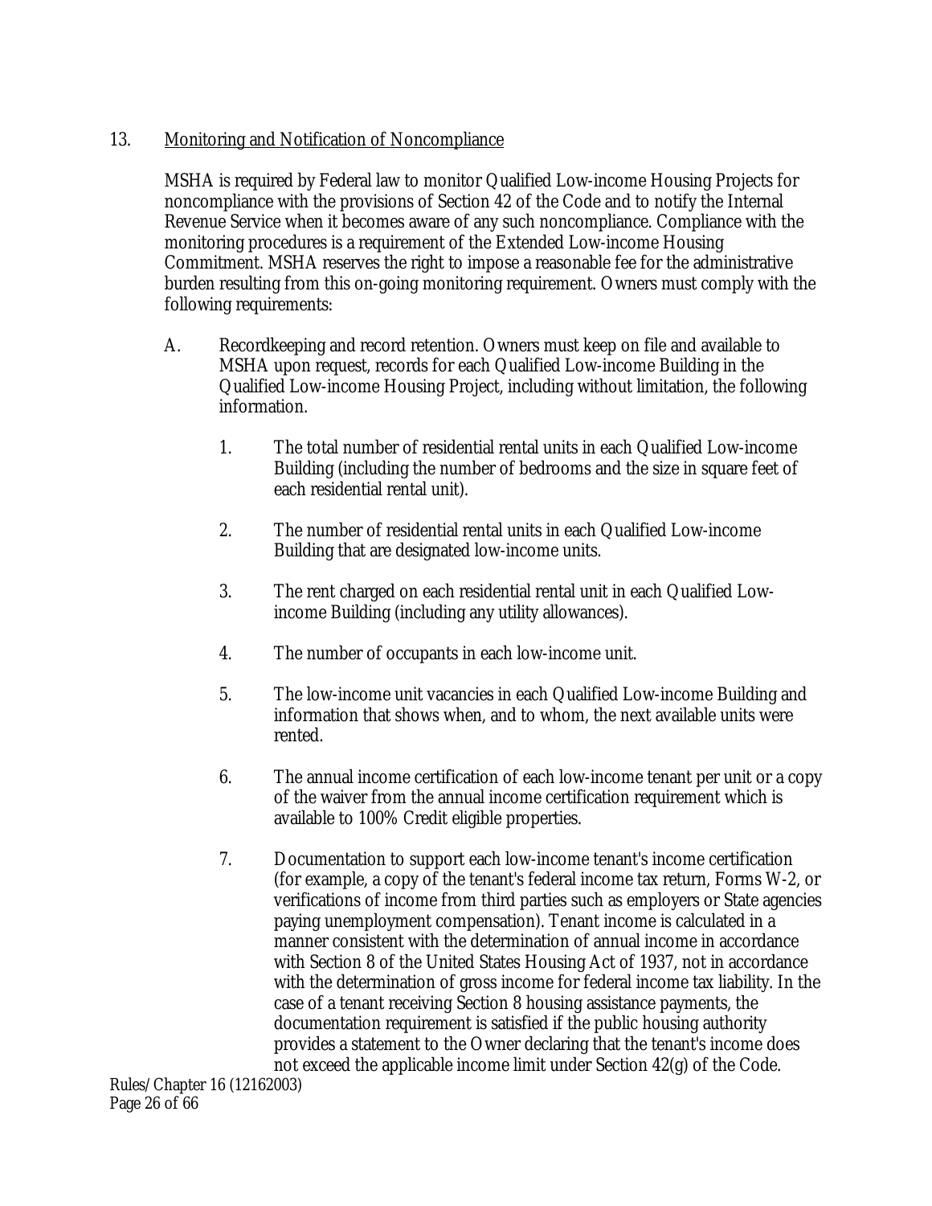13. <u>Monitoring and Notification of Noncompliance</u>

MSHA is required by Federal law to monitor Qualified Low-income Housing Projects for noncompliance with the provisions of Section 42 of the Code and to notify the Internal Revenue Service when it becomes aware of any such noncompliance. Compliance with the monitoring procedures is a requirement of the Extended Low-income Housing Commitment. MSHA reserves the right to impose a reasonable fee for the administrative burden resulting from this on-going monitoring requirement. Owners must comply with the following requirements:

A. Recordkeeping and record retention. Owners must keep on file and available to MSHA upon request, records for each Qualified Low-income Building in the Qualified Low-income Housing Project, including without limitation, the following information.

1. The total number of residential rental units in each Qualified Low-income Building (including the number of bedrooms and the size in square feet of each residential rental unit).

2. The number of residential rental units in each Qualified Low-income Building that are designated low-income units.

3. The rent charged on each residential rental unit in each Qualified Low-income Building (including any utility allowances).

4. The number of occupants in each low-income unit.

5. The low-income unit vacancies in each Qualified Low-income Building and information that shows when, and to whom, the next available units were rented.

6. The annual income certification of each low-income tenant per unit or a copy of the waiver from the annual income certification requirement which is available to 100% Credit eligible properties.

7. Documentation to support each low-income tenant's income certification (for example, a copy of the tenant's federal income tax return, Forms W-2, or verifications of income from third parties such as employers or State agencies paying unemployment compensation). Tenant income is calculated in a manner consistent with the determination of annual income in accordance with Section 8 of the United States Housing Act of 1937, not in accordance with the determination of gross income for federal income tax liability. In the case of a tenant receiving Section 8 housing assistance payments, the documentation requirement is satisfied if the public housing authority provides a statement to the Owner declaring that the tenant's income does not exceed the applicable income limit under Section 42(g) of the Code.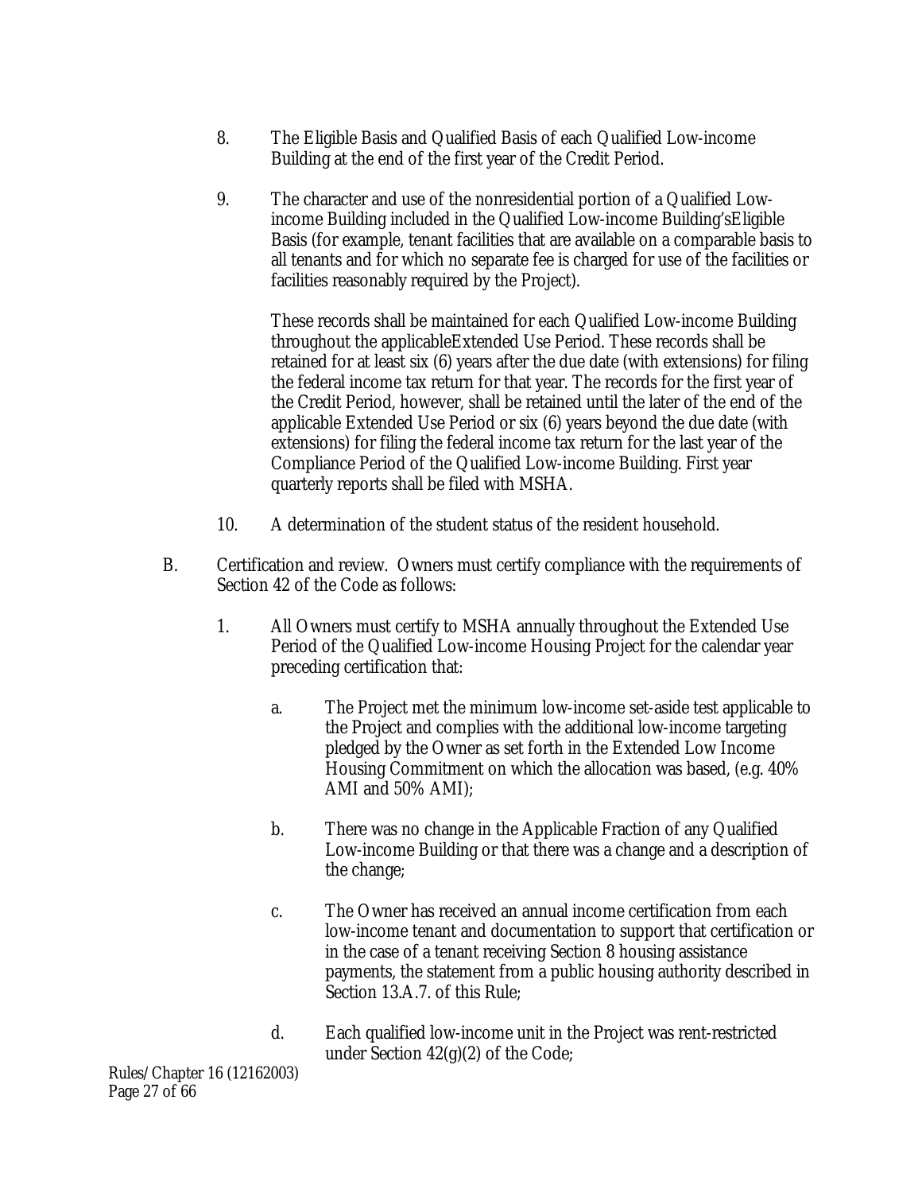8. The Eligible Basis and Qualified Basis of each Qualified Low-income Building at the end of the first year of the Credit Period.

9. The character and use of the nonresidential portion of a Qualified Low-income Building included in the Qualified Low-income Building'sEligible Basis (for example, tenant facilities that are available on a comparable basis to all tenants and for which no separate fee is charged for use of the facilities or facilities reasonably required by the Project).

   These records shall be maintained for each Qualified Low-income Building throughout the applicableExtended Use Period. These records shall be retained for at least six (6) years after the due date (with extensions) for filing the federal income tax return for that year. The records for the first year of the Credit Period, however, shall be retained until the later of the end of the applicable Extended Use Period or six (6) years beyond the due date (with extensions) for filing the federal income tax return for the last year of the Compliance Period of the Qualified Low-income Building. First year quarterly reports shall be filed with MSHA.

10. A determination of the student status of the resident household.

B. Certification and review. Owners must certify compliance with the requirements of Section 42 of the Code as follows:

   1. All Owners must certify to MSHA annually throughout the Extended Use Period of the Qualified Low-income Housing Project for the calendar year preceding certification that:

      a. The Project met the minimum low-income set-aside test applicable to the Project and complies with the additional low-income targeting pledged by the Owner as set forth in the Extended Low Income Housing Commitment on which the allocation was based, (e.g. 40% AMI and 50% AMI);

      b. There was no change in the Applicable Fraction of any Qualified Low-income Building or that there was a change and a description of the change;

      c. The Owner has received an annual income certification from each low-income tenant and documentation to support that certification or in the case of a tenant receiving Section 8 housing assistance payments, the statement from a public housing authority described in Section 13.A.7. of this Rule;

      d. Each qualified low-income unit in the Project was rent-restricted under Section 42(g)(2) of the Code;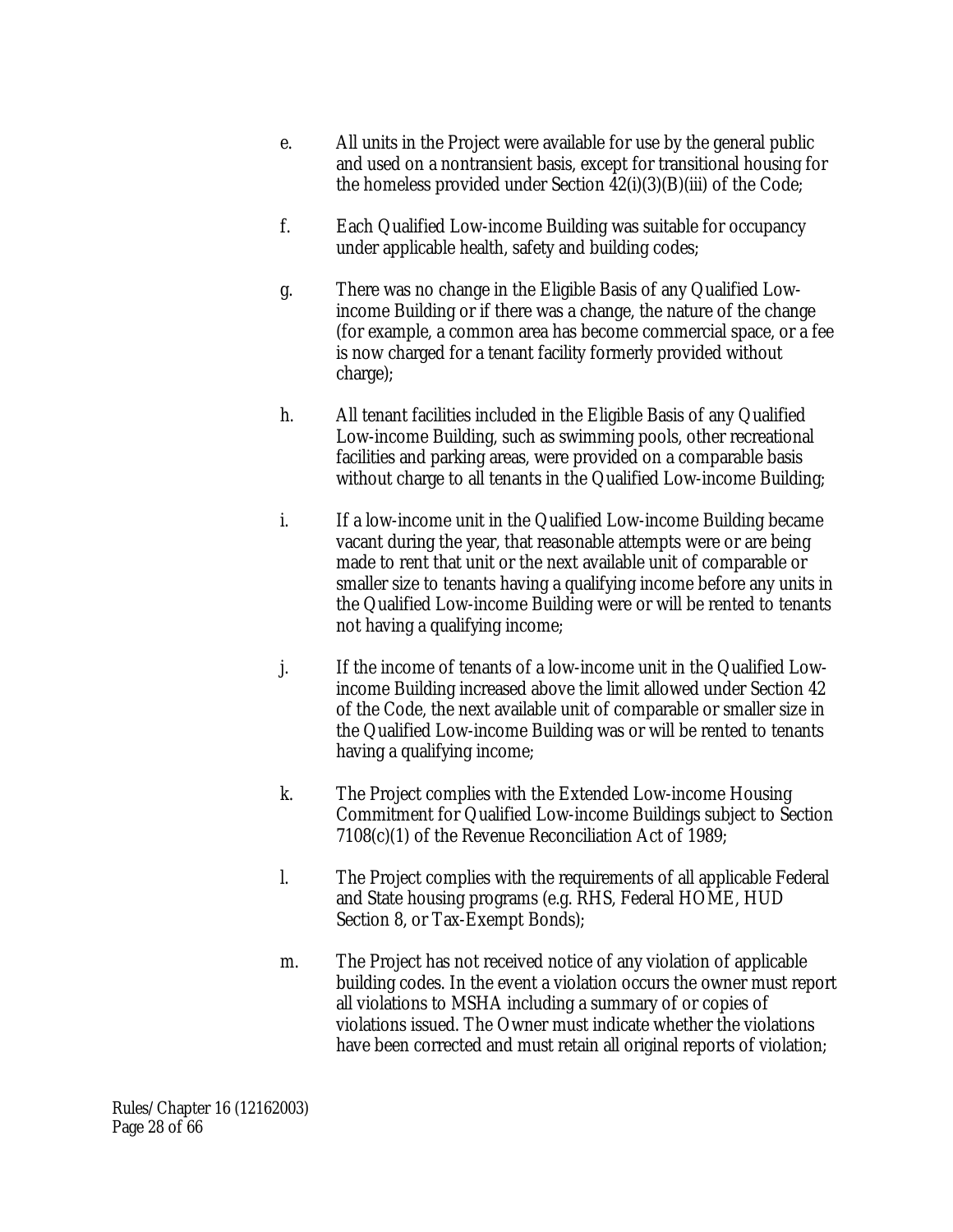e. All units in the Project were available for use by the general public and used on a nontransient basis, except for transitional housing for the homeless provided under Section 42(i)(3)(B)(iii) of the Code;

f. Each Qualified Low-income Building was suitable for occupancy under applicable health, safety and building codes;

g. There was no change in the Eligible Basis of any Qualified Low-income Building or if there was a change, the nature of the change (for example, a common area has become commercial space, or a fee is now charged for a tenant facility formerly provided without charge);

h. All tenant facilities included in the Eligible Basis of any Qualified Low-income Building, such as swimming pools, other recreational facilities and parking areas, were provided on a comparable basis without charge to all tenants in the Qualified Low-income Building;

i. If a low-income unit in the Qualified Low-income Building became vacant during the year, that reasonable attempts were or are being made to rent that unit or the next available unit of comparable or smaller size to tenants having a qualifying income before any units in the Qualified Low-income Building were or will be rented to tenants not having a qualifying income;

j. If the income of tenants of a low-income unit in the Qualified Low-income Building increased above the limit allowed under Section 42 of the Code, the next available unit of comparable or smaller size in the Qualified Low-income Building was or will be rented to tenants having a qualifying income;

k. The Project complies with the Extended Low-income Housing Commitment for Qualified Low-income Buildings subject to Section 7108(c)(1) of the Revenue Reconciliation Act of 1989;

l. The Project complies with the requirements of all applicable Federal and State housing programs (e.g. RHS, Federal HOME, HUD Section 8, or Tax-Exempt Bonds);

m. The Project has not received notice of any violation of applicable building codes. In the event a violation occurs the owner must report all violations to MSHA including a summary of or copies of violations issued. The Owner must indicate whether the violations have been corrected and must retain all original reports of violation;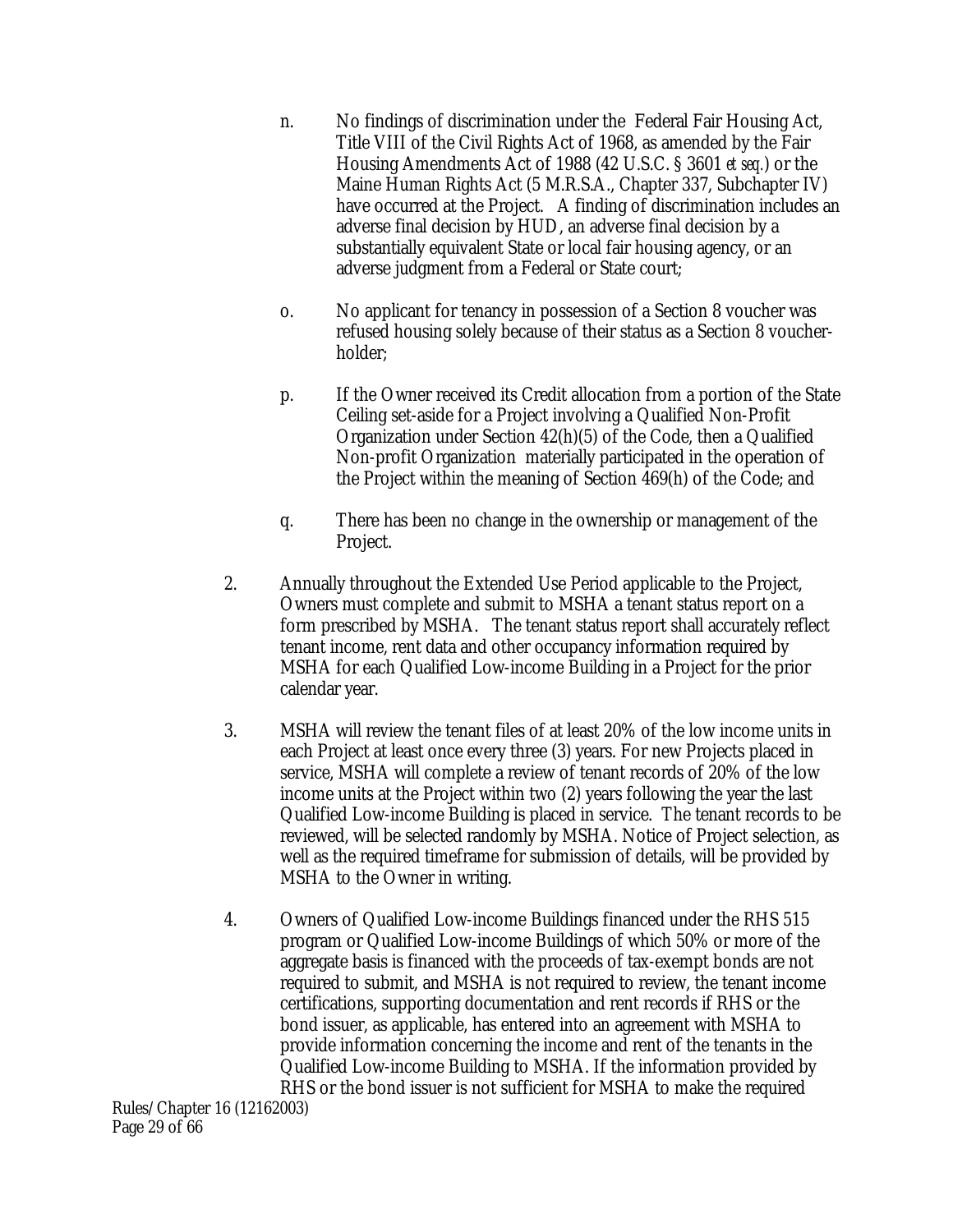n. No findings of discrimination under the Federal Fair Housing Act, Title VIII of the Civil Rights Act of 1968, as amended by the Fair Housing Amendments Act of 1988 (42 U.S.C. § 3601 *et seq.*) or the Maine Human Rights Act (5 M.R.S.A., Chapter 337, Subchapter IV) have occurred at the Project. A finding of discrimination includes an adverse final decision by HUD, an adverse final decision by a substantially equivalent State or local fair housing agency, or an adverse judgment from a Federal or State court;

o. No applicant for tenancy in possession of a Section 8 voucher was refused housing solely because of their status as a Section 8 voucher-holder;

p. If the Owner received its Credit allocation from a portion of the State Ceiling set-aside for a Project involving a Qualified Non-Profit Organization under Section 42(h)(5) of the Code, then a Qualified Non-profit Organization materially participated in the operation of the Project within the meaning of Section 469(h) of the Code; and

q. There has been no change in the ownership or management of the Project.

2. Annually throughout the Extended Use Period applicable to the Project, Owners must complete and submit to MSHA a tenant status report on a form prescribed by MSHA. The tenant status report shall accurately reflect tenant income, rent data and other occupancy information required by MSHA for each Qualified Low-income Building in a Project for the prior calendar year.

3. MSHA will review the tenant files of at least 20% of the low income units in each Project at least once every three (3) years. For new Projects placed in service, MSHA will complete a review of tenant records of 20% of the low income units at the Project within two (2) years following the year the last Qualified Low-income Building is placed in service. The tenant records to be reviewed, will be selected randomly by MSHA. Notice of Project selection, as well as the required timeframe for submission of details, will be provided by MSHA to the Owner in writing.

4. Owners of Qualified Low-income Buildings financed under the RHS 515 program or Qualified Low-income Buildings of which 50% or more of the aggregate basis is financed with the proceeds of tax-exempt bonds are not required to submit, and MSHA is not required to review, the tenant income certifications, supporting documentation and rent records if RHS or the bond issuer, as applicable, has entered into an agreement with MSHA to provide information concerning the income and rent of the tenants in the Qualified Low-income Building to MSHA. If the information provided by RHS or the bond issuer is not sufficient for MSHA to make the required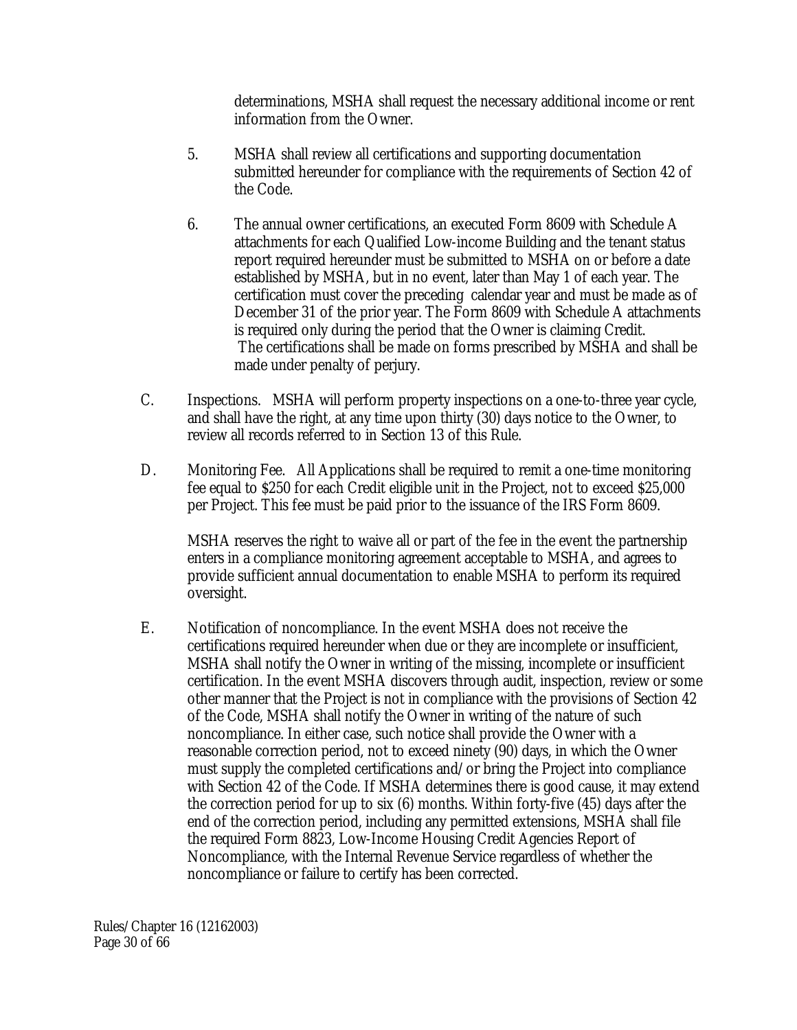determinations, MSHA shall request the necessary additional income or rent information from the Owner.

5. MSHA shall review all certifications and supporting documentation submitted hereunder for compliance with the requirements of Section 42 of the Code.

6. The annual owner certifications, an executed Form 8609 with Schedule A attachments for each Qualified Low-income Building and the tenant status report required hereunder must be submitted to MSHA on or before a date established by MSHA, but in no event, later than May 1 of each year. The certification must cover the preceding calendar year and must be made as of December 31 of the prior year. The Form 8609 with Schedule A attachments is required only during the period that the Owner is claiming Credit. The certifications shall be made on forms prescribed by MSHA and shall be made under penalty of perjury.

C. Inspections. MSHA will perform property inspections on a one-to-three year cycle, and shall have the right, at any time upon thirty (30) days notice to the Owner, to review all records referred to in Section 13 of this Rule.

D. Monitoring Fee. All Applications shall be required to remit a one-time monitoring fee equal to $250 for each Credit eligible unit in the Project, not to exceed $25,000 per Project. This fee must be paid prior to the issuance of the IRS Form 8609.

MSHA reserves the right to waive all or part of the fee in the event the partnership enters in a compliance monitoring agreement acceptable to MSHA, and agrees to provide sufficient annual documentation to enable MSHA to perform its required oversight.

E. Notification of noncompliance. In the event MSHA does not receive the certifications required hereunder when due or they are incomplete or insufficient, MSHA shall notify the Owner in writing of the missing, incomplete or insufficient certification. In the event MSHA discovers through audit, inspection, review or some other manner that the Project is not in compliance with the provisions of Section 42 of the Code, MSHA shall notify the Owner in writing of the nature of such noncompliance. In either case, such notice shall provide the Owner with a reasonable correction period, not to exceed ninety (90) days, in which the Owner must supply the completed certifications and/or bring the Project into compliance with Section 42 of the Code. If MSHA determines there is good cause, it may extend the correction period for up to six (6) months. Within forty-five (45) days after the end of the correction period, including any permitted extensions, MSHA shall file the required Form 8823, Low-Income Housing Credit Agencies Report of Noncompliance, with the Internal Revenue Service regardless of whether the noncompliance or failure to certify has been corrected.

Rules/Chapter 16 (12162003)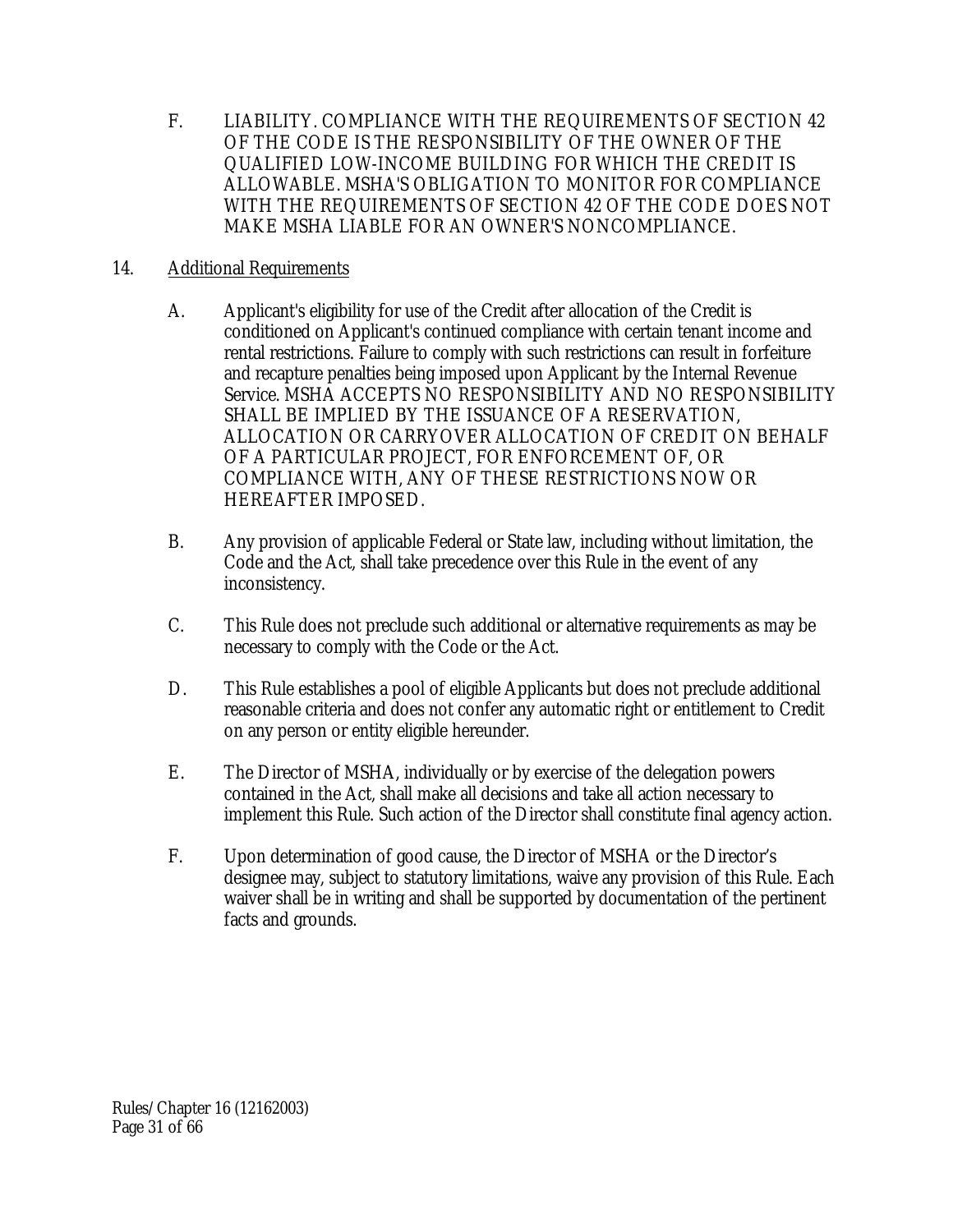F. LIABILITY. COMPLIANCE WITH THE REQUIREMENTS OF SECTION 42 OF THE CODE IS THE RESPONSIBILITY OF THE OWNER OF THE QUALIFIED LOW-INCOME BUILDING FOR WHICH THE CREDIT IS ALLOWABLE. MSHA'S OBLIGATION TO MONITOR FOR COMPLIANCE WITH THE REQUIREMENTS OF SECTION 42 OF THE CODE DOES NOT MAKE MSHA LIABLE FOR AN OWNER'S NONCOMPLIANCE.

14. Additional Requirements

A. Applicant's eligibility for use of the Credit after allocation of the Credit is conditioned on Applicant's continued compliance with certain tenant income and rental restrictions. Failure to comply with such restrictions can result in forfeiture and recapture penalties being imposed upon Applicant by the Internal Revenue Service. MSHA ACCEPTS NO RESPONSIBILITY AND NO RESPONSIBILITY SHALL BE IMPLIED BY THE ISSUANCE OF A RESERVATION, ALLOCATION OR CARRYOVER ALLOCATION OF CREDIT ON BEHALF OF A PARTICULAR PROJECT, FOR ENFORCEMENT OF, OR COMPLIANCE WITH, ANY OF THESE RESTRICTIONS NOW OR HEREAFTER IMPOSED.

B. Any provision of applicable Federal or State law, including without limitation, the Code and the Act, shall take precedence over this Rule in the event of any inconsistency.

C. This Rule does not preclude such additional or alternative requirements as may be necessary to comply with the Code or the Act.

D. This Rule establishes a pool of eligible Applicants but does not preclude additional reasonable criteria and does not confer any automatic right or entitlement to Credit on any person or entity eligible hereunder.

E. The Director of MSHA, individually or by exercise of the delegation powers contained in the Act, shall make all decisions and take all action necessary to implement this Rule. Such action of the Director shall constitute final agency action.

F. Upon determination of good cause, the Director of MSHA or the Director's designee may, subject to statutory limitations, waive any provision of this Rule. Each waiver shall be in writing and shall be supported by documentation of the pertinent facts and grounds.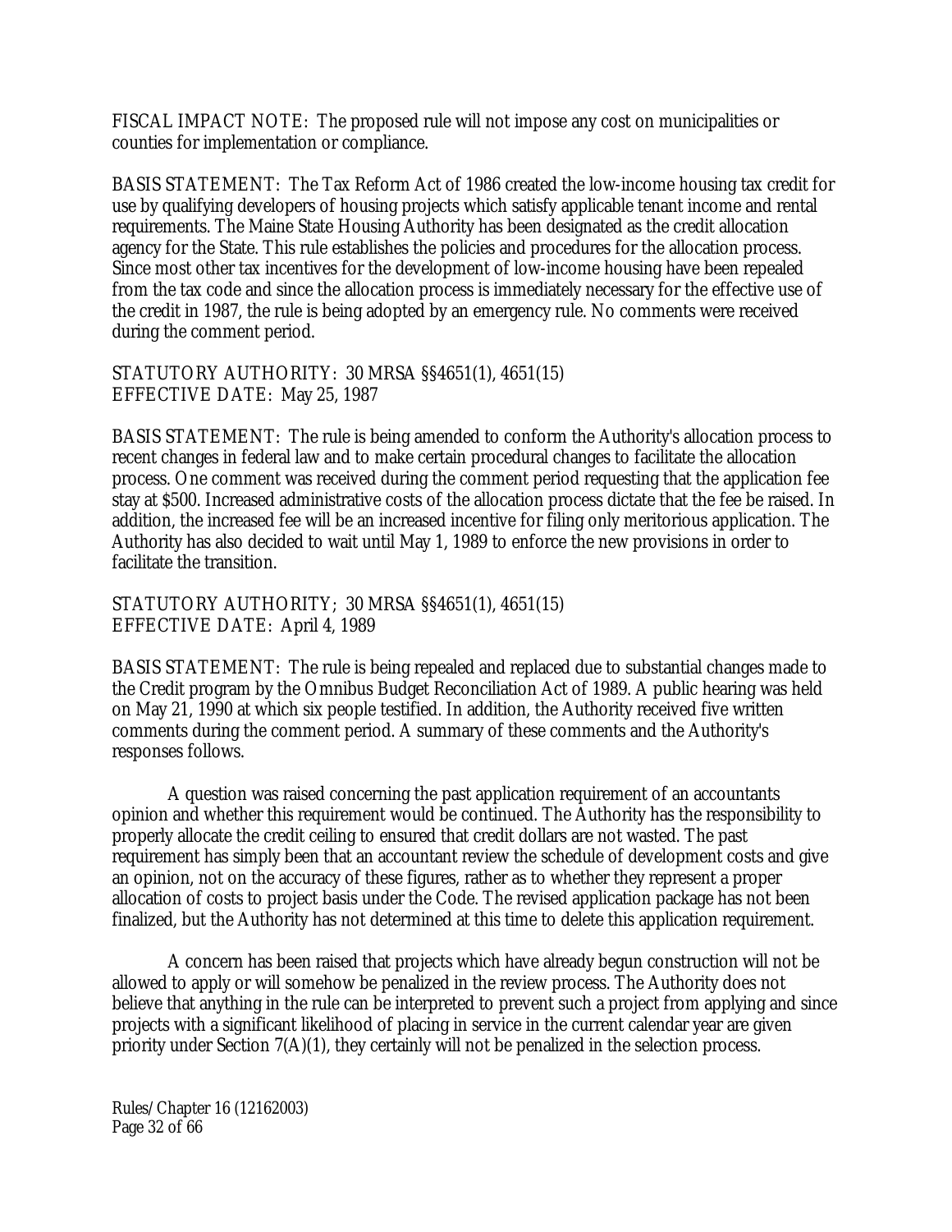FISCAL IMPACT NOTE: The proposed rule will not impose any cost on municipalities or counties for implementation or compliance.

BASIS STATEMENT: The Tax Reform Act of 1986 created the low-income housing tax credit for use by qualifying developers of housing projects which satisfy applicable tenant income and rental requirements. The Maine State Housing Authority has been designated as the credit allocation agency for the State. This rule establishes the policies and procedures for the allocation process. Since most other tax incentives for the development of low-income housing have been repealed from the tax code and since the allocation process is immediately necessary for the effective use of the credit in 1987, the rule is being adopted by an emergency rule. No comments were received during the comment period.

STATUTORY AUTHORITY: 30 MRSA §§4651(1), 4651(15)
EFFECTIVE DATE: May 25, 1987

BASIS STATEMENT: The rule is being amended to conform the Authority's allocation process to recent changes in federal law and to make certain procedural changes to facilitate the allocation process. One comment was received during the comment period requesting that the application fee stay at $500. Increased administrative costs of the allocation process dictate that the fee be raised. In addition, the increased fee will be an increased incentive for filing only meritorious application. The Authority has also decided to wait until May 1, 1989 to enforce the new provisions in order to facilitate the transition.

STATUTORY AUTHORITY; 30 MRSA §§4651(1), 4651(15)
EFFECTIVE DATE: April 4, 1989

BASIS STATEMENT: The rule is being repealed and replaced due to substantial changes made to the Credit program by the Omnibus Budget Reconciliation Act of 1989. A public hearing was held on May 21, 1990 at which six people testified. In addition, the Authority received five written comments during the comment period. A summary of these comments and the Authority's responses follows.

A question was raised concerning the past application requirement of an accountants opinion and whether this requirement would be continued. The Authority has the responsibility to properly allocate the credit ceiling to ensured that credit dollars are not wasted. The past requirement has simply been that an accountant review the schedule of development costs and give an opinion, not on the accuracy of these figures, rather as to whether they represent a proper allocation of costs to project basis under the Code. The revised application package has not been finalized, but the Authority has not determined at this time to delete this application requirement.

A concern has been raised that projects which have already begun construction will not be allowed to apply or will somehow be penalized in the review process. The Authority does not believe that anything in the rule can be interpreted to prevent such a project from applying and since projects with a significant likelihood of placing in service in the current calendar year are given priority under Section 7(A)(1), they certainly will not be penalized in the selection process.

Rules/Chapter 16 (12162003)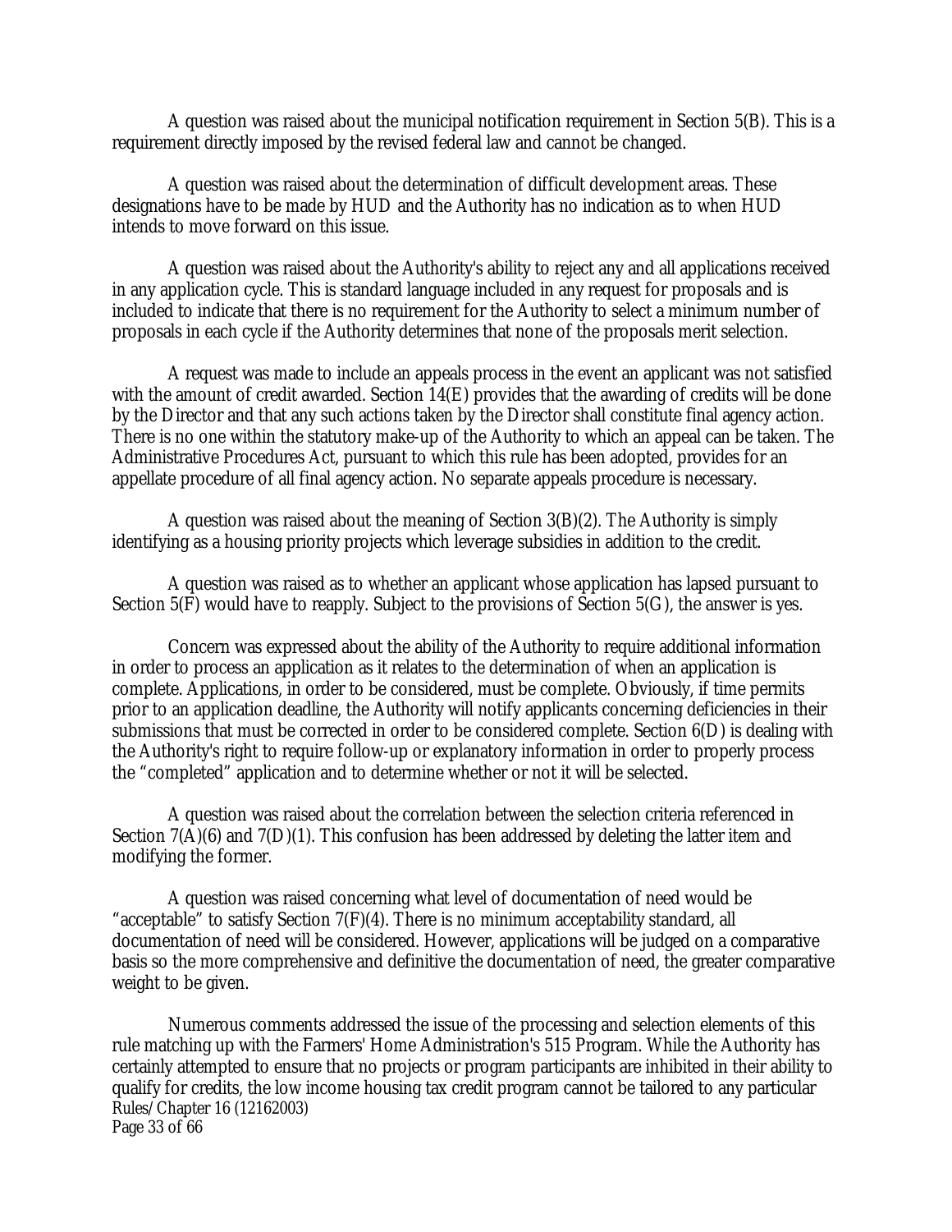A question was raised about the municipal notification requirement in Section 5(B). This is a requirement directly imposed by the revised federal law and cannot be changed.

A question was raised about the determination of difficult development areas. These designations have to be made by HUD and the Authority has no indication as to when HUD intends to move forward on this issue.

A question was raised about the Authority's ability to reject any and all applications received in any application cycle. This is standard language included in any request for proposals and is included to indicate that there is no requirement for the Authority to select a minimum number of proposals in each cycle if the Authority determines that none of the proposals merit selection.

A request was made to include an appeals process in the event an applicant was not satisfied with the amount of credit awarded. Section 14(E) provides that the awarding of credits will be done by the Director and that any such actions taken by the Director shall constitute final agency action. There is no one within the statutory make-up of the Authority to which an appeal can be taken. The Administrative Procedures Act, pursuant to which this rule has been adopted, provides for an appellate procedure of all final agency action. No separate appeals procedure is necessary.

A question was raised about the meaning of Section 3(B)(2). The Authority is simply identifying as a housing priority projects which leverage subsidies in addition to the credit.

A question was raised as to whether an applicant whose application has lapsed pursuant to Section 5(F) would have to reapply. Subject to the provisions of Section 5(G), the answer is yes.

Concern was expressed about the ability of the Authority to require additional information in order to process an application as it relates to the determination of when an application is complete. Applications, in order to be considered, must be complete. Obviously, if time permits prior to an application deadline, the Authority will notify applicants concerning deficiencies in their submissions that must be corrected in order to be considered complete. Section 6(D) is dealing with the Authority's right to require follow-up or explanatory information in order to properly process the "completed" application and to determine whether or not it will be selected.

A question was raised about the correlation between the selection criteria referenced in Section 7(A)(6) and 7(D)(1). This confusion has been addressed by deleting the latter item and modifying the former.

A question was raised concerning what level of documentation of need would be "acceptable" to satisfy Section 7(F)(4). There is no minimum acceptability standard, all documentation of need will be considered. However, applications will be judged on a comparative basis so the more comprehensive and definitive the documentation of need, the greater comparative weight to be given.

Numerous comments addressed the issue of the processing and selection elements of this rule matching up with the Farmers' Home Administration's 515 Program. While the Authority has certainly attempted to ensure that no projects or program participants are inhibited in their ability to qualify for credits, the low income housing tax credit program cannot be tailored to any particular

Rules/Chapter 16 (12162003)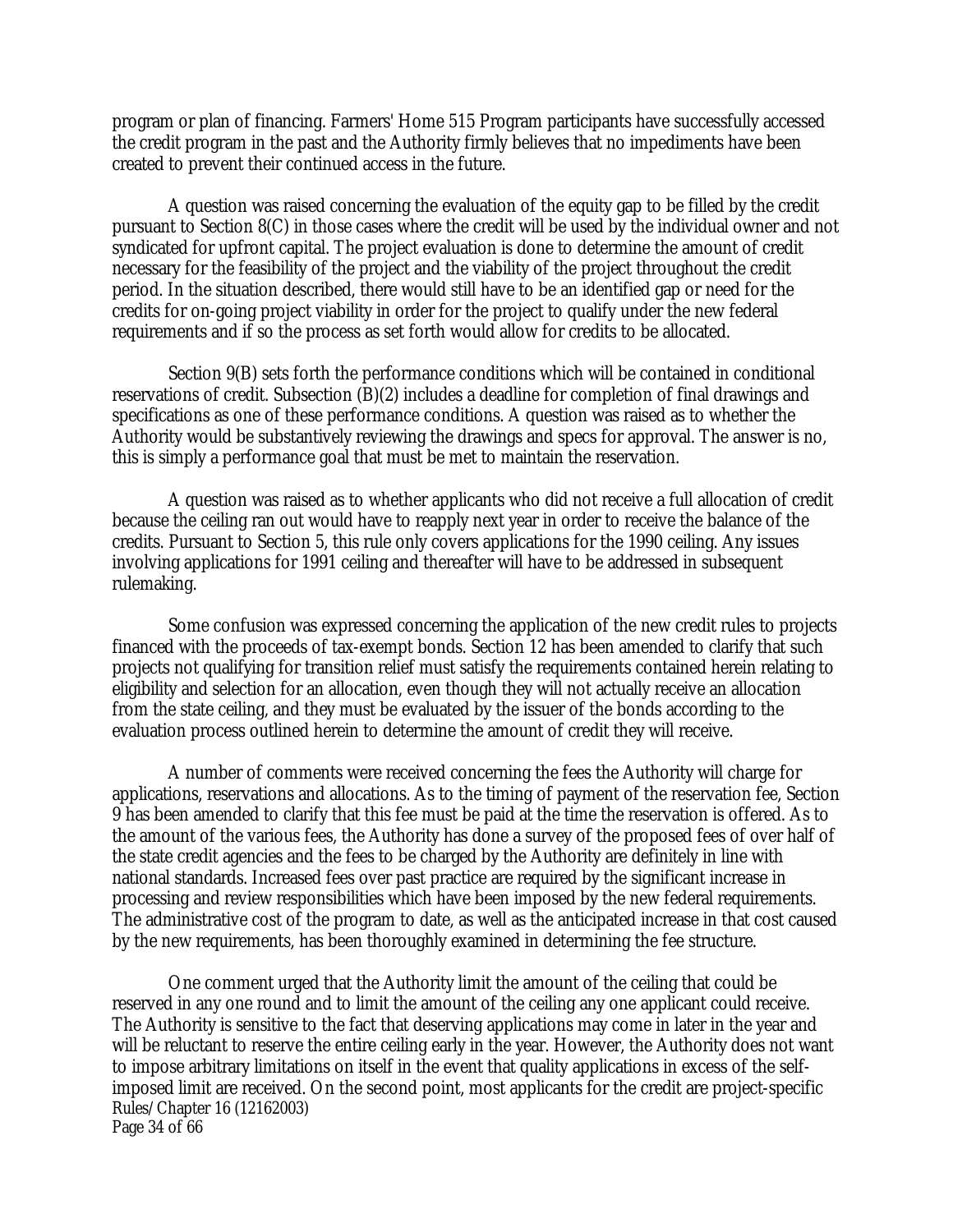program or plan of financing. Farmers' Home 515 Program participants have successfully accessed the credit program in the past and the Authority firmly believes that no impediments have been created to prevent their continued access in the future.

A question was raised concerning the evaluation of the equity gap to be filled by the credit pursuant to Section 8(C) in those cases where the credit will be used by the individual owner and not syndicated for upfront capital. The project evaluation is done to determine the amount of credit necessary for the feasibility of the project and the viability of the project throughout the credit period. In the situation described, there would still have to be an identified gap or need for the credits for on-going project viability in order for the project to qualify under the new federal requirements and if so the process as set forth would allow for credits to be allocated.

Section 9(B) sets forth the performance conditions which will be contained in conditional reservations of credit. Subsection (B)(2) includes a deadline for completion of final drawings and specifications as one of these performance conditions. A question was raised as to whether the Authority would be substantively reviewing the drawings and specs for approval. The answer is no, this is simply a performance goal that must be met to maintain the reservation.

A question was raised as to whether applicants who did not receive a full allocation of credit because the ceiling ran out would have to reapply next year in order to receive the balance of the credits. Pursuant to Section 5, this rule only covers applications for the 1990 ceiling. Any issues involving applications for 1991 ceiling and thereafter will have to be addressed in subsequent rulemaking.

Some confusion was expressed concerning the application of the new credit rules to projects financed with the proceeds of tax-exempt bonds. Section 12 has been amended to clarify that such projects not qualifying for transition relief must satisfy the requirements contained herein relating to eligibility and selection for an allocation, even though they will not actually receive an allocation from the state ceiling, and they must be evaluated by the issuer of the bonds according to the evaluation process outlined herein to determine the amount of credit they will receive.

A number of comments were received concerning the fees the Authority will charge for applications, reservations and allocations. As to the timing of payment of the reservation fee, Section 9 has been amended to clarify that this fee must be paid at the time the reservation is offered. As to the amount of the various fees, the Authority has done a survey of the proposed fees of over half of the state credit agencies and the fees to be charged by the Authority are definitely in line with national standards. Increased fees over past practice are required by the significant increase in processing and review responsibilities which have been imposed by the new federal requirements. The administrative cost of the program to date, as well as the anticipated increase in that cost caused by the new requirements, has been thoroughly examined in determining the fee structure.

One comment urged that the Authority limit the amount of the ceiling that could be reserved in any one round and to limit the amount of the ceiling any one applicant could receive. The Authority is sensitive to the fact that deserving applications may come in later in the year and will be reluctant to reserve the entire ceiling early in the year. However, the Authority does not want to impose arbitrary limitations on itself in the event that quality applications in excess of the self-imposed limit are received. On the second point, most applicants for the credit are project-specific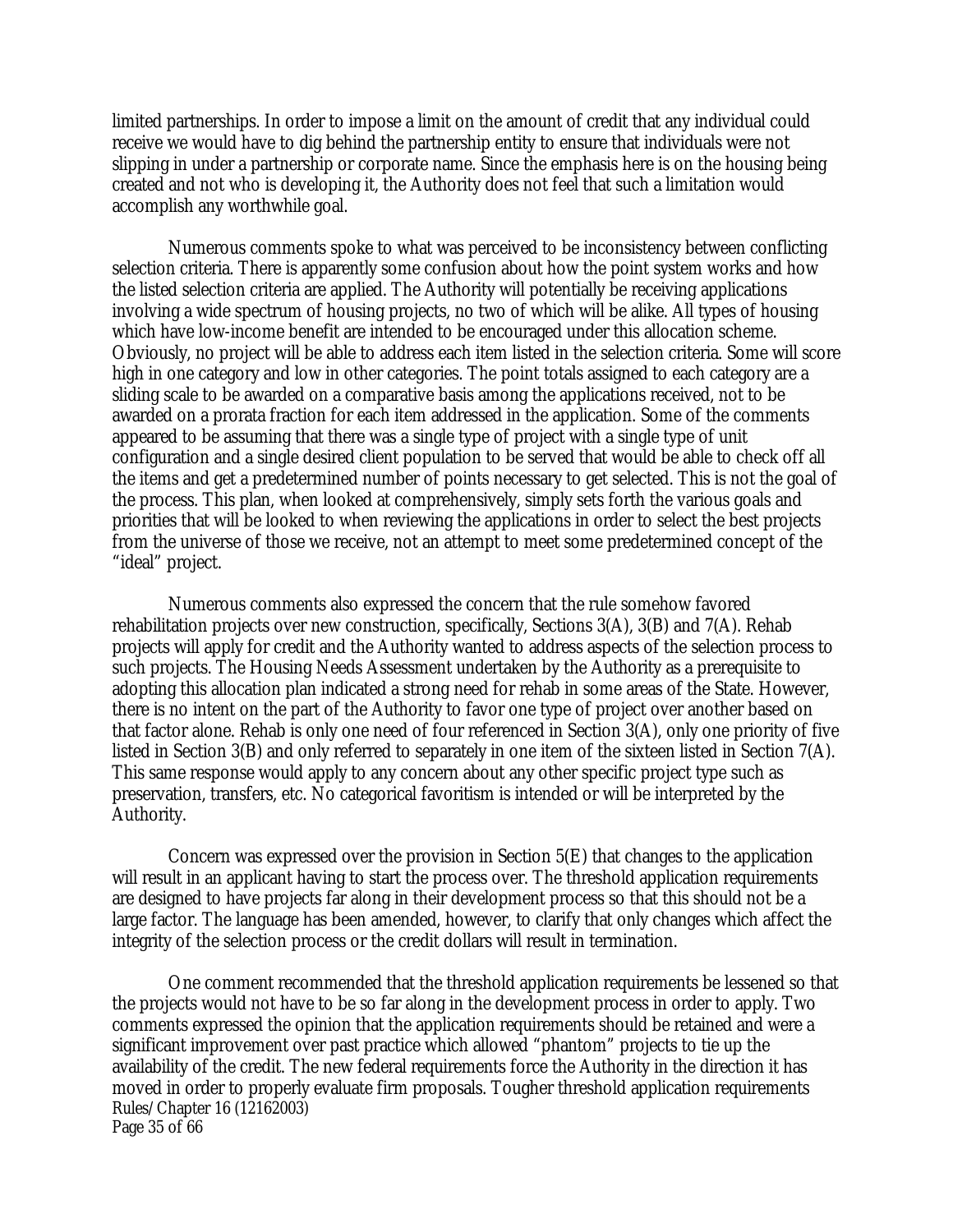limited partnerships. In order to impose a limit on the amount of credit that any individual could receive we would have to dig behind the partnership entity to ensure that individuals were not slipping in under a partnership or corporate name. Since the emphasis here is on the housing being created and not who is developing it, the Authority does not feel that such a limitation would accomplish any worthwhile goal.

Numerous comments spoke to what was perceived to be inconsistency between conflicting selection criteria. There is apparently some confusion about how the point system works and how the listed selection criteria are applied. The Authority will potentially be receiving applications involving a wide spectrum of housing projects, no two of which will be alike. All types of housing which have low-income benefit are intended to be encouraged under this allocation scheme. Obviously, no project will be able to address each item listed in the selection criteria. Some will score high in one category and low in other categories. The point totals assigned to each category are a sliding scale to be awarded on a comparative basis among the applications received, not to be awarded on a prorata fraction for each item addressed in the application. Some of the comments appeared to be assuming that there was a single type of project with a single type of unit configuration and a single desired client population to be served that would be able to check off all the items and get a predetermined number of points necessary to get selected. This is not the goal of the process. This plan, when looked at comprehensively, simply sets forth the various goals and priorities that will be looked to when reviewing the applications in order to select the best projects from the universe of those we receive, not an attempt to meet some predetermined concept of the "ideal" project.

Numerous comments also expressed the concern that the rule somehow favored rehabilitation projects over new construction, specifically, Sections 3(A), 3(B) and 7(A). Rehab projects will apply for credit and the Authority wanted to address aspects of the selection process to such projects. The Housing Needs Assessment undertaken by the Authority as a prerequisite to adopting this allocation plan indicated a strong need for rehab in some areas of the State. However, there is no intent on the part of the Authority to favor one type of project over another based on that factor alone. Rehab is only one need of four referenced in Section 3(A), only one priority of five listed in Section 3(B) and only referred to separately in one item of the sixteen listed in Section 7(A). This same response would apply to any concern about any other specific project type such as preservation, transfers, etc. No categorical favoritism is intended or will be interpreted by the Authority.

Concern was expressed over the provision in Section 5(E) that changes to the application will result in an applicant having to start the process over. The threshold application requirements are designed to have projects far along in their development process so that this should not be a large factor. The language has been amended, however, to clarify that only changes which affect the integrity of the selection process or the credit dollars will result in termination.

One comment recommended that the threshold application requirements be lessened so that the projects would not have to be so far along in the development process in order to apply. Two comments expressed the opinion that the application requirements should be retained and were a significant improvement over past practice which allowed "phantom" projects to tie up the availability of the credit. The new federal requirements force the Authority in the direction it has moved in order to properly evaluate firm proposals. Tougher threshold application requirements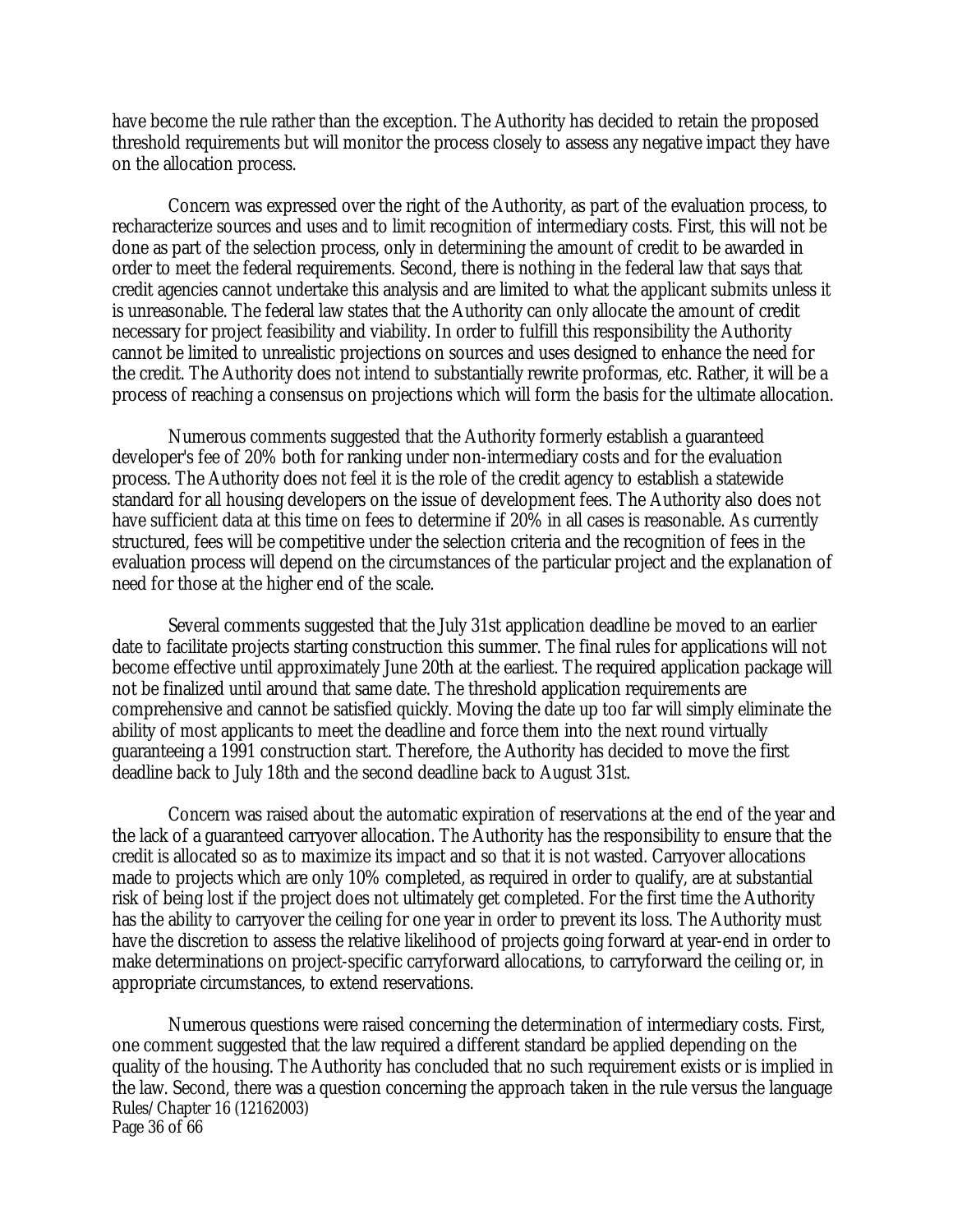have become the rule rather than the exception. The Authority has decided to retain the proposed threshold requirements but will monitor the process closely to assess any negative impact they have on the allocation process.

Concern was expressed over the right of the Authority, as part of the evaluation process, to recharacterize sources and uses and to limit recognition of intermediary costs. First, this will not be done as part of the selection process, only in determining the amount of credit to be awarded in order to meet the federal requirements. Second, there is nothing in the federal law that says that credit agencies cannot undertake this analysis and are limited to what the applicant submits unless it is unreasonable. The federal law states that the Authority can only allocate the amount of credit necessary for project feasibility and viability. In order to fulfill this responsibility the Authority cannot be limited to unrealistic projections on sources and uses designed to enhance the need for the credit. The Authority does not intend to substantially rewrite proformas, etc. Rather, it will be a process of reaching a consensus on projections which will form the basis for the ultimate allocation.

Numerous comments suggested that the Authority formerly establish a guaranteed developer's fee of 20% both for ranking under non-intermediary costs and for the evaluation process. The Authority does not feel it is the role of the credit agency to establish a statewide standard for all housing developers on the issue of development fees. The Authority also does not have sufficient data at this time on fees to determine if 20% in all cases is reasonable. As currently structured, fees will be competitive under the selection criteria and the recognition of fees in the evaluation process will depend on the circumstances of the particular project and the explanation of need for those at the higher end of the scale.

Several comments suggested that the July 31st application deadline be moved to an earlier date to facilitate projects starting construction this summer. The final rules for applications will not become effective until approximately June 20th at the earliest. The required application package will not be finalized until around that same date. The threshold application requirements are comprehensive and cannot be satisfied quickly. Moving the date up too far will simply eliminate the ability of most applicants to meet the deadline and force them into the next round virtually guaranteeing a 1991 construction start. Therefore, the Authority has decided to move the first deadline back to July 18th and the second deadline back to August 31st.

Concern was raised about the automatic expiration of reservations at the end of the year and the lack of a guaranteed carryover allocation. The Authority has the responsibility to ensure that the credit is allocated so as to maximize its impact and so that it is not wasted. Carryover allocations made to projects which are only 10% completed, as required in order to qualify, are at substantial risk of being lost if the project does not ultimately get completed. For the first time the Authority has the ability to carryover the ceiling for one year in order to prevent its loss. The Authority must have the discretion to assess the relative likelihood of projects going forward at year-end in order to make determinations on project-specific carryforward allocations, to carryforward the ceiling or, in appropriate circumstances, to extend reservations.

Numerous questions were raised concerning the determination of intermediary costs. First, one comment suggested that the law required a different standard be applied depending on the quality of the housing. The Authority has concluded that no such requirement exists or is implied in the law. Second, there was a question concerning the approach taken in the rule versus the language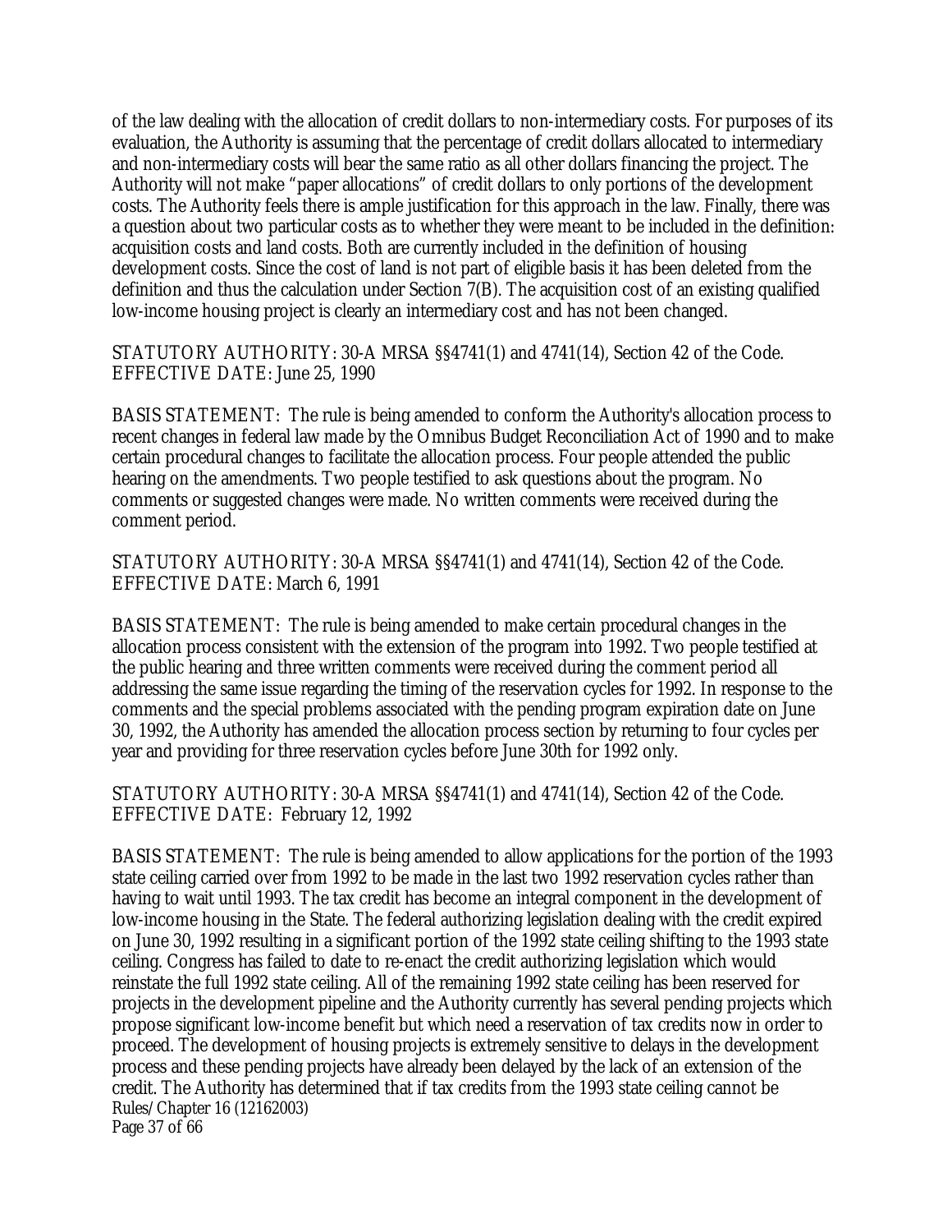of the law dealing with the allocation of credit dollars to non-intermediary costs. For purposes of its evaluation, the Authority is assuming that the percentage of credit dollars allocated to intermediary and non-intermediary costs will bear the same ratio as all other dollars financing the project. The Authority will not make "paper allocations" of credit dollars to only portions of the development costs. The Authority feels there is ample justification for this approach in the law. Finally, there was a question about two particular costs as to whether they were meant to be included in the definition: acquisition costs and land costs. Both are currently included in the definition of housing development costs. Since the cost of land is not part of eligible basis it has been deleted from the definition and thus the calculation under Section 7(B). The acquisition cost of an existing qualified low-income housing project is clearly an intermediary cost and has not been changed.

STATUTORY AUTHORITY: 30-A MRSA §§4741(1) and 4741(14), Section 42 of the Code.
EFFECTIVE DATE: June 25, 1990

BASIS STATEMENT: The rule is being amended to conform the Authority's allocation process to recent changes in federal law made by the Omnibus Budget Reconciliation Act of 1990 and to make certain procedural changes to facilitate the allocation process. Four people attended the public hearing on the amendments. Two people testified to ask questions about the program. No comments or suggested changes were made. No written comments were received during the comment period.

STATUTORY AUTHORITY: 30-A MRSA §§4741(1) and 4741(14), Section 42 of the Code.
EFFECTIVE DATE: March 6, 1991

BASIS STATEMENT: The rule is being amended to make certain procedural changes in the allocation process consistent with the extension of the program into 1992. Two people testified at the public hearing and three written comments were received during the comment period all addressing the same issue regarding the timing of the reservation cycles for 1992. In response to the comments and the special problems associated with the pending program expiration date on June 30, 1992, the Authority has amended the allocation process section by returning to four cycles per year and providing for three reservation cycles before June 30th for 1992 only.

STATUTORY AUTHORITY: 30-A MRSA §§4741(1) and 4741(14), Section 42 of the Code.
EFFECTIVE DATE: February 12, 1992

BASIS STATEMENT: The rule is being amended to allow applications for the portion of the 1993 state ceiling carried over from 1992 to be made in the last two 1992 reservation cycles rather than having to wait until 1993. The tax credit has become an integral component in the development of low-income housing in the State. The federal authorizing legislation dealing with the credit expired on June 30, 1992 resulting in a significant portion of the 1992 state ceiling shifting to the 1993 state ceiling. Congress has failed to date to re-enact the credit authorizing legislation which would reinstate the full 1992 state ceiling. All of the remaining 1992 state ceiling has been reserved for projects in the development pipeline and the Authority currently has several pending projects which propose significant low-income benefit but which need a reservation of tax credits now in order to proceed. The development of housing projects is extremely sensitive to delays in the development process and these pending projects have already been delayed by the lack of an extension of the credit. The Authority has determined that if tax credits from the 1993 state ceiling cannot be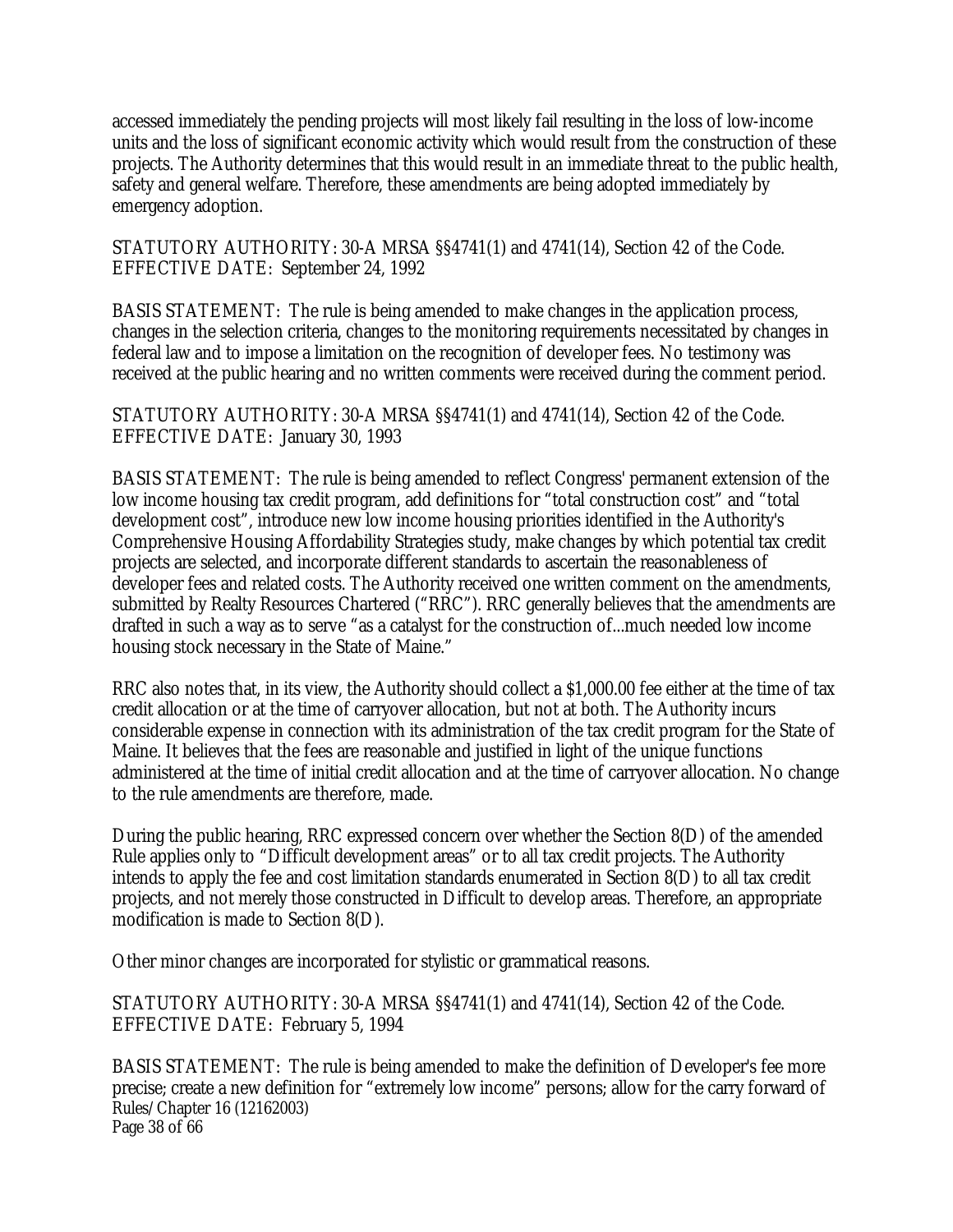accessed immediately the pending projects will most likely fail resulting in the loss of low-income units and the loss of significant economic activity which would result from the construction of these projects. The Authority determines that this would result in an immediate threat to the public health, safety and general welfare. Therefore, these amendments are being adopted immediately by emergency adoption.

STATUTORY AUTHORITY: 30-A MRSA §§4741(1) and 4741(14), Section 42 of the Code.
EFFECTIVE DATE: September 24, 1992

BASIS STATEMENT: The rule is being amended to make changes in the application process, changes in the selection criteria, changes to the monitoring requirements necessitated by changes in federal law and to impose a limitation on the recognition of developer fees. No testimony was received at the public hearing and no written comments were received during the comment period.

STATUTORY AUTHORITY: 30-A MRSA §§4741(1) and 4741(14), Section 42 of the Code.
EFFECTIVE DATE: January 30, 1993

BASIS STATEMENT: The rule is being amended to reflect Congress' permanent extension of the low income housing tax credit program, add definitions for "total construction cost" and "total development cost", introduce new low income housing priorities identified in the Authority's Comprehensive Housing Affordability Strategies study, make changes by which potential tax credit projects are selected, and incorporate different standards to ascertain the reasonableness of developer fees and related costs. The Authority received one written comment on the amendments, submitted by Realty Resources Chartered ("RRC"). RRC generally believes that the amendments are drafted in such a way as to serve "as a catalyst for the construction of...much needed low income housing stock necessary in the State of Maine."

RRC also notes that, in its view, the Authority should collect a $1,000.00 fee either at the time of tax credit allocation or at the time of carryover allocation, but not at both. The Authority incurs considerable expense in connection with its administration of the tax credit program for the State of Maine. It believes that the fees are reasonable and justified in light of the unique functions administered at the time of initial credit allocation and at the time of carryover allocation. No change to the rule amendments are therefore, made.

During the public hearing, RRC expressed concern over whether the Section 8(D) of the amended Rule applies only to "Difficult development areas" or to all tax credit projects. The Authority intends to apply the fee and cost limitation standards enumerated in Section 8(D) to all tax credit projects, and not merely those constructed in Difficult to develop areas. Therefore, an appropriate modification is made to Section 8(D).

Other minor changes are incorporated for stylistic or grammatical reasons.

STATUTORY AUTHORITY: 30-A MRSA §§4741(1) and 4741(14), Section 42 of the Code.
EFFECTIVE DATE: February 5, 1994

BASIS STATEMENT: The rule is being amended to make the definition of Developer's fee more precise; create a new definition for "extremely low income" persons; allow for the carry forward of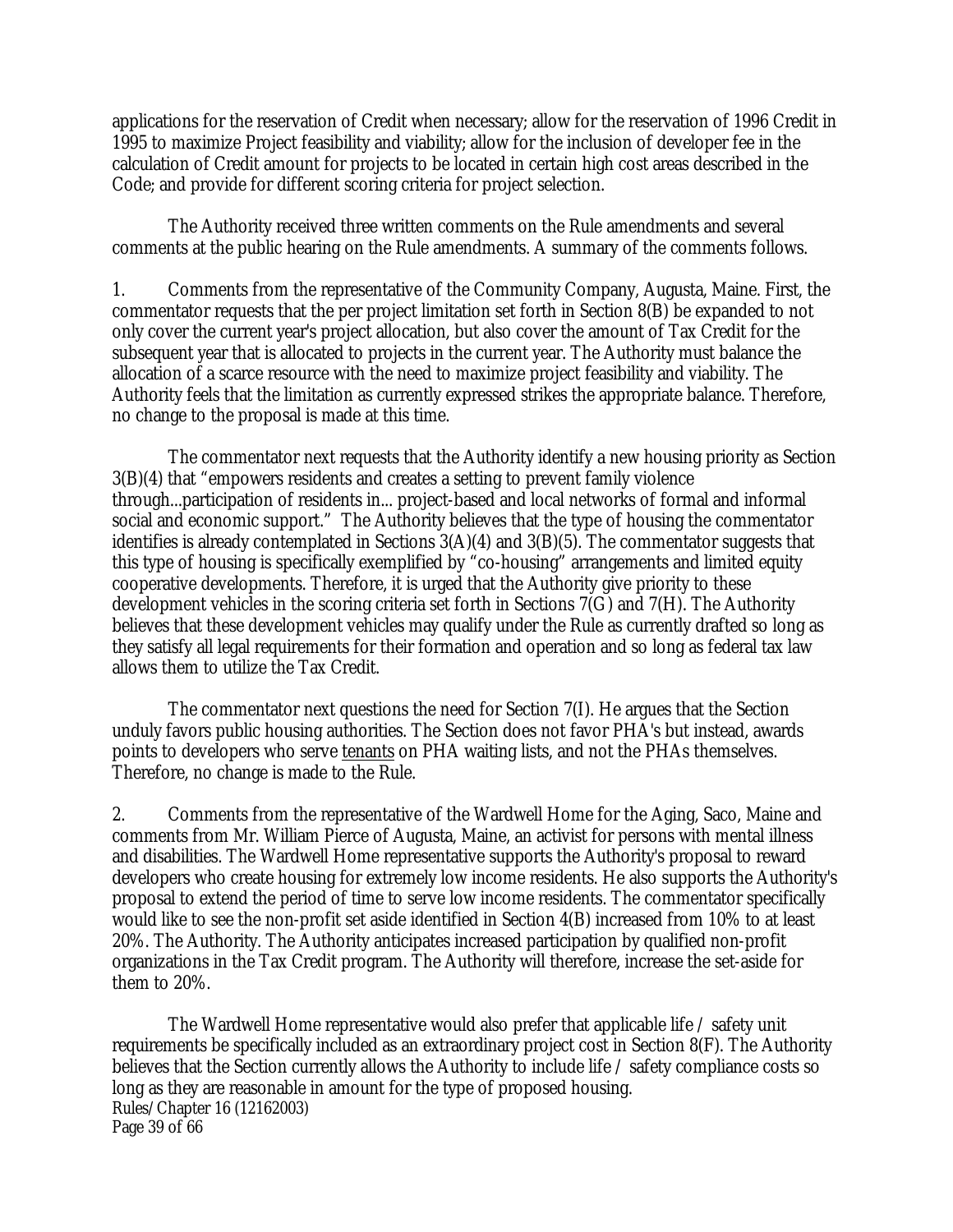applications for the reservation of Credit when necessary; allow for the reservation of 1996 Credit in 1995 to maximize Project feasibility and viability; allow for the inclusion of developer fee in the calculation of Credit amount for projects to be located in certain high cost areas described in the Code; and provide for different scoring criteria for project selection.

The Authority received three written comments on the Rule amendments and several comments at the public hearing on the Rule amendments. A summary of the comments follows.

1. Comments from the representative of the Community Company, Augusta, Maine. First, the commentator requests that the per project limitation set forth in Section 8(B) be expanded to not only cover the current year's project allocation, but also cover the amount of Tax Credit for the subsequent year that is allocated to projects in the current year. The Authority must balance the allocation of a scarce resource with the need to maximize project feasibility and viability. The Authority feels that the limitation as currently expressed strikes the appropriate balance. Therefore, no change to the proposal is made at this time.

The commentator next requests that the Authority identify a new housing priority as Section 3(B)(4) that "empowers residents and creates a setting to prevent family violence through...participation of residents in... project-based and local networks of formal and informal social and economic support." The Authority believes that the type of housing the commentator identifies is already contemplated in Sections 3(A)(4) and 3(B)(5). The commentator suggests that this type of housing is specifically exemplified by "co-housing" arrangements and limited equity cooperative developments. Therefore, it is urged that the Authority give priority to these development vehicles in the scoring criteria set forth in Sections 7(G) and 7(H). The Authority believes that these development vehicles may qualify under the Rule as currently drafted so long as they satisfy all legal requirements for their formation and operation and so long as federal tax law allows them to utilize the Tax Credit.

The commentator next questions the need for Section 7(I). He argues that the Section unduly favors public housing authorities. The Section does not favor PHA's but instead, awards points to developers who serve tenants on PHA waiting lists, and not the PHAs themselves. Therefore, no change is made to the Rule.

2. Comments from the representative of the Wardwell Home for the Aging, Saco, Maine and comments from Mr. William Pierce of Augusta, Maine, an activist for persons with mental illness and disabilities. The Wardwell Home representative supports the Authority's proposal to reward developers who create housing for extremely low income residents. He also supports the Authority's proposal to extend the period of time to serve low income residents. The commentator specifically would like to see the non-profit set aside identified in Section 4(B) increased from 10% to at least 20%. The Authority. The Authority anticipates increased participation by qualified non-profit organizations in the Tax Credit program. The Authority will therefore, increase the set-aside for them to 20%.

The Wardwell Home representative would also prefer that applicable life / safety unit requirements be specifically included as an extraordinary project cost in Section 8(F). The Authority believes that the Section currently allows the Authority to include life / safety compliance costs so long as they are reasonable in amount for the type of proposed housing.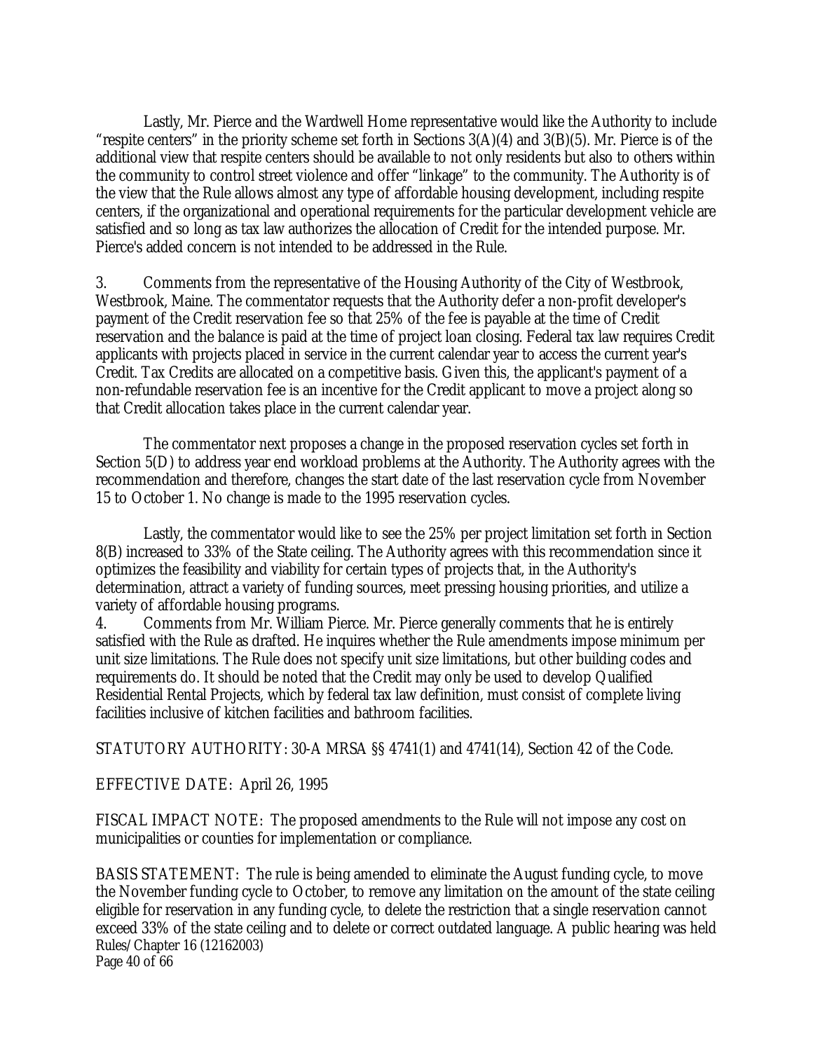Lastly, Mr. Pierce and the Wardwell Home representative would like the Authority to include "respite centers" in the priority scheme set forth in Sections 3(A)(4) and 3(B)(5). Mr. Pierce is of the additional view that respite centers should be available to not only residents but also to others within the community to control street violence and offer "linkage" to the community. The Authority is of the view that the Rule allows almost any type of affordable housing development, including respite centers, if the organizational and operational requirements for the particular development vehicle are satisfied and so long as tax law authorizes the allocation of Credit for the intended purpose. Mr. Pierce's added concern is not intended to be addressed in the Rule.

3. Comments from the representative of the Housing Authority of the City of Westbrook, Westbrook, Maine. The commentator requests that the Authority defer a non-profit developer's payment of the Credit reservation fee so that 25% of the fee is payable at the time of Credit reservation and the balance is paid at the time of project loan closing. Federal tax law requires Credit applicants with projects placed in service in the current calendar year to access the current year's Credit. Tax Credits are allocated on a competitive basis. Given this, the applicant's payment of a non-refundable reservation fee is an incentive for the Credit applicant to move a project along so that Credit allocation takes place in the current calendar year.

The commentator next proposes a change in the proposed reservation cycles set forth in Section 5(D) to address year end workload problems at the Authority. The Authority agrees with the recommendation and therefore, changes the start date of the last reservation cycle from November 15 to October 1. No change is made to the 1995 reservation cycles.

Lastly, the commentator would like to see the 25% per project limitation set forth in Section 8(B) increased to 33% of the State ceiling. The Authority agrees with this recommendation since it optimizes the feasibility and viability for certain types of projects that, in the Authority's determination, attract a variety of funding sources, meet pressing housing priorities, and utilize a variety of affordable housing programs.

4. Comments from Mr. William Pierce. Mr. Pierce generally comments that he is entirely satisfied with the Rule as drafted. He inquires whether the Rule amendments impose minimum per unit size limitations. The Rule does not specify unit size limitations, but other building codes and requirements do. It should be noted that the Credit may only be used to develop Qualified Residential Rental Projects, which by federal tax law definition, must consist of complete living facilities inclusive of kitchen facilities and bathroom facilities.

STATUTORY AUTHORITY: 30-A MRSA §§ 4741(1) and 4741(14), Section 42 of the Code.

EFFECTIVE DATE: April 26, 1995

FISCAL IMPACT NOTE: The proposed amendments to the Rule will not impose any cost on municipalities or counties for implementation or compliance.

BASIS STATEMENT: The rule is being amended to eliminate the August funding cycle, to move the November funding cycle to October, to remove any limitation on the amount of the state ceiling eligible for reservation in any funding cycle, to delete the restriction that a single reservation cannot exceed 33% of the state ceiling and to delete or correct outdated language. A public hearing was held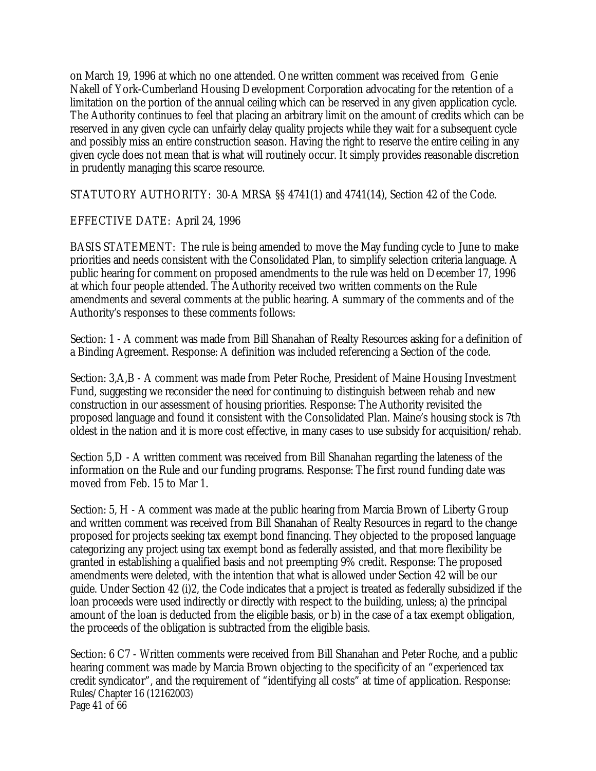on March 19, 1996 at which no one attended. One written comment was received from Genie Nakell of York-Cumberland Housing Development Corporation advocating for the retention of a limitation on the portion of the annual ceiling which can be reserved in any given application cycle. The Authority continues to feel that placing an arbitrary limit on the amount of credits which can be reserved in any given cycle can unfairly delay quality projects while they wait for a subsequent cycle and possibly miss an entire construction season. Having the right to reserve the entire ceiling in any given cycle does not mean that is what will routinely occur. It simply provides reasonable discretion in prudently managing this scarce resource.

STATUTORY AUTHORITY: 30-A MRSA §§ 4741(1) and 4741(14), Section 42 of the Code.

EFFECTIVE DATE: April 24, 1996

BASIS STATEMENT: The rule is being amended to move the May funding cycle to June to make priorities and needs consistent with the Consolidated Plan, to simplify selection criteria language. A public hearing for comment on proposed amendments to the rule was held on December 17, 1996 at which four people attended. The Authority received two written comments on the Rule amendments and several comments at the public hearing. A summary of the comments and of the Authority's responses to these comments follows:

Section: 1 - A comment was made from Bill Shanahan of Realty Resources asking for a definition of a Binding Agreement. Response: A definition was included referencing a Section of the code.

Section: 3,A,B - A comment was made from Peter Roche, President of Maine Housing Investment Fund, suggesting we reconsider the need for continuing to distinguish between rehab and new construction in our assessment of housing priorities. Response: The Authority revisited the proposed language and found it consistent with the Consolidated Plan. Maine's housing stock is 7th oldest in the nation and it is more cost effective, in many cases to use subsidy for acquisition/rehab.

Section 5,D - A written comment was received from Bill Shanahan regarding the lateness of the information on the Rule and our funding programs. Response: The first round funding date was moved from Feb. 15 to Mar 1.

Section: 5, H - A comment was made at the public hearing from Marcia Brown of Liberty Group and written comment was received from Bill Shanahan of Realty Resources in regard to the change proposed for projects seeking tax exempt bond financing. They objected to the proposed language categorizing any project using tax exempt bond as federally assisted, and that more flexibility be granted in establishing a qualified basis and not preempting 9% credit. Response: The proposed amendments were deleted, with the intention that what is allowed under Section 42 will be our guide. Under Section 42 (i)2, the Code indicates that a project is treated as federally subsidized if the loan proceeds were used indirectly or directly with respect to the building, unless; a) the principal amount of the loan is deducted from the eligible basis, or b) in the case of a tax exempt obligation, the proceeds of the obligation is subtracted from the eligible basis.

Section: 6 C7 - Written comments were received from Bill Shanahan and Peter Roche, and a public hearing comment was made by Marcia Brown objecting to the specificity of an "experienced tax credit syndicator", and the requirement of "identifying all costs" at time of application. Response: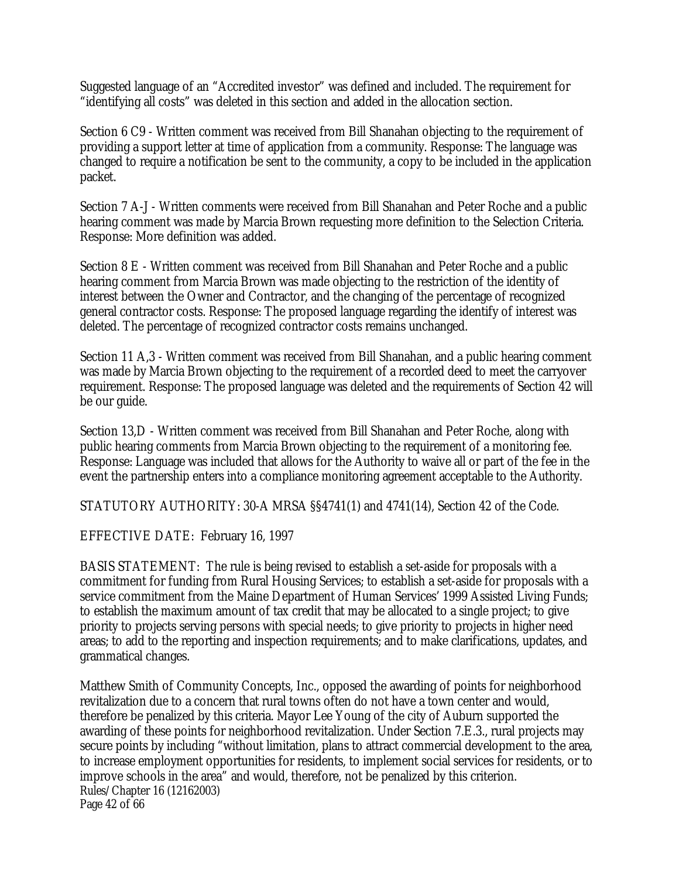Suggested language of an "Accredited investor" was defined and included. The requirement for "identifying all costs" was deleted in this section and added in the allocation section.

Section 6 C9 - Written comment was received from Bill Shanahan objecting to the requirement of providing a support letter at time of application from a community. Response: The language was changed to require a notification be sent to the community, a copy to be included in the application packet.

Section 7 A-J - Written comments were received from Bill Shanahan and Peter Roche and a public hearing comment was made by Marcia Brown requesting more definition to the Selection Criteria. Response: More definition was added.

Section 8 E - Written comment was received from Bill Shanahan and Peter Roche and a public hearing comment from Marcia Brown was made objecting to the restriction of the identity of interest between the Owner and Contractor, and the changing of the percentage of recognized general contractor costs. Response: The proposed language regarding the identify of interest was deleted. The percentage of recognized contractor costs remains unchanged.

Section 11 A,3 - Written comment was received from Bill Shanahan, and a public hearing comment was made by Marcia Brown objecting to the requirement of a recorded deed to meet the carryover requirement. Response: The proposed language was deleted and the requirements of Section 42 will be our guide.

Section 13,D - Written comment was received from Bill Shanahan and Peter Roche, along with public hearing comments from Marcia Brown objecting to the requirement of a monitoring fee. Response: Language was included that allows for the Authority to waive all or part of the fee in the event the partnership enters into a compliance monitoring agreement acceptable to the Authority.

STATUTORY AUTHORITY: 30-A MRSA §§4741(1) and 4741(14), Section 42 of the Code.

EFFECTIVE DATE: February 16, 1997

BASIS STATEMENT: The rule is being revised to establish a set-aside for proposals with a commitment for funding from Rural Housing Services; to establish a set-aside for proposals with a service commitment from the Maine Department of Human Services' 1999 Assisted Living Funds; to establish the maximum amount of tax credit that may be allocated to a single project; to give priority to projects serving persons with special needs; to give priority to projects in higher need areas; to add to the reporting and inspection requirements; and to make clarifications, updates, and grammatical changes.

Matthew Smith of Community Concepts, Inc., opposed the awarding of points for neighborhood revitalization due to a concern that rural towns often do not have a town center and would, therefore be penalized by this criteria. Mayor Lee Young of the city of Auburn supported the awarding of these points for neighborhood revitalization. Under Section 7.E.3., rural projects may secure points by including "without limitation, plans to attract commercial development to the area, to increase employment opportunities for residents, to implement social services for residents, or to improve schools in the area" and would, therefore, not be penalized by this criterion.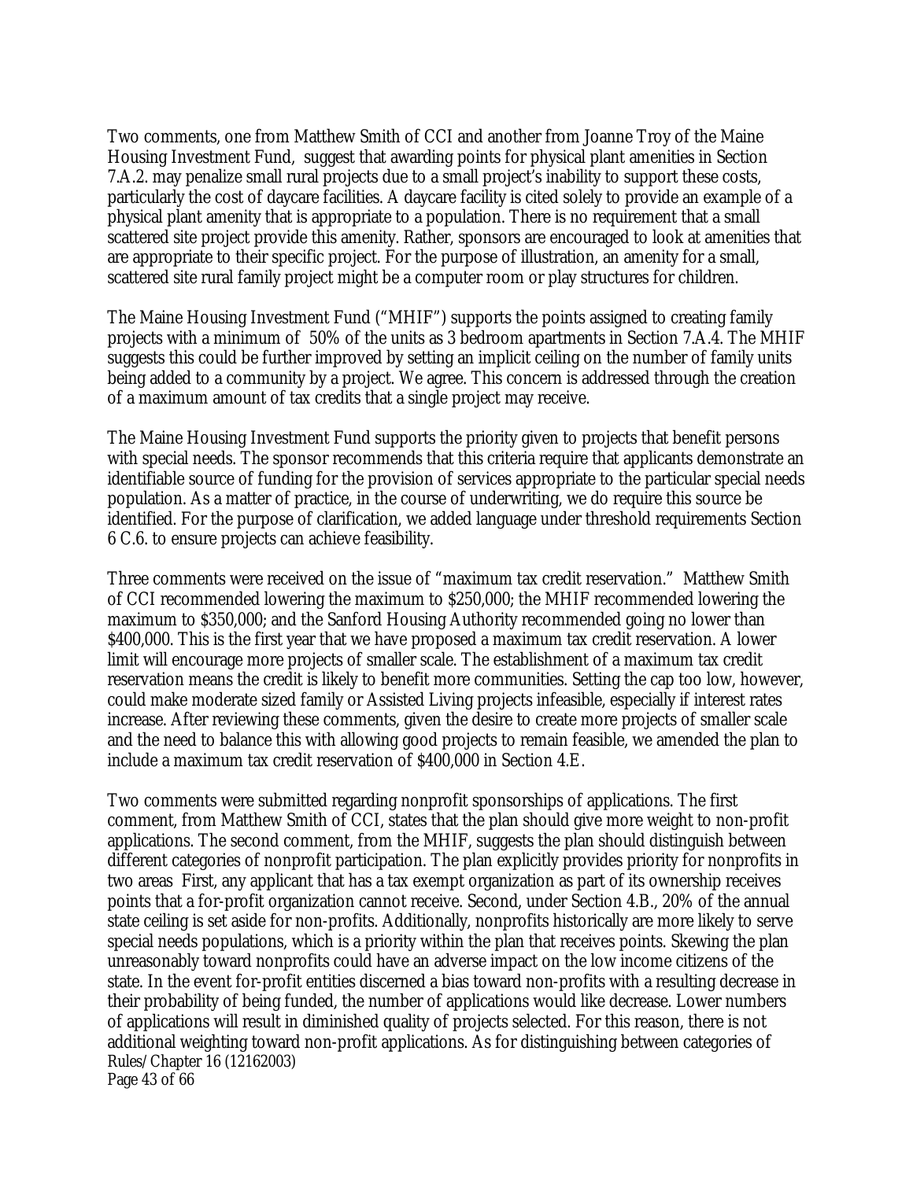Two comments, one from Matthew Smith of CCI and another from Joanne Troy of the Maine Housing Investment Fund, suggest that awarding points for physical plant amenities in Section 7.A.2. may penalize small rural projects due to a small project's inability to support these costs, particularly the cost of daycare facilities. A daycare facility is cited solely to provide an example of a physical plant amenity that is appropriate to a population. There is no requirement that a small scattered site project provide this amenity. Rather, sponsors are encouraged to look at amenities that are appropriate to their specific project. For the purpose of illustration, an amenity for a small, scattered site rural family project might be a computer room or play structures for children.

The Maine Housing Investment Fund ("MHIF") supports the points assigned to creating family projects with a minimum of 50% of the units as 3 bedroom apartments in Section 7.A.4. The MHIF suggests this could be further improved by setting an implicit ceiling on the number of family units being added to a community by a project. We agree. This concern is addressed through the creation of a maximum amount of tax credits that a single project may receive.

The Maine Housing Investment Fund supports the priority given to projects that benefit persons with special needs. The sponsor recommends that this criteria require that applicants demonstrate an identifiable source of funding for the provision of services appropriate to the particular special needs population. As a matter of practice, in the course of underwriting, we do require this source be identified. For the purpose of clarification, we added language under threshold requirements Section 6 C.6. to ensure projects can achieve feasibility.

Three comments were received on the issue of "maximum tax credit reservation." Matthew Smith of CCI recommended lowering the maximum to $250,000; the MHIF recommended lowering the maximum to $350,000; and the Sanford Housing Authority recommended going no lower than $400,000. This is the first year that we have proposed a maximum tax credit reservation. A lower limit will encourage more projects of smaller scale. The establishment of a maximum tax credit reservation means the credit is likely to benefit more communities. Setting the cap too low, however, could make moderate sized family or Assisted Living projects infeasible, especially if interest rates increase. After reviewing these comments, given the desire to create more projects of smaller scale and the need to balance this with allowing good projects to remain feasible, we amended the plan to include a maximum tax credit reservation of $400,000 in Section 4.E.

Two comments were submitted regarding nonprofit sponsorships of applications. The first comment, from Matthew Smith of CCI, states that the plan should give more weight to non-profit applications. The second comment, from the MHIF, suggests the plan should distinguish between different categories of nonprofit participation. The plan explicitly provides priority for nonprofits in two areas First, any applicant that has a tax exempt organization as part of its ownership receives points that a for-profit organization cannot receive. Second, under Section 4.B., 20% of the annual state ceiling is set aside for non-profits. Additionally, nonprofits historically are more likely to serve special needs populations, which is a priority within the plan that receives points. Skewing the plan unreasonably toward nonprofits could have an adverse impact on the low income citizens of the state. In the event for-profit entities discerned a bias toward non-profits with a resulting decrease in their probability of being funded, the number of applications would like decrease. Lower numbers of applications will result in diminished quality of projects selected. For this reason, there is not additional weighting toward non-profit applications. As for distinguishing between categories of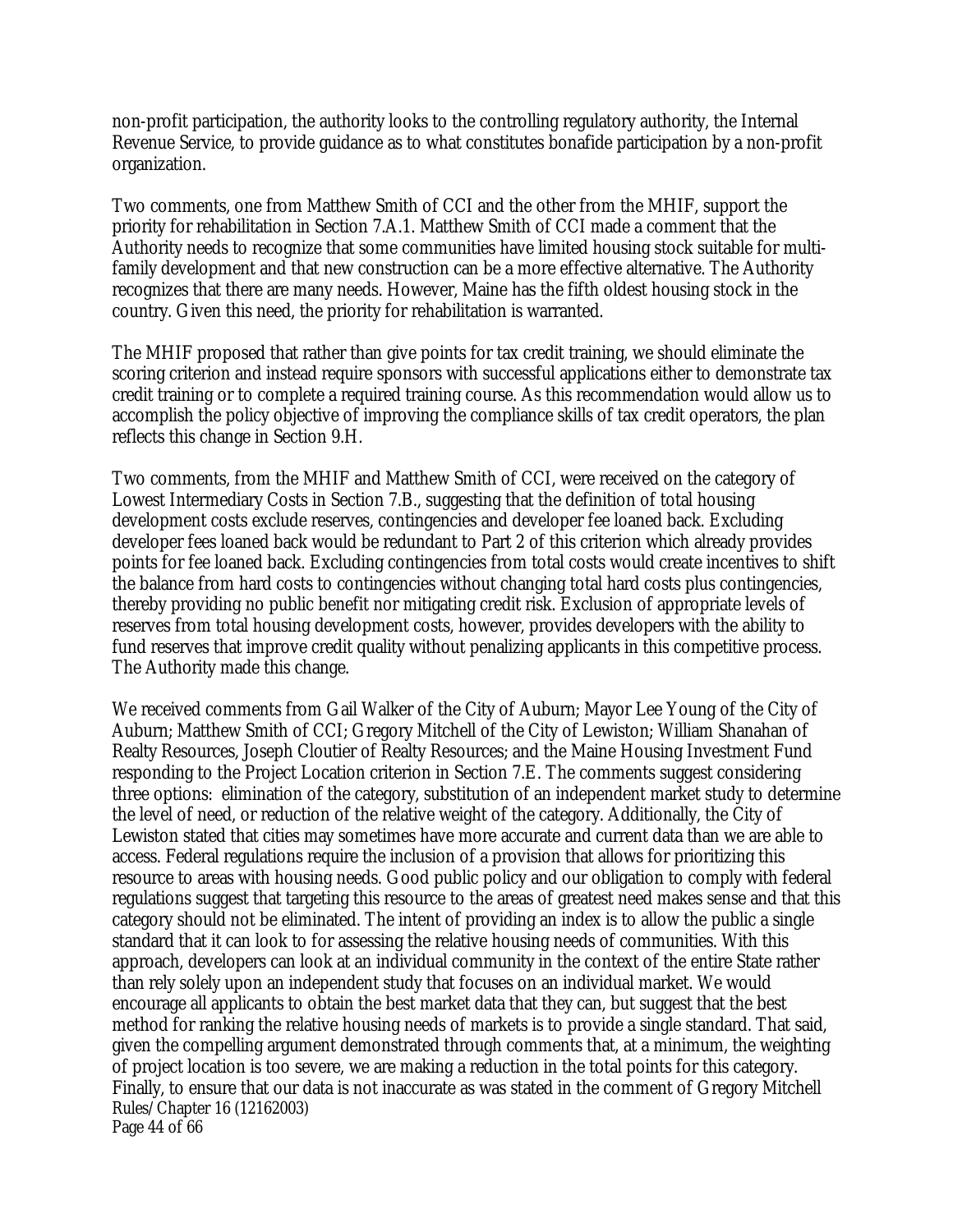non-profit participation, the authority looks to the controlling regulatory authority, the Internal Revenue Service, to provide guidance as to what constitutes bonafide participation by a non-profit organization.

Two comments, one from Matthew Smith of CCI and the other from the MHIF, support the priority for rehabilitation in Section 7.A.1. Matthew Smith of CCI made a comment that the Authority needs to recognize that some communities have limited housing stock suitable for multi-family development and that new construction can be a more effective alternative. The Authority recognizes that there are many needs. However, Maine has the fifth oldest housing stock in the country. Given this need, the priority for rehabilitation is warranted.

The MHIF proposed that rather than give points for tax credit training, we should eliminate the scoring criterion and instead require sponsors with successful applications either to demonstrate tax credit training or to complete a required training course. As this recommendation would allow us to accomplish the policy objective of improving the compliance skills of tax credit operators, the plan reflects this change in Section 9.H.

Two comments, from the MHIF and Matthew Smith of CCI, were received on the category of Lowest Intermediary Costs in Section 7.B., suggesting that the definition of total housing development costs exclude reserves, contingencies and developer fee loaned back. Excluding developer fees loaned back would be redundant to Part 2 of this criterion which already provides points for fee loaned back. Excluding contingencies from total costs would create incentives to shift the balance from hard costs to contingencies without changing total hard costs plus contingencies, thereby providing no public benefit nor mitigating credit risk. Exclusion of appropriate levels of reserves from total housing development costs, however, provides developers with the ability to fund reserves that improve credit quality without penalizing applicants in this competitive process. The Authority made this change.

We received comments from Gail Walker of the City of Auburn; Mayor Lee Young of the City of Auburn; Matthew Smith of CCI; Gregory Mitchell of the City of Lewiston; William Shanahan of Realty Resources, Joseph Cloutier of Realty Resources; and the Maine Housing Investment Fund responding to the Project Location criterion in Section 7.E. The comments suggest considering three options: elimination of the category, substitution of an independent market study to determine the level of need, or reduction of the relative weight of the category. Additionally, the City of Lewiston stated that cities may sometimes have more accurate and current data than we are able to access. Federal regulations require the inclusion of a provision that allows for prioritizing this resource to areas with housing needs. Good public policy and our obligation to comply with federal regulations suggest that targeting this resource to the areas of greatest need makes sense and that this category should not be eliminated. The intent of providing an index is to allow the public a single standard that it can look to for assessing the relative housing needs of communities. With this approach, developers can look at an individual community in the context of the entire State rather than rely solely upon an independent study that focuses on an individual market. We would encourage all applicants to obtain the best market data that they can, but suggest that the best method for ranking the relative housing needs of markets is to provide a single standard. That said, given the compelling argument demonstrated through comments that, at a minimum, the weighting of project location is too severe, we are making a reduction in the total points for this category. Finally, to ensure that our data is not inaccurate as was stated in the comment of Gregory Mitchell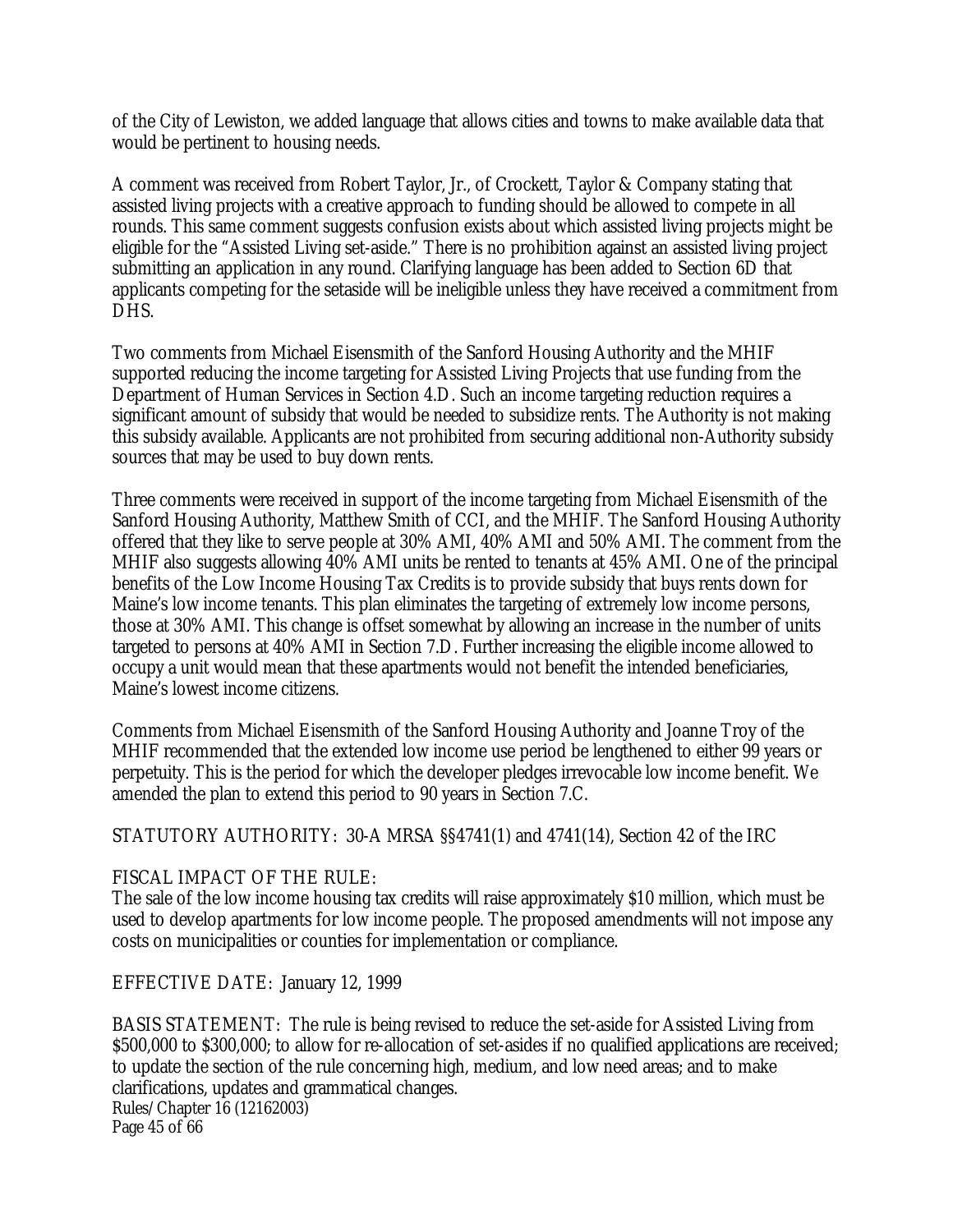of the City of Lewiston, we added language that allows cities and towns to make available data that would be pertinent to housing needs.

A comment was received from Robert Taylor, Jr., of Crockett, Taylor & Company stating that assisted living projects with a creative approach to funding should be allowed to compete in all rounds. This same comment suggests confusion exists about which assisted living projects might be eligible for the "Assisted Living set-aside." There is no prohibition against an assisted living project submitting an application in any round. Clarifying language has been added to Section 6D that applicants competing for the setaside will be ineligible unless they have received a commitment from DHS.

Two comments from Michael Eisensmith of the Sanford Housing Authority and the MHIF supported reducing the income targeting for Assisted Living Projects that use funding from the Department of Human Services in Section 4.D. Such an income targeting reduction requires a significant amount of subsidy that would be needed to subsidize rents. The Authority is not making this subsidy available. Applicants are not prohibited from securing additional non-Authority subsidy sources that may be used to buy down rents.

Three comments were received in support of the income targeting from Michael Eisensmith of the Sanford Housing Authority, Matthew Smith of CCI, and the MHIF. The Sanford Housing Authority offered that they like to serve people at 30% AMI, 40% AMI and 50% AMI. The comment from the MHIF also suggests allowing 40% AMI units be rented to tenants at 45% AMI. One of the principal benefits of the Low Income Housing Tax Credits is to provide subsidy that buys rents down for Maine's low income tenants. This plan eliminates the targeting of extremely low income persons, those at 30% AMI. This change is offset somewhat by allowing an increase in the number of units targeted to persons at 40% AMI in Section 7.D. Further increasing the eligible income allowed to occupy a unit would mean that these apartments would not benefit the intended beneficiaries, Maine's lowest income citizens.

Comments from Michael Eisensmith of the Sanford Housing Authority and Joanne Troy of the MHIF recommended that the extended low income use period be lengthened to either 99 years or perpetuity. This is the period for which the developer pledges irrevocable low income benefit. We amended the plan to extend this period to 90 years in Section 7.C.

STATUTORY AUTHORITY: 30-A MRSA §§4741(1) and 4741(14), Section 42 of the IRC

FISCAL IMPACT OF THE RULE:
The sale of the low income housing tax credits will raise approximately $10 million, which must be used to develop apartments for low income people. The proposed amendments will not impose any costs on municipalities or counties for implementation or compliance.

EFFECTIVE DATE: January 12, 1999

BASIS STATEMENT: The rule is being revised to reduce the set-aside for Assisted Living from $500,000 to $300,000; to allow for re-allocation of set-asides if no qualified applications are received; to update the section of the rule concerning high, medium, and low need areas; and to make clarifications, updates and grammatical changes.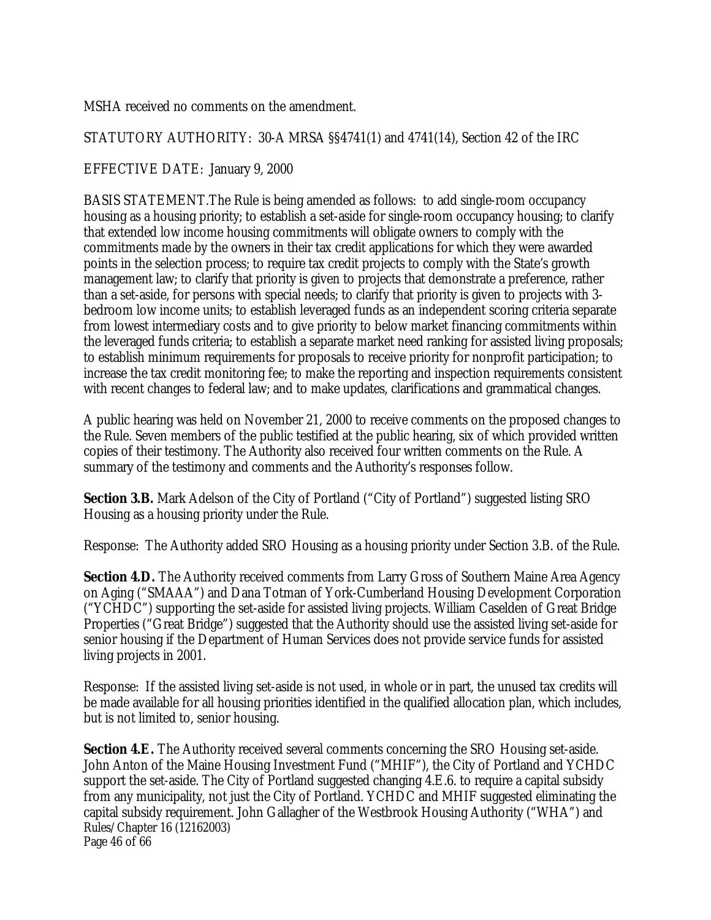MSHA received no comments on the amendment.

STATUTORY AUTHORITY: 30-A MRSA §§4741(1) and 4741(14), Section 42 of the IRC

EFFECTIVE DATE: January 9, 2000

BASIS STATEMENT.The Rule is being amended as follows: to add single-room occupancy housing as a housing priority; to establish a set-aside for single-room occupancy housing; to clarify that extended low income housing commitments will obligate owners to comply with the commitments made by the owners in their tax credit applications for which they were awarded points in the selection process; to require tax credit projects to comply with the State's growth management law; to clarify that priority is given to projects that demonstrate a preference, rather than a set-aside, for persons with special needs; to clarify that priority is given to projects with 3-bedroom low income units; to establish leveraged funds as an independent scoring criteria separate from lowest intermediary costs and to give priority to below market financing commitments within the leveraged funds criteria; to establish a separate market need ranking for assisted living proposals; to establish minimum requirements for proposals to receive priority for nonprofit participation; to increase the tax credit monitoring fee; to make the reporting and inspection requirements consistent with recent changes to federal law; and to make updates, clarifications and grammatical changes.

A public hearing was held on November 21, 2000 to receive comments on the proposed changes to the Rule. Seven members of the public testified at the public hearing, six of which provided written copies of their testimony. The Authority also received four written comments on the Rule. A summary of the testimony and comments and the Authority's responses follow.

**Section 3.B.** Mark Adelson of the City of Portland ("City of Portland") suggested listing SRO Housing as a housing priority under the Rule.

Response: The Authority added SRO Housing as a housing priority under Section 3.B. of the Rule.

**Section 4.D.** The Authority received comments from Larry Gross of Southern Maine Area Agency on Aging ("SMAAA") and Dana Totman of York-Cumberland Housing Development Corporation ("YCHDC") supporting the set-aside for assisted living projects. William Caselden of Great Bridge Properties ("Great Bridge") suggested that the Authority should use the assisted living set-aside for senior housing if the Department of Human Services does not provide service funds for assisted living projects in 2001.

Response: If the assisted living set-aside is not used, in whole or in part, the unused tax credits will be made available for all housing priorities identified in the qualified allocation plan, which includes, but is not limited to, senior housing.

**Section 4.E.** The Authority received several comments concerning the SRO Housing set-aside. John Anton of the Maine Housing Investment Fund ("MHIF"), the City of Portland and YCHDC support the set-aside. The City of Portland suggested changing 4.E.6. to require a capital subsidy from any municipality, not just the City of Portland. YCHDC and MHIF suggested eliminating the capital subsidy requirement. John Gallagher of the Westbrook Housing Authority ("WHA") and

Rules/Chapter 16 (12162003)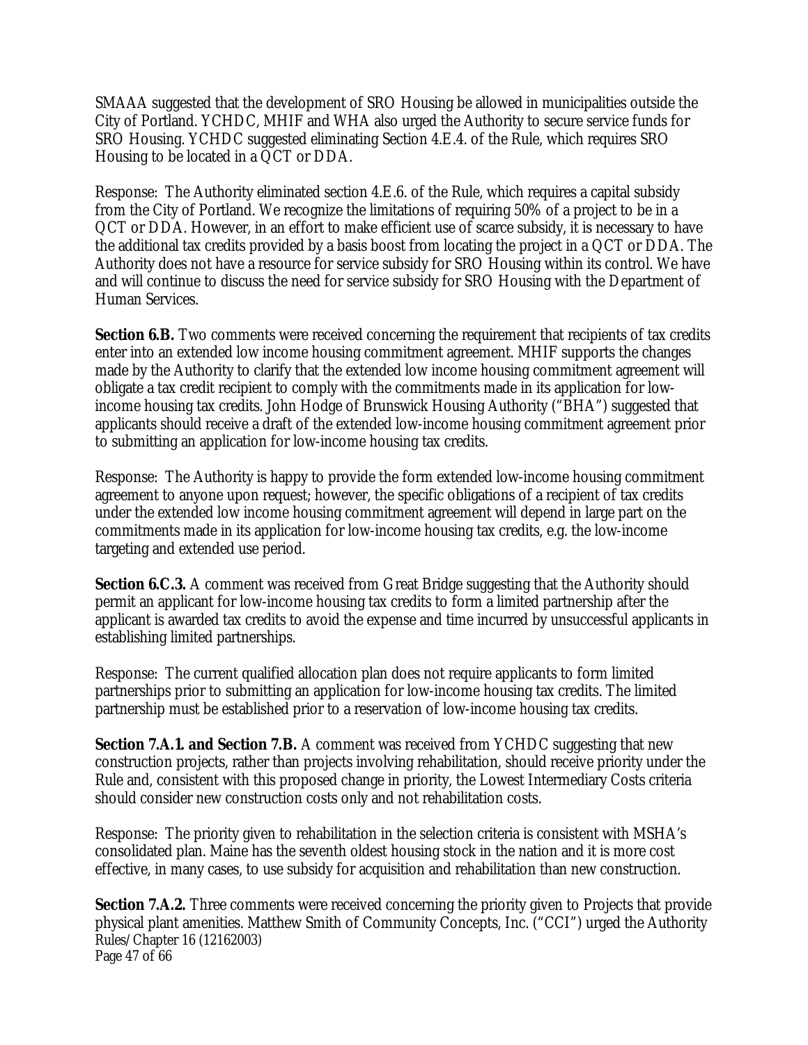SMAAA suggested that the development of SRO Housing be allowed in municipalities outside the City of Portland. YCHDC, MHIF and WHA also urged the Authority to secure service funds for SRO Housing. YCHDC suggested eliminating Section 4.E.4. of the Rule, which requires SRO Housing to be located in a QCT or DDA.

Response: The Authority eliminated section 4.E.6. of the Rule, which requires a capital subsidy from the City of Portland. We recognize the limitations of requiring 50% of a project to be in a QCT or DDA. However, in an effort to make efficient use of scarce subsidy, it is necessary to have the additional tax credits provided by a basis boost from locating the project in a QCT or DDA. The Authority does not have a resource for service subsidy for SRO Housing within its control. We have and will continue to discuss the need for service subsidy for SRO Housing with the Department of Human Services.

**Section 6.B.** Two comments were received concerning the requirement that recipients of tax credits enter into an extended low income housing commitment agreement. MHIF supports the changes made by the Authority to clarify that the extended low income housing commitment agreement will obligate a tax credit recipient to comply with the commitments made in its application for low-income housing tax credits. John Hodge of Brunswick Housing Authority ("BHA") suggested that applicants should receive a draft of the extended low-income housing commitment agreement prior to submitting an application for low-income housing tax credits.

Response: The Authority is happy to provide the form extended low-income housing commitment agreement to anyone upon request; however, the specific obligations of a recipient of tax credits under the extended low income housing commitment agreement will depend in large part on the commitments made in its application for low-income housing tax credits, e.g. the low-income targeting and extended use period.

**Section 6.C.3.** A comment was received from Great Bridge suggesting that the Authority should permit an applicant for low-income housing tax credits to form a limited partnership after the applicant is awarded tax credits to avoid the expense and time incurred by unsuccessful applicants in establishing limited partnerships.

Response: The current qualified allocation plan does not require applicants to form limited partnerships prior to submitting an application for low-income housing tax credits. The limited partnership must be established prior to a reservation of low-income housing tax credits.

**Section 7.A.1. and Section 7.B.** A comment was received from YCHDC suggesting that new construction projects, rather than projects involving rehabilitation, should receive priority under the Rule and, consistent with this proposed change in priority, the Lowest Intermediary Costs criteria should consider new construction costs only and not rehabilitation costs.

Response: The priority given to rehabilitation in the selection criteria is consistent with MSHA's consolidated plan. Maine has the seventh oldest housing stock in the nation and it is more cost effective, in many cases, to use subsidy for acquisition and rehabilitation than new construction.

**Section 7.A.2.** Three comments were received concerning the priority given to Projects that provide physical plant amenities. Matthew Smith of Community Concepts, Inc. ("CCI") urged the Authority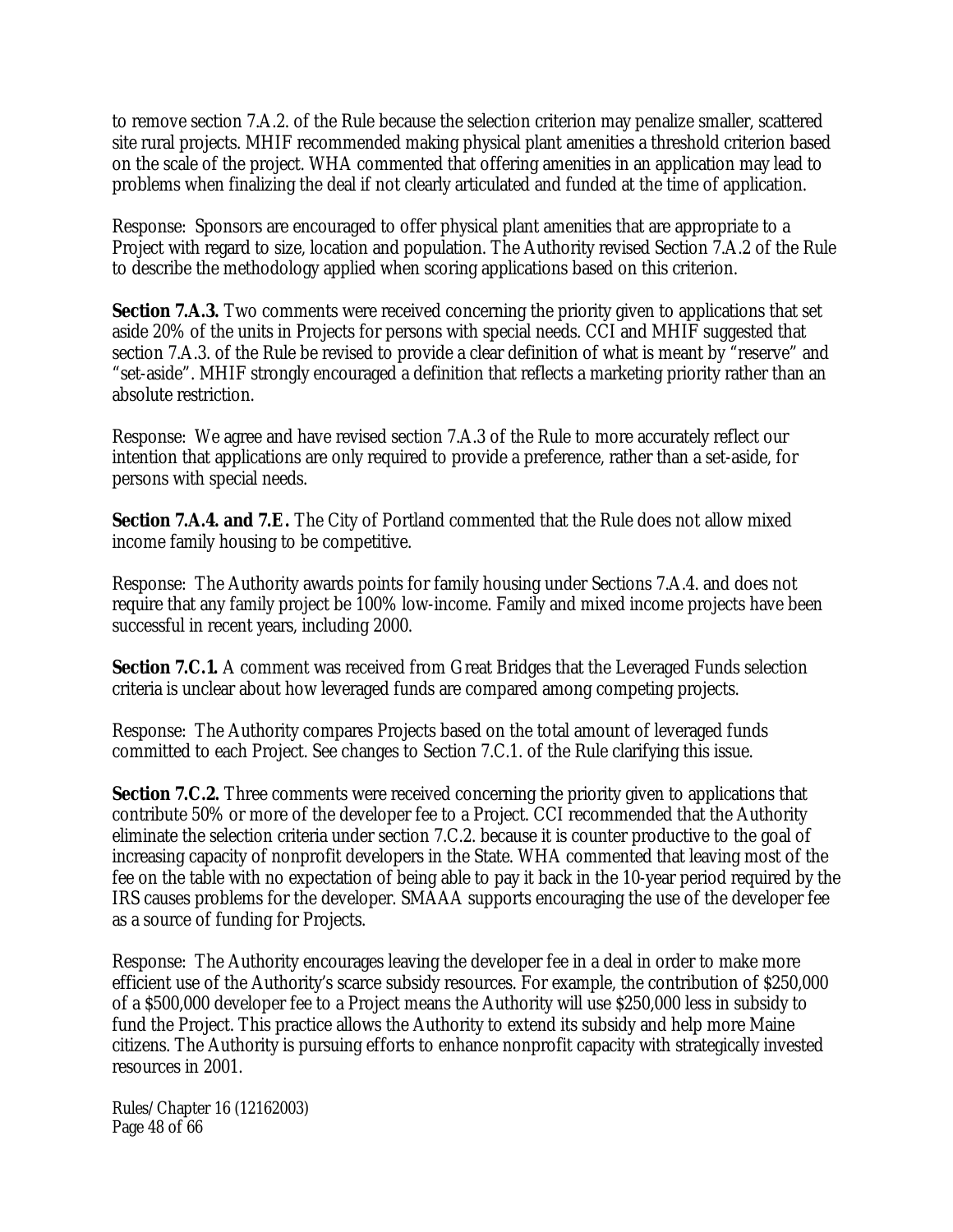to remove section 7.A.2. of the Rule because the selection criterion may penalize smaller, scattered site rural projects. MHIF recommended making physical plant amenities a threshold criterion based on the scale of the project. WHA commented that offering amenities in an application may lead to problems when finalizing the deal if not clearly articulated and funded at the time of application.

Response: Sponsors are encouraged to offer physical plant amenities that are appropriate to a Project with regard to size, location and population. The Authority revised Section 7.A.2 of the Rule to describe the methodology applied when scoring applications based on this criterion.

**Section 7.A.3.** Two comments were received concerning the priority given to applications that set aside 20% of the units in Projects for persons with special needs. CCI and MHIF suggested that section 7.A.3. of the Rule be revised to provide a clear definition of what is meant by "reserve" and "set-aside". MHIF strongly encouraged a definition that reflects a marketing priority rather than an absolute restriction.

Response: We agree and have revised section 7.A.3 of the Rule to more accurately reflect our intention that applications are only required to provide a preference, rather than a set-aside, for persons with special needs.

**Section 7.A.4. and 7.E.** The City of Portland commented that the Rule does not allow mixed income family housing to be competitive.

Response: The Authority awards points for family housing under Sections 7.A.4. and does not require that any family project be 100% low-income. Family and mixed income projects have been successful in recent years, including 2000.

**Section 7.C.1.** A comment was received from Great Bridges that the Leveraged Funds selection criteria is unclear about how leveraged funds are compared among competing projects.

Response: The Authority compares Projects based on the total amount of leveraged funds committed to each Project. See changes to Section 7.C.1. of the Rule clarifying this issue.

**Section 7.C.2.** Three comments were received concerning the priority given to applications that contribute 50% or more of the developer fee to a Project. CCI recommended that the Authority eliminate the selection criteria under section 7.C.2. because it is counter productive to the goal of increasing capacity of nonprofit developers in the State. WHA commented that leaving most of the fee on the table with no expectation of being able to pay it back in the 10-year period required by the IRS causes problems for the developer. SMAAA supports encouraging the use of the developer fee as a source of funding for Projects.

Response: The Authority encourages leaving the developer fee in a deal in order to make more efficient use of the Authority's scarce subsidy resources. For example, the contribution of $250,000 of a $500,000 developer fee to a Project means the Authority will use $250,000 less in subsidy to fund the Project. This practice allows the Authority to extend its subsidy and help more Maine citizens. The Authority is pursuing efforts to enhance nonprofit capacity with strategically invested resources in 2001.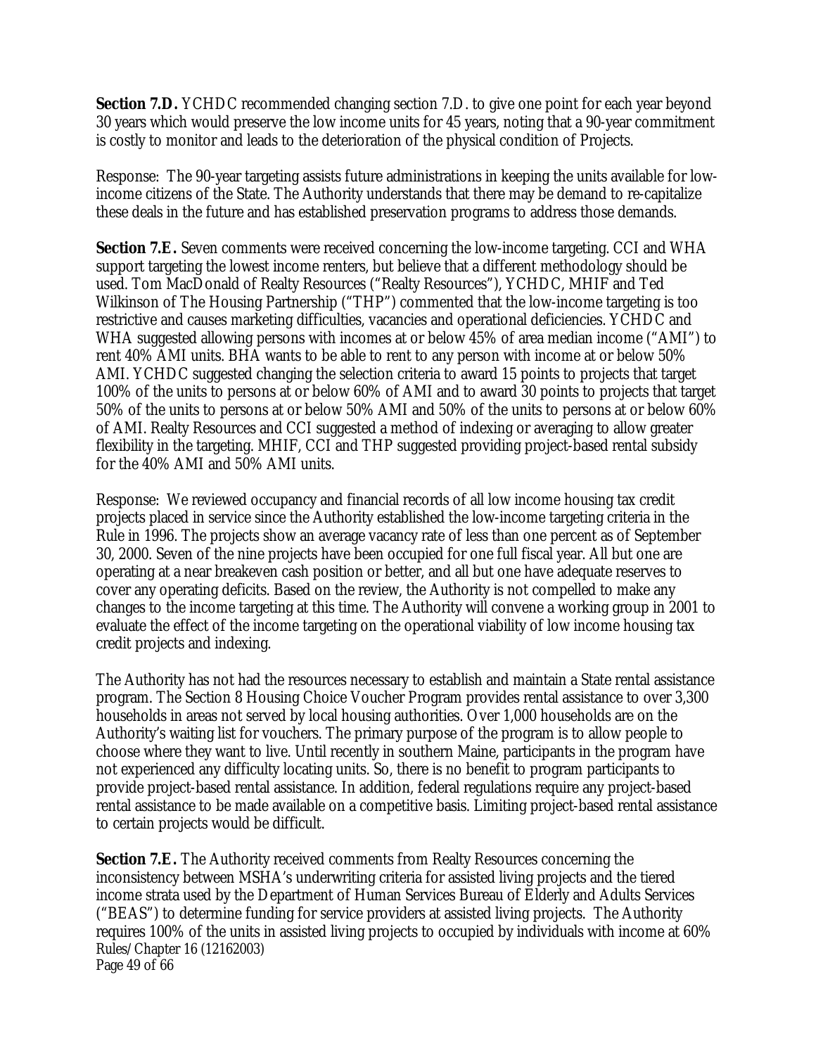**Section 7.D.** YCHDC recommended changing section 7.D. to give one point for each year beyond 30 years which would preserve the low income units for 45 years, noting that a 90-year commitment is costly to monitor and leads to the deterioration of the physical condition of Projects.

Response: The 90-year targeting assists future administrations in keeping the units available for low-income citizens of the State. The Authority understands that there may be demand to re-capitalize these deals in the future and has established preservation programs to address those demands.

**Section 7.E.** Seven comments were received concerning the low-income targeting. CCI and WHA support targeting the lowest income renters, but believe that a different methodology should be used. Tom MacDonald of Realty Resources ("Realty Resources"), YCHDC, MHIF and Ted Wilkinson of The Housing Partnership ("THP") commented that the low-income targeting is too restrictive and causes marketing difficulties, vacancies and operational deficiencies. YCHDC and WHA suggested allowing persons with incomes at or below 45% of area median income ("AMI") to rent 40% AMI units. BHA wants to be able to rent to any person with income at or below 50% AMI. YCHDC suggested changing the selection criteria to award 15 points to projects that target 100% of the units to persons at or below 60% of AMI and to award 30 points to projects that target 50% of the units to persons at or below 50% AMI and 50% of the units to persons at or below 60% of AMI. Realty Resources and CCI suggested a method of indexing or averaging to allow greater flexibility in the targeting. MHIF, CCI and THP suggested providing project-based rental subsidy for the 40% AMI and 50% AMI units.

Response: We reviewed occupancy and financial records of all low income housing tax credit projects placed in service since the Authority established the low-income targeting criteria in the Rule in 1996. The projects show an average vacancy rate of less than one percent as of September 30, 2000. Seven of the nine projects have been occupied for one full fiscal year. All but one are operating at a near breakeven cash position or better, and all but one have adequate reserves to cover any operating deficits. Based on the review, the Authority is not compelled to make any changes to the income targeting at this time. The Authority will convene a working group in 2001 to evaluate the effect of the income targeting on the operational viability of low income housing tax credit projects and indexing.

The Authority has not had the resources necessary to establish and maintain a State rental assistance program. The Section 8 Housing Choice Voucher Program provides rental assistance to over 3,300 households in areas not served by local housing authorities. Over 1,000 households are on the Authority's waiting list for vouchers. The primary purpose of the program is to allow people to choose where they want to live. Until recently in southern Maine, participants in the program have not experienced any difficulty locating units. So, there is no benefit to program participants to provide project-based rental assistance. In addition, federal regulations require any project-based rental assistance to be made available on a competitive basis. Limiting project-based rental assistance to certain projects would be difficult.

**Section 7.E.** The Authority received comments from Realty Resources concerning the inconsistency between MSHA's underwriting criteria for assisted living projects and the tiered income strata used by the Department of Human Services Bureau of Elderly and Adults Services ("BEAS") to determine funding for service providers at assisted living projects. The Authority requires 100% of the units in assisted living projects to occupied by individuals with income at 60%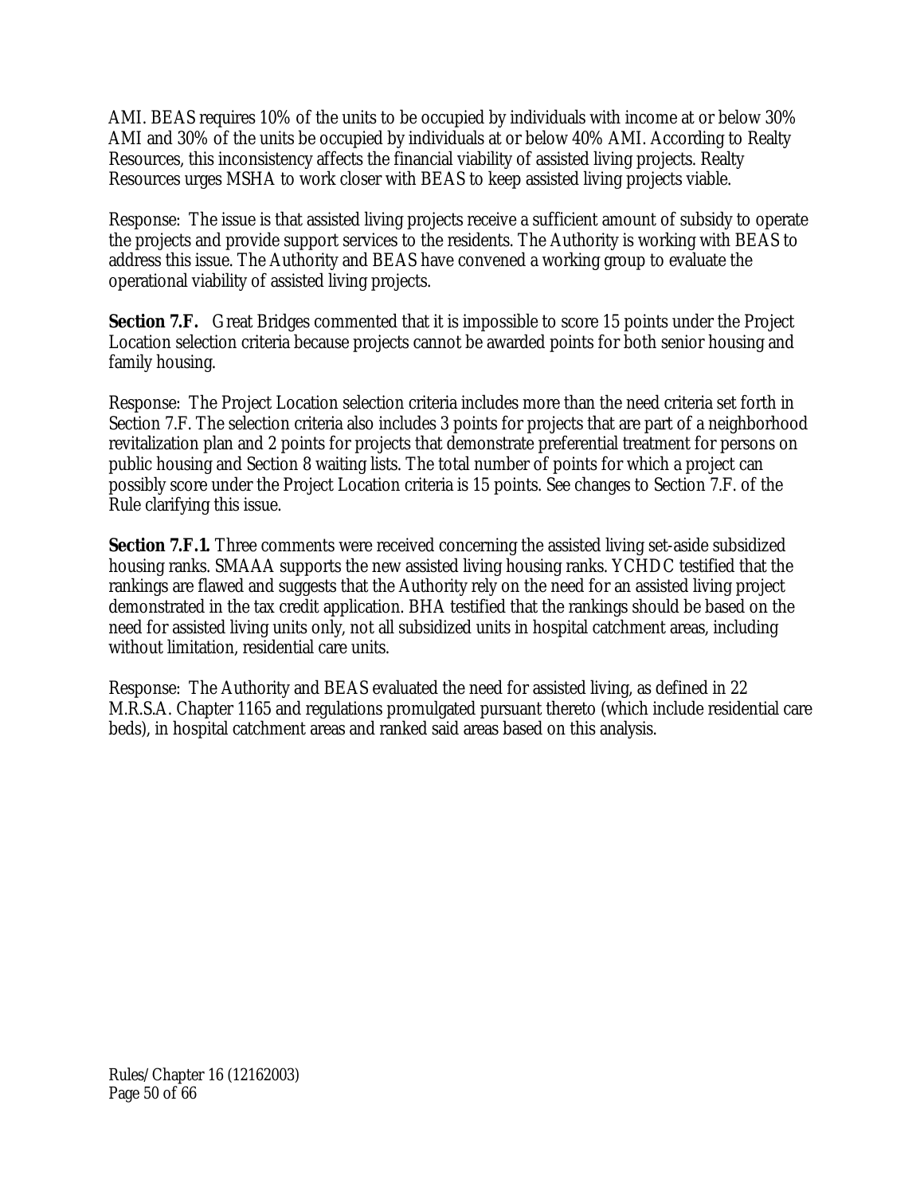AMI. BEAS requires 10% of the units to be occupied by individuals with income at or below 30% AMI and 30% of the units be occupied by individuals at or below 40% AMI. According to Realty Resources, this inconsistency affects the financial viability of assisted living projects. Realty Resources urges MSHA to work closer with BEAS to keep assisted living projects viable.

Response: The issue is that assisted living projects receive a sufficient amount of subsidy to operate the projects and provide support services to the residents. The Authority is working with BEAS to address this issue. The Authority and BEAS have convened a working group to evaluate the operational viability of assisted living projects.

**Section 7.F.** Great Bridges commented that it is impossible to score 15 points under the Project Location selection criteria because projects cannot be awarded points for both senior housing and family housing.

Response: The Project Location selection criteria includes more than the need criteria set forth in Section 7.F. The selection criteria also includes 3 points for projects that are part of a neighborhood revitalization plan and 2 points for projects that demonstrate preferential treatment for persons on public housing and Section 8 waiting lists. The total number of points for which a project can possibly score under the Project Location criteria is 15 points. See changes to Section 7.F. of the Rule clarifying this issue.

**Section 7.F.1.** Three comments were received concerning the assisted living set-aside subsidized housing ranks. SMAAA supports the new assisted living housing ranks. YCHDC testified that the rankings are flawed and suggests that the Authority rely on the need for an assisted living project demonstrated in the tax credit application. BHA testified that the rankings should be based on the need for assisted living units only, not all subsidized units in hospital catchment areas, including without limitation, residential care units.

Response: The Authority and BEAS evaluated the need for assisted living, as defined in 22 M.R.S.A. Chapter 1165 and regulations promulgated pursuant thereto (which include residential care beds), in hospital catchment areas and ranked said areas based on this analysis.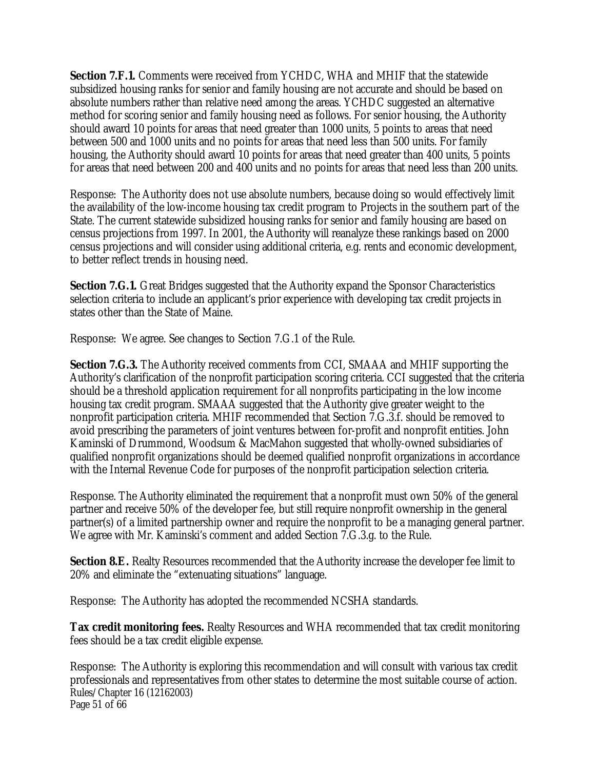**Section 7.F.1.** Comments were received from YCHDC, WHA and MHIF that the statewide subsidized housing ranks for senior and family housing are not accurate and should be based on absolute numbers rather than relative need among the areas. YCHDC suggested an alternative method for scoring senior and family housing need as follows. For senior housing, the Authority should award 10 points for areas that need greater than 1000 units, 5 points to areas that need between 500 and 1000 units and no points for areas that need less than 500 units. For family housing, the Authority should award 10 points for areas that need greater than 400 units, 5 points for areas that need between 200 and 400 units and no points for areas that need less than 200 units.

Response: The Authority does not use absolute numbers, because doing so would effectively limit the availability of the low-income housing tax credit program to Projects in the southern part of the State. The current statewide subsidized housing ranks for senior and family housing are based on census projections from 1997. In 2001, the Authority will reanalyze these rankings based on 2000 census projections and will consider using additional criteria, e.g. rents and economic development, to better reflect trends in housing need.

**Section 7.G.1.** Great Bridges suggested that the Authority expand the Sponsor Characteristics selection criteria to include an applicant's prior experience with developing tax credit projects in states other than the State of Maine.

Response: We agree. See changes to Section 7.G.1 of the Rule.

**Section 7.G.3.** The Authority received comments from CCI, SMAAA and MHIF supporting the Authority's clarification of the nonprofit participation scoring criteria. CCI suggested that the criteria should be a threshold application requirement for all nonprofits participating in the low income housing tax credit program. SMAAA suggested that the Authority give greater weight to the nonprofit participation criteria. MHIF recommended that Section 7.G.3.f. should be removed to avoid prescribing the parameters of joint ventures between for-profit and nonprofit entities. John Kaminski of Drummond, Woodsum & MacMahon suggested that wholly-owned subsidiaries of qualified nonprofit organizations should be deemed qualified nonprofit organizations in accordance with the Internal Revenue Code for purposes of the nonprofit participation selection criteria.

Response. The Authority eliminated the requirement that a nonprofit must own 50% of the general partner and receive 50% of the developer fee, but still require nonprofit ownership in the general partner(s) of a limited partnership owner and require the nonprofit to be a managing general partner. We agree with Mr. Kaminski's comment and added Section 7.G.3.g. to the Rule.

**Section 8.E.** Realty Resources recommended that the Authority increase the developer fee limit to 20% and eliminate the "extenuating situations" language.

Response: The Authority has adopted the recommended NCSHA standards.

**Tax credit monitoring fees.** Realty Resources and WHA recommended that tax credit monitoring fees should be a tax credit eligible expense.

Response: The Authority is exploring this recommendation and will consult with various tax credit professionals and representatives from other states to determine the most suitable course of action.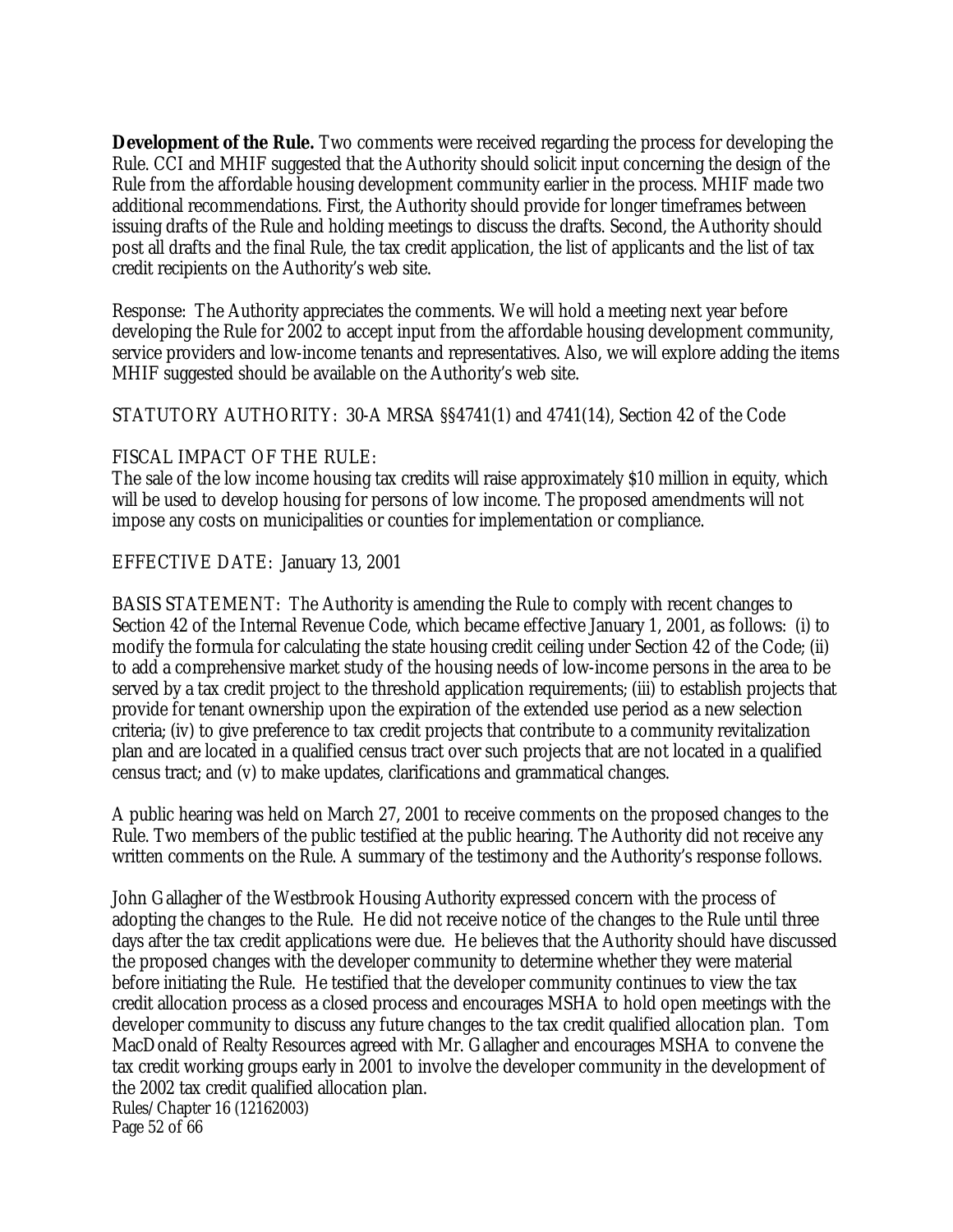**Development of the Rule.** Two comments were received regarding the process for developing the Rule. CCI and MHIF suggested that the Authority should solicit input concerning the design of the Rule from the affordable housing development community earlier in the process. MHIF made two additional recommendations. First, the Authority should provide for longer timeframes between issuing drafts of the Rule and holding meetings to discuss the drafts. Second, the Authority should post all drafts and the final Rule, the tax credit application, the list of applicants and the list of tax credit recipients on the Authority's web site.

Response: The Authority appreciates the comments. We will hold a meeting next year before developing the Rule for 2002 to accept input from the affordable housing development community, service providers and low-income tenants and representatives. Also, we will explore adding the items MHIF suggested should be available on the Authority's web site.

STATUTORY AUTHORITY: 30-A MRSA §§4741(1) and 4741(14), Section 42 of the Code

FISCAL IMPACT OF THE RULE:
The sale of the low income housing tax credits will raise approximately $10 million in equity, which will be used to develop housing for persons of low income. The proposed amendments will not impose any costs on municipalities or counties for implementation or compliance.

EFFECTIVE DATE: January 13, 2001

BASIS STATEMENT: The Authority is amending the Rule to comply with recent changes to Section 42 of the Internal Revenue Code, which became effective January 1, 2001, as follows: (i) to modify the formula for calculating the state housing credit ceiling under Section 42 of the Code; (ii) to add a comprehensive market study of the housing needs of low-income persons in the area to be served by a tax credit project to the threshold application requirements; (iii) to establish projects that provide for tenant ownership upon the expiration of the extended use period as a new selection criteria; (iv) to give preference to tax credit projects that contribute to a community revitalization plan and are located in a qualified census tract over such projects that are not located in a qualified census tract; and (v) to make updates, clarifications and grammatical changes.

A public hearing was held on March 27, 2001 to receive comments on the proposed changes to the Rule. Two members of the public testified at the public hearing. The Authority did not receive any written comments on the Rule. A summary of the testimony and the Authority's response follows.

John Gallagher of the Westbrook Housing Authority expressed concern with the process of adopting the changes to the Rule. He did not receive notice of the changes to the Rule until three days after the tax credit applications were due. He believes that the Authority should have discussed the proposed changes with the developer community to determine whether they were material before initiating the Rule. He testified that the developer community continues to view the tax credit allocation process as a closed process and encourages MSHA to hold open meetings with the developer community to discuss any future changes to the tax credit qualified allocation plan. Tom MacDonald of Realty Resources agreed with Mr. Gallagher and encourages MSHA to convene the tax credit working groups early in 2001 to involve the developer community in the development of the 2002 tax credit qualified allocation plan.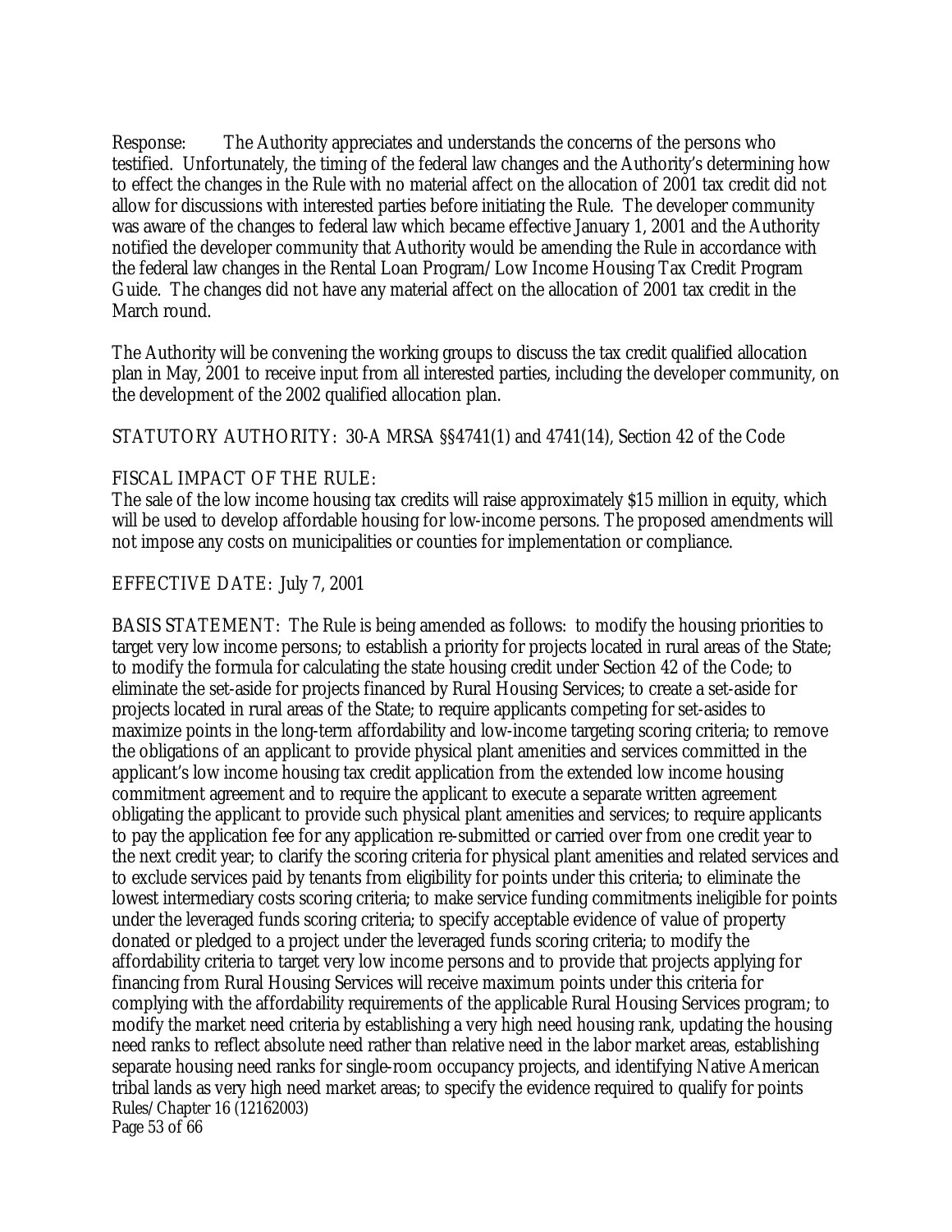Response: The Authority appreciates and understands the concerns of the persons who testified. Unfortunately, the timing of the federal law changes and the Authority's determining how to effect the changes in the Rule with no material affect on the allocation of 2001 tax credit did not allow for discussions with interested parties before initiating the Rule. The developer community was aware of the changes to federal law which became effective January 1, 2001 and the Authority notified the developer community that Authority would be amending the Rule in accordance with the federal law changes in the Rental Loan Program/Low Income Housing Tax Credit Program Guide. The changes did not have any material affect on the allocation of 2001 tax credit in the March round.

The Authority will be convening the working groups to discuss the tax credit qualified allocation plan in May, 2001 to receive input from all interested parties, including the developer community, on the development of the 2002 qualified allocation plan.

STATUTORY AUTHORITY: 30-A MRSA §§4741(1) and 4741(14), Section 42 of the Code

FISCAL IMPACT OF THE RULE:
The sale of the low income housing tax credits will raise approximately $15 million in equity, which will be used to develop affordable housing for low-income persons. The proposed amendments will not impose any costs on municipalities or counties for implementation or compliance.

EFFECTIVE DATE: July 7, 2001

BASIS STATEMENT: The Rule is being amended as follows: to modify the housing priorities to target very low income persons; to establish a priority for projects located in rural areas of the State; to modify the formula for calculating the state housing credit under Section 42 of the Code; to eliminate the set-aside for projects financed by Rural Housing Services; to create a set-aside for projects located in rural areas of the State; to require applicants competing for set-asides to maximize points in the long-term affordability and low-income targeting scoring criteria; to remove the obligations of an applicant to provide physical plant amenities and services committed in the applicant's low income housing tax credit application from the extended low income housing commitment agreement and to require the applicant to execute a separate written agreement obligating the applicant to provide such physical plant amenities and services; to require applicants to pay the application fee for any application re-submitted or carried over from one credit year to the next credit year; to clarify the scoring criteria for physical plant amenities and related services and to exclude services paid by tenants from eligibility for points under this criteria; to eliminate the lowest intermediary costs scoring criteria; to make service funding commitments ineligible for points under the leveraged funds scoring criteria; to specify acceptable evidence of value of property donated or pledged to a project under the leveraged funds scoring criteria; to modify the affordability criteria to target very low income persons and to provide that projects applying for financing from Rural Housing Services will receive maximum points under this criteria for complying with the affordability requirements of the applicable Rural Housing Services program; to modify the market need criteria by establishing a very high need housing rank, updating the housing need ranks to reflect absolute need rather than relative need in the labor market areas, establishing separate housing need ranks for single-room occupancy projects, and identifying Native American tribal lands as very high need market areas; to specify the evidence required to qualify for points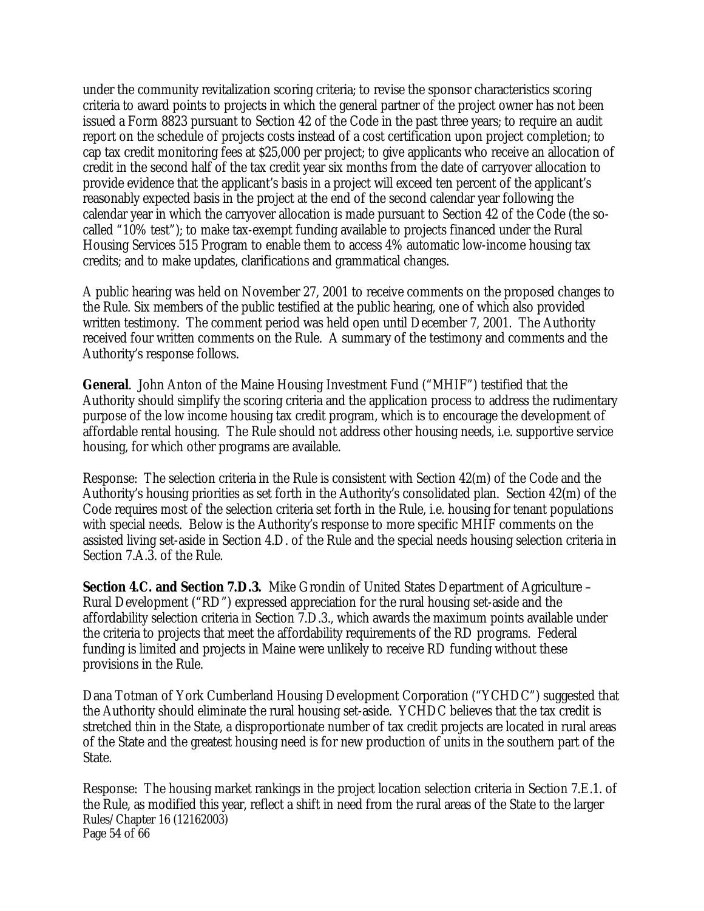under the community revitalization scoring criteria; to revise the sponsor characteristics scoring criteria to award points to projects in which the general partner of the project owner has not been issued a Form 8823 pursuant to Section 42 of the Code in the past three years; to require an audit report on the schedule of projects costs instead of a cost certification upon project completion; to cap tax credit monitoring fees at $25,000 per project; to give applicants who receive an allocation of credit in the second half of the tax credit year six months from the date of carryover allocation to provide evidence that the applicant's basis in a project will exceed ten percent of the applicant's reasonably expected basis in the project at the end of the second calendar year following the calendar year in which the carryover allocation is made pursuant to Section 42 of the Code (the so-called "10% test"); to make tax-exempt funding available to projects financed under the Rural Housing Services 515 Program to enable them to access 4% automatic low-income housing tax credits; and to make updates, clarifications and grammatical changes.

A public hearing was held on November 27, 2001 to receive comments on the proposed changes to the Rule. Six members of the public testified at the public hearing, one of which also provided written testimony. The comment period was held open until December 7, 2001. The Authority received four written comments on the Rule. A summary of the testimony and comments and the Authority's response follows.

**General**. John Anton of the Maine Housing Investment Fund ("MHIF") testified that the Authority should simplify the scoring criteria and the application process to address the rudimentary purpose of the low income housing tax credit program, which is to encourage the development of affordable rental housing. The Rule should not address other housing needs, i.e. supportive service housing, for which other programs are available.

Response: The selection criteria in the Rule is consistent with Section 42(m) of the Code and the Authority's housing priorities as set forth in the Authority's consolidated plan. Section 42(m) of the Code requires most of the selection criteria set forth in the Rule, i.e. housing for tenant populations with special needs. Below is the Authority's response to more specific MHIF comments on the assisted living set-aside in Section 4.D. of the Rule and the special needs housing selection criteria in Section 7.A.3. of the Rule.

**Section 4.C. and Section 7.D.3.** Mike Grondin of United States Department of Agriculture – Rural Development ("RD") expressed appreciation for the rural housing set-aside and the affordability selection criteria in Section 7.D.3., which awards the maximum points available under the criteria to projects that meet the affordability requirements of the RD programs. Federal funding is limited and projects in Maine were unlikely to receive RD funding without these provisions in the Rule.

Dana Totman of York Cumberland Housing Development Corporation ("YCHDC") suggested that the Authority should eliminate the rural housing set-aside. YCHDC believes that the tax credit is stretched thin in the State, a disproportionate number of tax credit projects are located in rural areas of the State and the greatest housing need is for new production of units in the southern part of the State.

Response: The housing market rankings in the project location selection criteria in Section 7.E.1. of the Rule, as modified this year, reflect a shift in need from the rural areas of the State to the larger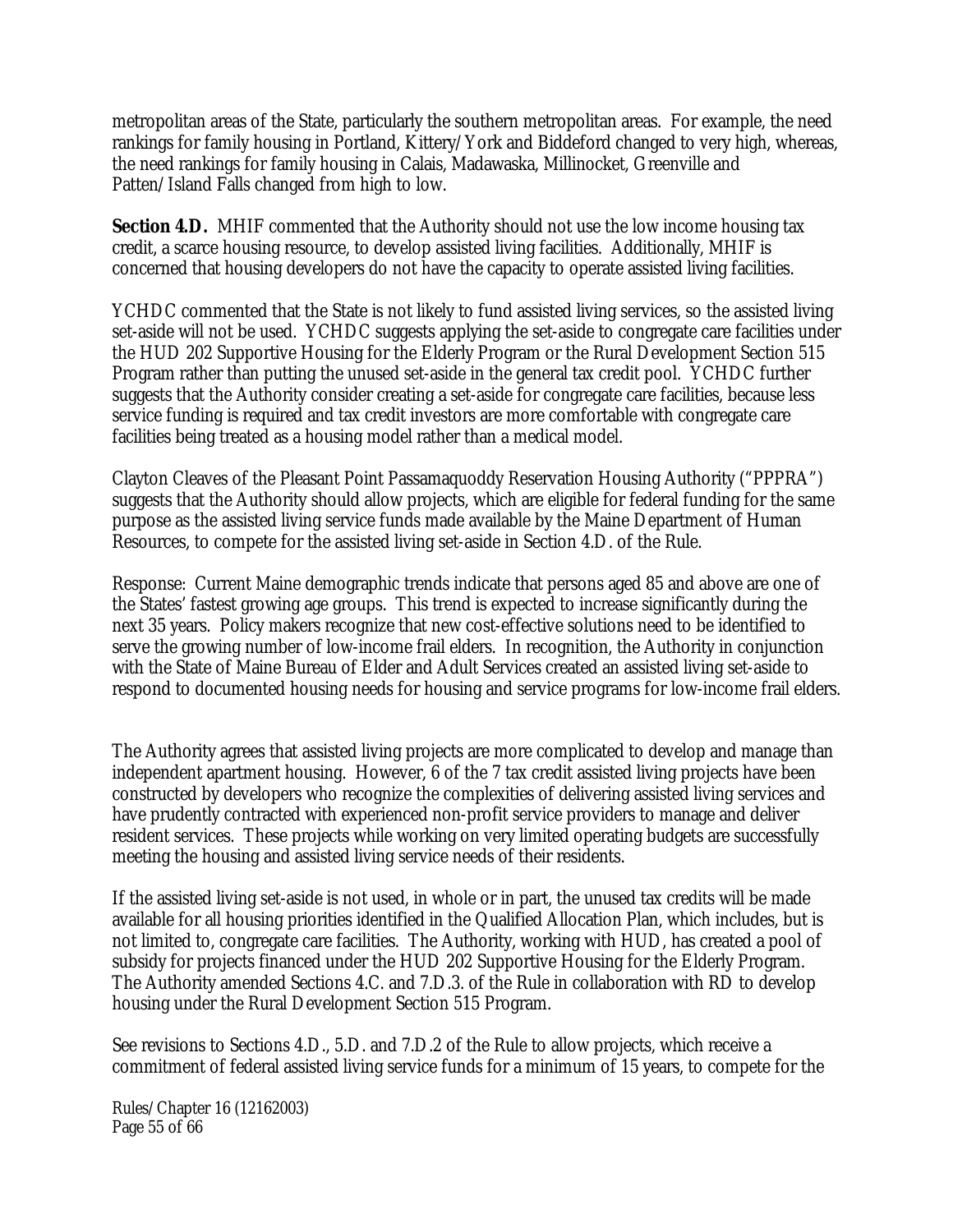metropolitan areas of the State, particularly the southern metropolitan areas. For example, the need rankings for family housing in Portland, Kittery/York and Biddeford changed to very high, whereas, the need rankings for family housing in Calais, Madawaska, Millinocket, Greenville and Patten/Island Falls changed from high to low.

**Section 4.D.** MHIF commented that the Authority should not use the low income housing tax credit, a scarce housing resource, to develop assisted living facilities. Additionally, MHIF is concerned that housing developers do not have the capacity to operate assisted living facilities.

YCHDC commented that the State is not likely to fund assisted living services, so the assisted living set-aside will not be used. YCHDC suggests applying the set-aside to congregate care facilities under the HUD 202 Supportive Housing for the Elderly Program or the Rural Development Section 515 Program rather than putting the unused set-aside in the general tax credit pool. YCHDC further suggests that the Authority consider creating a set-aside for congregate care facilities, because less service funding is required and tax credit investors are more comfortable with congregate care facilities being treated as a housing model rather than a medical model.

Clayton Cleaves of the Pleasant Point Passamaquoddy Reservation Housing Authority ("PPPRA") suggests that the Authority should allow projects, which are eligible for federal funding for the same purpose as the assisted living service funds made available by the Maine Department of Human Resources, to compete for the assisted living set-aside in Section 4.D. of the Rule.

Response: Current Maine demographic trends indicate that persons aged 85 and above are one of the States' fastest growing age groups. This trend is expected to increase significantly during the next 35 years. Policy makers recognize that new cost-effective solutions need to be identified to serve the growing number of low-income frail elders. In recognition, the Authority in conjunction with the State of Maine Bureau of Elder and Adult Services created an assisted living set-aside to respond to documented housing needs for housing and service programs for low-income frail elders.

The Authority agrees that assisted living projects are more complicated to develop and manage than independent apartment housing. However, 6 of the 7 tax credit assisted living projects have been constructed by developers who recognize the complexities of delivering assisted living services and have prudently contracted with experienced non-profit service providers to manage and deliver resident services. These projects while working on very limited operating budgets are successfully meeting the housing and assisted living service needs of their residents.

If the assisted living set-aside is not used, in whole or in part, the unused tax credits will be made available for all housing priorities identified in the Qualified Allocation Plan, which includes, but is not limited to, congregate care facilities. The Authority, working with HUD, has created a pool of subsidy for projects financed under the HUD 202 Supportive Housing for the Elderly Program. The Authority amended Sections 4.C. and 7.D.3. of the Rule in collaboration with RD to develop housing under the Rural Development Section 515 Program.

See revisions to Sections 4.D., 5.D. and 7.D.2 of the Rule to allow projects, which receive a commitment of federal assisted living service funds for a minimum of 15 years, to compete for the

Rules/Chapter 16 (12162003)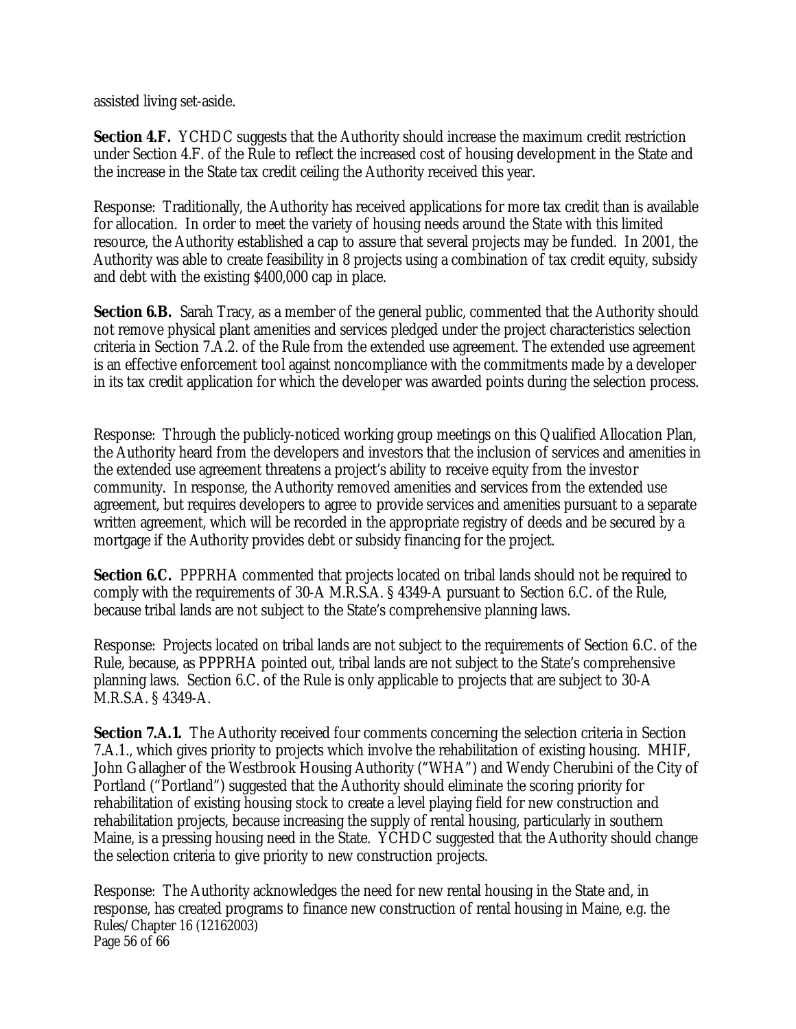assisted living set-aside.

**Section 4.F.** YCHDC suggests that the Authority should increase the maximum credit restriction under Section 4.F. of the Rule to reflect the increased cost of housing development in the State and the increase in the State tax credit ceiling the Authority received this year.

Response: Traditionally, the Authority has received applications for more tax credit than is available for allocation. In order to meet the variety of housing needs around the State with this limited resource, the Authority established a cap to assure that several projects may be funded. In 2001, the Authority was able to create feasibility in 8 projects using a combination of tax credit equity, subsidy and debt with the existing $400,000 cap in place.

**Section 6.B.** Sarah Tracy, as a member of the general public, commented that the Authority should not remove physical plant amenities and services pledged under the project characteristics selection criteria in Section 7.A.2. of the Rule from the extended use agreement. The extended use agreement is an effective enforcement tool against noncompliance with the commitments made by a developer in its tax credit application for which the developer was awarded points during the selection process.

Response: Through the publicly-noticed working group meetings on this Qualified Allocation Plan, the Authority heard from the developers and investors that the inclusion of services and amenities in the extended use agreement threatens a project's ability to receive equity from the investor community. In response, the Authority removed amenities and services from the extended use agreement, but requires developers to agree to provide services and amenities pursuant to a separate written agreement, which will be recorded in the appropriate registry of deeds and be secured by a mortgage if the Authority provides debt or subsidy financing for the project.

**Section 6.C.** PPPRHA commented that projects located on tribal lands should not be required to comply with the requirements of 30-A M.R.S.A. § 4349-A pursuant to Section 6.C. of the Rule, because tribal lands are not subject to the State's comprehensive planning laws.

Response: Projects located on tribal lands are not subject to the requirements of Section 6.C. of the Rule, because, as PPPRHA pointed out, tribal lands are not subject to the State's comprehensive planning laws. Section 6.C. of the Rule is only applicable to projects that are subject to 30-A M.R.S.A. § 4349-A.

**Section 7.A.1.** The Authority received four comments concerning the selection criteria in Section 7.A.1., which gives priority to projects which involve the rehabilitation of existing housing. MHIF, John Gallagher of the Westbrook Housing Authority ("WHA") and Wendy Cherubini of the City of Portland ("Portland") suggested that the Authority should eliminate the scoring priority for rehabilitation of existing housing stock to create a level playing field for new construction and rehabilitation projects, because increasing the supply of rental housing, particularly in southern Maine, is a pressing housing need in the State. YCHDC suggested that the Authority should change the selection criteria to give priority to new construction projects.

Response: The Authority acknowledges the need for new rental housing in the State and, in response, has created programs to finance new construction of rental housing in Maine, e.g. the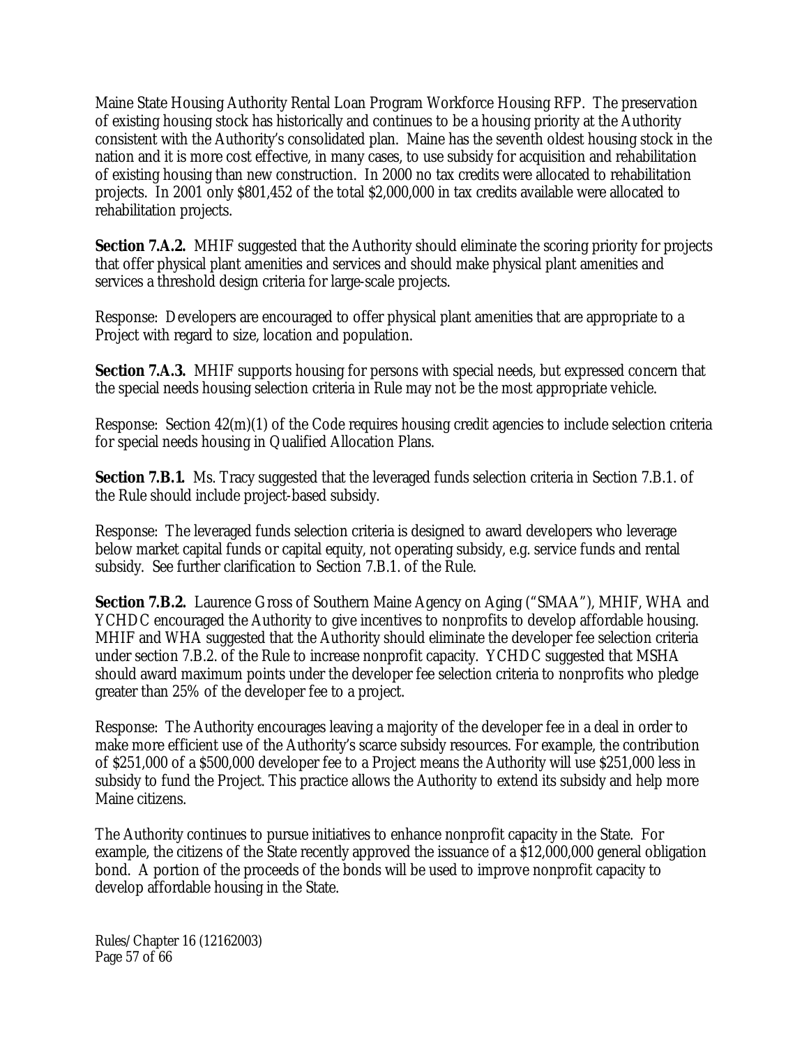Maine State Housing Authority Rental Loan Program Workforce Housing RFP. The preservation of existing housing stock has historically and continues to be a housing priority at the Authority consistent with the Authority's consolidated plan. Maine has the seventh oldest housing stock in the nation and it is more cost effective, in many cases, to use subsidy for acquisition and rehabilitation of existing housing than new construction. In 2000 no tax credits were allocated to rehabilitation projects. In 2001 only $801,452 of the total $2,000,000 in tax credits available were allocated to rehabilitation projects.

**Section 7.A.2.** MHIF suggested that the Authority should eliminate the scoring priority for projects that offer physical plant amenities and services and should make physical plant amenities and services a threshold design criteria for large-scale projects.

Response: Developers are encouraged to offer physical plant amenities that are appropriate to a Project with regard to size, location and population.

**Section 7.A.3.** MHIF supports housing for persons with special needs, but expressed concern that the special needs housing selection criteria in Rule may not be the most appropriate vehicle.

Response: Section 42(m)(1) of the Code requires housing credit agencies to include selection criteria for special needs housing in Qualified Allocation Plans.

**Section 7.B.1.** Ms. Tracy suggested that the leveraged funds selection criteria in Section 7.B.1. of the Rule should include project-based subsidy.

Response: The leveraged funds selection criteria is designed to award developers who leverage below market capital funds or capital equity, not operating subsidy, e.g. service funds and rental subsidy. See further clarification to Section 7.B.1. of the Rule.

**Section 7.B.2.** Laurence Gross of Southern Maine Agency on Aging ("SMAA"), MHIF, WHA and YCHDC encouraged the Authority to give incentives to nonprofits to develop affordable housing. MHIF and WHA suggested that the Authority should eliminate the developer fee selection criteria under section 7.B.2. of the Rule to increase nonprofit capacity. YCHDC suggested that MSHA should award maximum points under the developer fee selection criteria to nonprofits who pledge greater than 25% of the developer fee to a project.

Response: The Authority encourages leaving a majority of the developer fee in a deal in order to make more efficient use of the Authority's scarce subsidy resources. For example, the contribution of $251,000 of a $500,000 developer fee to a Project means the Authority will use $251,000 less in subsidy to fund the Project. This practice allows the Authority to extend its subsidy and help more Maine citizens.

The Authority continues to pursue initiatives to enhance nonprofit capacity in the State. For example, the citizens of the State recently approved the issuance of a $12,000,000 general obligation bond. A portion of the proceeds of the bonds will be used to improve nonprofit capacity to develop affordable housing in the State.

Rules/Chapter 16 (12162003)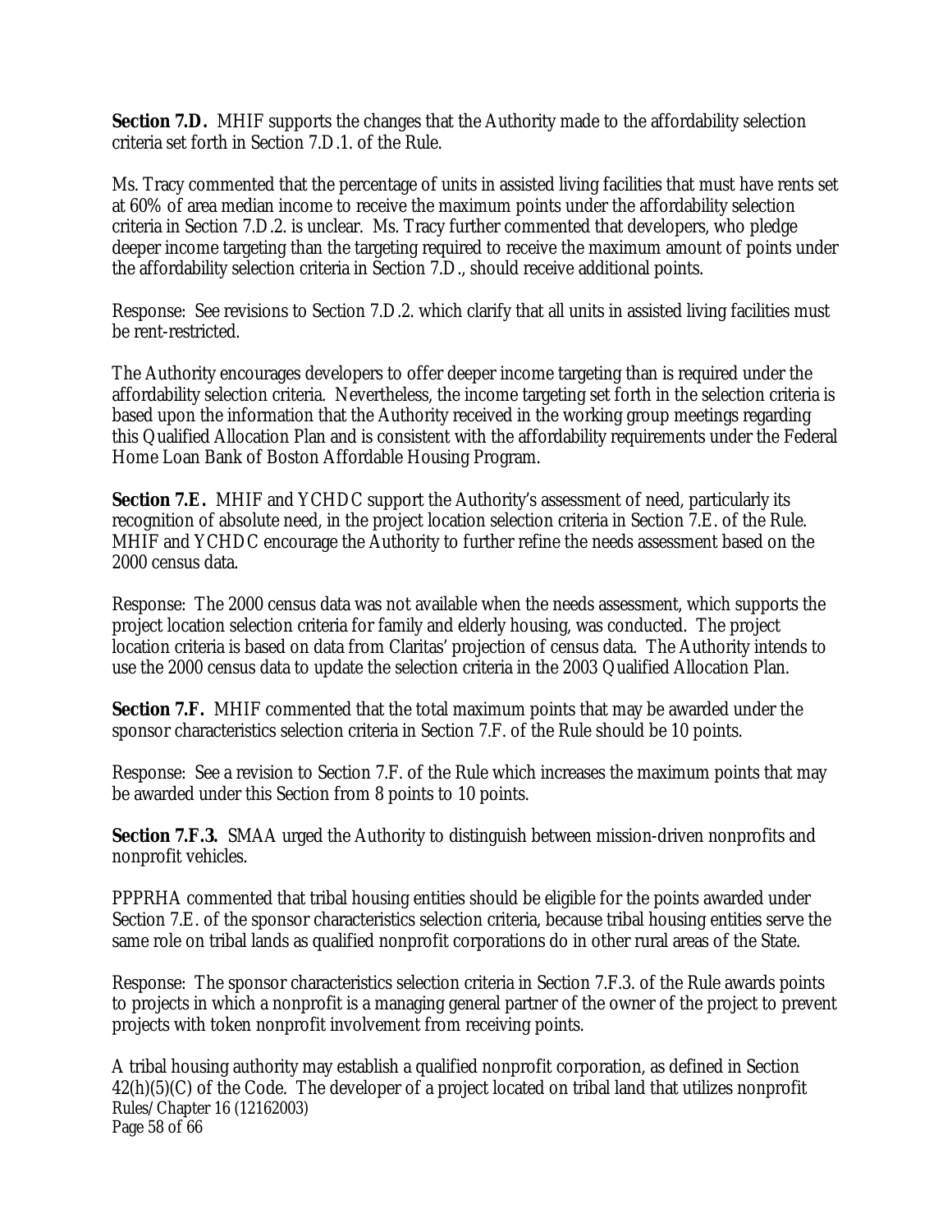**Section 7.D.** MHIF supports the changes that the Authority made to the affordability selection criteria set forth in Section 7.D.1. of the Rule.

Ms. Tracy commented that the percentage of units in assisted living facilities that must have rents set at 60% of area median income to receive the maximum points under the affordability selection criteria in Section 7.D.2. is unclear. Ms. Tracy further commented that developers, who pledge deeper income targeting than the targeting required to receive the maximum amount of points under the affordability selection criteria in Section 7.D., should receive additional points.

Response: See revisions to Section 7.D.2. which clarify that all units in assisted living facilities must be rent-restricted.

The Authority encourages developers to offer deeper income targeting than is required under the affordability selection criteria. Nevertheless, the income targeting set forth in the selection criteria is based upon the information that the Authority received in the working group meetings regarding this Qualified Allocation Plan and is consistent with the affordability requirements under the Federal Home Loan Bank of Boston Affordable Housing Program.

**Section 7.E.** MHIF and YCHDC support the Authority's assessment of need, particularly its recognition of absolute need, in the project location selection criteria in Section 7.E. of the Rule. MHIF and YCHDC encourage the Authority to further refine the needs assessment based on the 2000 census data.

Response: The 2000 census data was not available when the needs assessment, which supports the project location selection criteria for family and elderly housing, was conducted. The project location criteria is based on data from Claritas' projection of census data. The Authority intends to use the 2000 census data to update the selection criteria in the 2003 Qualified Allocation Plan.

**Section 7.F.** MHIF commented that the total maximum points that may be awarded under the sponsor characteristics selection criteria in Section 7.F. of the Rule should be 10 points.

Response: See a revision to Section 7.F. of the Rule which increases the maximum points that may be awarded under this Section from 8 points to 10 points.

**Section 7.F.3.** SMAA urged the Authority to distinguish between mission-driven nonprofits and nonprofit vehicles.

PPPRHA commented that tribal housing entities should be eligible for the points awarded under Section 7.E. of the sponsor characteristics selection criteria, because tribal housing entities serve the same role on tribal lands as qualified nonprofit corporations do in other rural areas of the State.

Response: The sponsor characteristics selection criteria in Section 7.F.3. of the Rule awards points to projects in which a nonprofit is a managing general partner of the owner of the project to prevent projects with token nonprofit involvement from receiving points.

A tribal housing authority may establish a qualified nonprofit corporation, as defined in Section 42(h)(5)(C) of the Code. The developer of a project located on tribal land that utilizes nonprofit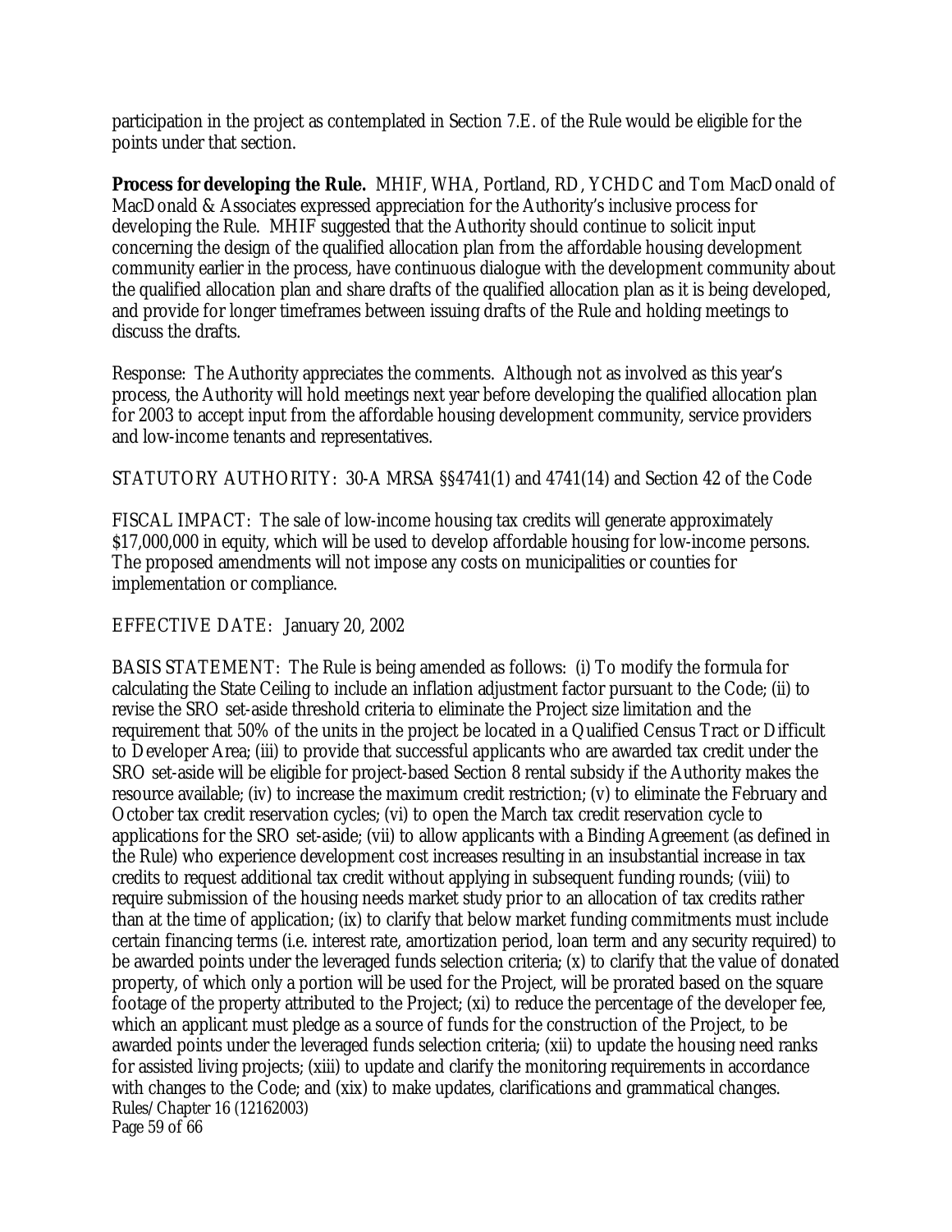participation in the project as contemplated in Section 7.E. of the Rule would be eligible for the points under that section.

**Process for developing the Rule.** MHIF, WHA, Portland, RD, YCHDC and Tom MacDonald of MacDonald & Associates expressed appreciation for the Authority's inclusive process for developing the Rule. MHIF suggested that the Authority should continue to solicit input concerning the design of the qualified allocation plan from the affordable housing development community earlier in the process, have continuous dialogue with the development community about the qualified allocation plan and share drafts of the qualified allocation plan as it is being developed, and provide for longer timeframes between issuing drafts of the Rule and holding meetings to discuss the drafts.

Response: The Authority appreciates the comments. Although not as involved as this year's process, the Authority will hold meetings next year before developing the qualified allocation plan for 2003 to accept input from the affordable housing development community, service providers and low-income tenants and representatives.

STATUTORY AUTHORITY: 30-A MRSA §§4741(1) and 4741(14) and Section 42 of the Code

FISCAL IMPACT: The sale of low-income housing tax credits will generate approximately $17,000,000 in equity, which will be used to develop affordable housing for low-income persons. The proposed amendments will not impose any costs on municipalities or counties for implementation or compliance.

EFFECTIVE DATE: January 20, 2002

BASIS STATEMENT: The Rule is being amended as follows: (i) To modify the formula for calculating the State Ceiling to include an inflation adjustment factor pursuant to the Code; (ii) to revise the SRO set-aside threshold criteria to eliminate the Project size limitation and the requirement that 50% of the units in the project be located in a Qualified Census Tract or Difficult to Developer Area; (iii) to provide that successful applicants who are awarded tax credit under the SRO set-aside will be eligible for project-based Section 8 rental subsidy if the Authority makes the resource available; (iv) to increase the maximum credit restriction; (v) to eliminate the February and October tax credit reservation cycles; (vi) to open the March tax credit reservation cycle to applications for the SRO set-aside; (vii) to allow applicants with a Binding Agreement (as defined in the Rule) who experience development cost increases resulting in an insubstantial increase in tax credits to request additional tax credit without applying in subsequent funding rounds; (viii) to require submission of the housing needs market study prior to an allocation of tax credits rather than at the time of application; (ix) to clarify that below market funding commitments must include certain financing terms (i.e. interest rate, amortization period, loan term and any security required) to be awarded points under the leveraged funds selection criteria; (x) to clarify that the value of donated property, of which only a portion will be used for the Project, will be prorated based on the square footage of the property attributed to the Project; (xi) to reduce the percentage of the developer fee, which an applicant must pledge as a source of funds for the construction of the Project, to be awarded points under the leveraged funds selection criteria; (xii) to update the housing need ranks for assisted living projects; (xiii) to update and clarify the monitoring requirements in accordance with changes to the Code; and (xix) to make updates, clarifications and grammatical changes.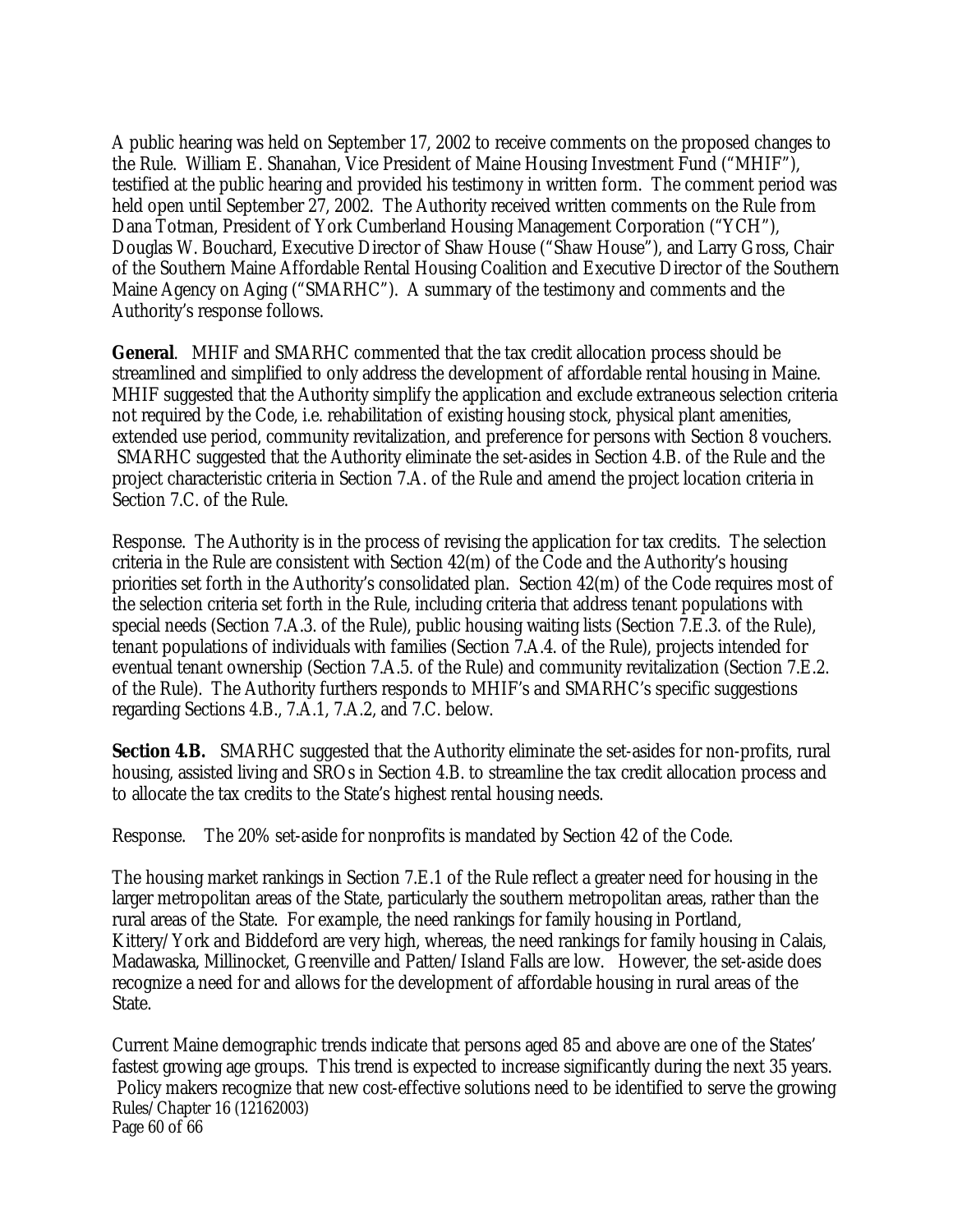A public hearing was held on September 17, 2002 to receive comments on the proposed changes to the Rule. William E. Shanahan, Vice President of Maine Housing Investment Fund ("MHIF"), testified at the public hearing and provided his testimony in written form. The comment period was held open until September 27, 2002. The Authority received written comments on the Rule from Dana Totman, President of York Cumberland Housing Management Corporation ("YCH"), Douglas W. Bouchard, Executive Director of Shaw House ("Shaw House"), and Larry Gross, Chair of the Southern Maine Affordable Rental Housing Coalition and Executive Director of the Southern Maine Agency on Aging ("SMARHC"). A summary of the testimony and comments and the Authority's response follows.

**General**. MHIF and SMARHC commented that the tax credit allocation process should be streamlined and simplified to only address the development of affordable rental housing in Maine. MHIF suggested that the Authority simplify the application and exclude extraneous selection criteria not required by the Code, i.e. rehabilitation of existing housing stock, physical plant amenities, extended use period, community revitalization, and preference for persons with Section 8 vouchers. SMARHC suggested that the Authority eliminate the set-asides in Section 4.B. of the Rule and the project characteristic criteria in Section 7.A. of the Rule and amend the project location criteria in Section 7.C. of the Rule.

Response. The Authority is in the process of revising the application for tax credits. The selection criteria in the Rule are consistent with Section 42(m) of the Code and the Authority's housing priorities set forth in the Authority's consolidated plan. Section 42(m) of the Code requires most of the selection criteria set forth in the Rule, including criteria that address tenant populations with special needs (Section 7.A.3. of the Rule), public housing waiting lists (Section 7.E.3. of the Rule), tenant populations of individuals with families (Section 7.A.4. of the Rule), projects intended for eventual tenant ownership (Section 7.A.5. of the Rule) and community revitalization (Section 7.E.2. of the Rule). The Authority furthers responds to MHIF's and SMARHC's specific suggestions regarding Sections 4.B., 7.A.1, 7.A.2, and 7.C. below.

**Section 4.B.** SMARHC suggested that the Authority eliminate the set-asides for non-profits, rural housing, assisted living and SROs in Section 4.B. to streamline the tax credit allocation process and to allocate the tax credits to the State's highest rental housing needs.

Response. The 20% set-aside for nonprofits is mandated by Section 42 of the Code.

The housing market rankings in Section 7.E.1 of the Rule reflect a greater need for housing in the larger metropolitan areas of the State, particularly the southern metropolitan areas, rather than the rural areas of the State. For example, the need rankings for family housing in Portland, Kittery/York and Biddeford are very high, whereas, the need rankings for family housing in Calais, Madawaska, Millinocket, Greenville and Patten/Island Falls are low. However, the set-aside does recognize a need for and allows for the development of affordable housing in rural areas of the State.

Current Maine demographic trends indicate that persons aged 85 and above are one of the States' fastest growing age groups. This trend is expected to increase significantly during the next 35 years. Policy makers recognize that new cost-effective solutions need to be identified to serve the growing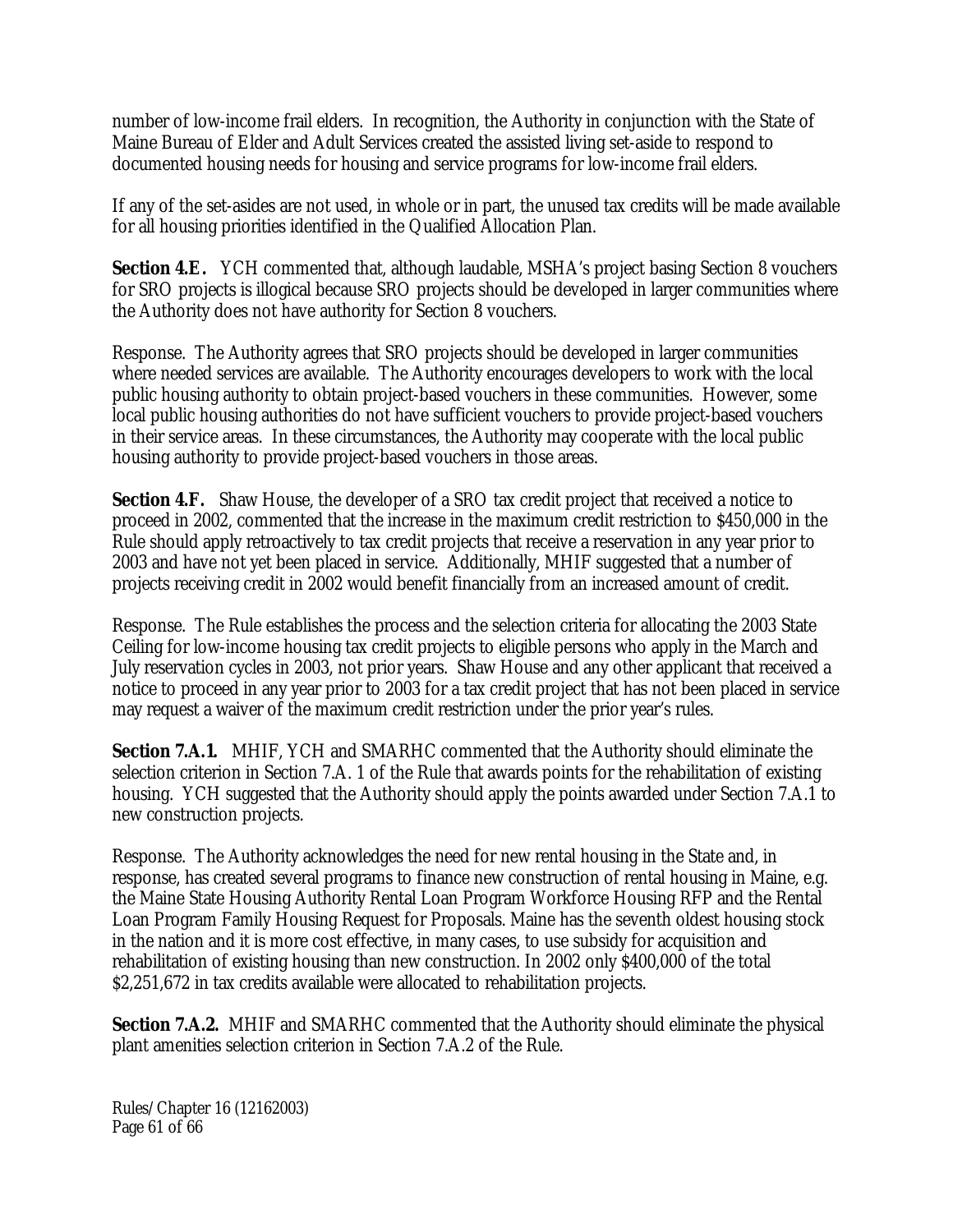number of low-income frail elders. In recognition, the Authority in conjunction with the State of Maine Bureau of Elder and Adult Services created the assisted living set-aside to respond to documented housing needs for housing and service programs for low-income frail elders.

If any of the set-asides are not used, in whole or in part, the unused tax credits will be made available for all housing priorities identified in the Qualified Allocation Plan.

**Section 4.E.** YCH commented that, although laudable, MSHA's project basing Section 8 vouchers for SRO projects is illogical because SRO projects should be developed in larger communities where the Authority does not have authority for Section 8 vouchers.

Response. The Authority agrees that SRO projects should be developed in larger communities where needed services are available. The Authority encourages developers to work with the local public housing authority to obtain project-based vouchers in these communities. However, some local public housing authorities do not have sufficient vouchers to provide project-based vouchers in their service areas. In these circumstances, the Authority may cooperate with the local public housing authority to provide project-based vouchers in those areas.

**Section 4.F.** Shaw House, the developer of a SRO tax credit project that received a notice to proceed in 2002, commented that the increase in the maximum credit restriction to $450,000 in the Rule should apply retroactively to tax credit projects that receive a reservation in any year prior to 2003 and have not yet been placed in service. Additionally, MHIF suggested that a number of projects receiving credit in 2002 would benefit financially from an increased amount of credit.

Response. The Rule establishes the process and the selection criteria for allocating the 2003 State Ceiling for low-income housing tax credit projects to eligible persons who apply in the March and July reservation cycles in 2003, not prior years. Shaw House and any other applicant that received a notice to proceed in any year prior to 2003 for a tax credit project that has not been placed in service may request a waiver of the maximum credit restriction under the prior year's rules.

**Section 7.A.1.** MHIF, YCH and SMARHC commented that the Authority should eliminate the selection criterion in Section 7.A. 1 of the Rule that awards points for the rehabilitation of existing housing. YCH suggested that the Authority should apply the points awarded under Section 7.A.1 to new construction projects.

Response. The Authority acknowledges the need for new rental housing in the State and, in response, has created several programs to finance new construction of rental housing in Maine, e.g. the Maine State Housing Authority Rental Loan Program Workforce Housing RFP and the Rental Loan Program Family Housing Request for Proposals. Maine has the seventh oldest housing stock in the nation and it is more cost effective, in many cases, to use subsidy for acquisition and rehabilitation of existing housing than new construction. In 2002 only $400,000 of the total $2,251,672 in tax credits available were allocated to rehabilitation projects.

**Section 7.A.2.** MHIF and SMARHC commented that the Authority should eliminate the physical plant amenities selection criterion in Section 7.A.2 of the Rule.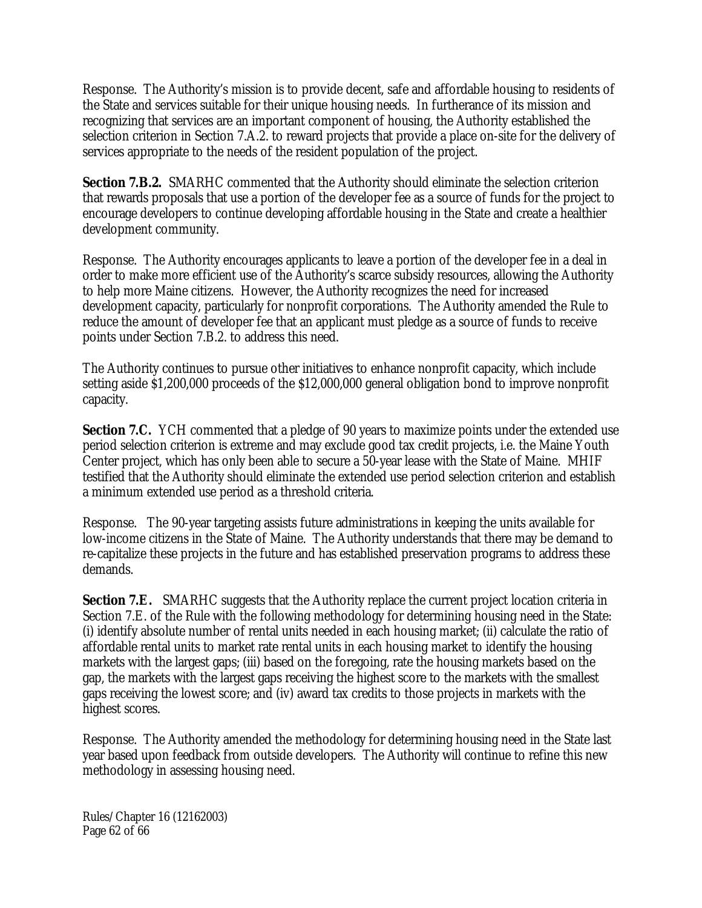Response. The Authority's mission is to provide decent, safe and affordable housing to residents of the State and services suitable for their unique housing needs. In furtherance of its mission and recognizing that services are an important component of housing, the Authority established the selection criterion in Section 7.A.2. to reward projects that provide a place on-site for the delivery of services appropriate to the needs of the resident population of the project.

**Section 7.B.2.** SMARHC commented that the Authority should eliminate the selection criterion that rewards proposals that use a portion of the developer fee as a source of funds for the project to encourage developers to continue developing affordable housing in the State and create a healthier development community.

Response. The Authority encourages applicants to leave a portion of the developer fee in a deal in order to make more efficient use of the Authority's scarce subsidy resources, allowing the Authority to help more Maine citizens. However, the Authority recognizes the need for increased development capacity, particularly for nonprofit corporations. The Authority amended the Rule to reduce the amount of developer fee that an applicant must pledge as a source of funds to receive points under Section 7.B.2. to address this need.

The Authority continues to pursue other initiatives to enhance nonprofit capacity, which include setting aside $1,200,000 proceeds of the $12,000,000 general obligation bond to improve nonprofit capacity.

**Section 7.C.** YCH commented that a pledge of 90 years to maximize points under the extended use period selection criterion is extreme and may exclude good tax credit projects, i.e. the Maine Youth Center project, which has only been able to secure a 50-year lease with the State of Maine. MHIF testified that the Authority should eliminate the extended use period selection criterion and establish a minimum extended use period as a threshold criteria.

Response. The 90-year targeting assists future administrations in keeping the units available for low-income citizens in the State of Maine. The Authority understands that there may be demand to re-capitalize these projects in the future and has established preservation programs to address these demands.

**Section 7.E.** SMARHC suggests that the Authority replace the current project location criteria in Section 7.E. of the Rule with the following methodology for determining housing need in the State: (i) identify absolute number of rental units needed in each housing market; (ii) calculate the ratio of affordable rental units to market rate rental units in each housing market to identify the housing markets with the largest gaps; (iii) based on the foregoing, rate the housing markets based on the gap, the markets with the largest gaps receiving the highest score to the markets with the smallest gaps receiving the lowest score; and (iv) award tax credits to those projects in markets with the highest scores.

Response. The Authority amended the methodology for determining housing need in the State last year based upon feedback from outside developers. The Authority will continue to refine this new methodology in assessing housing need.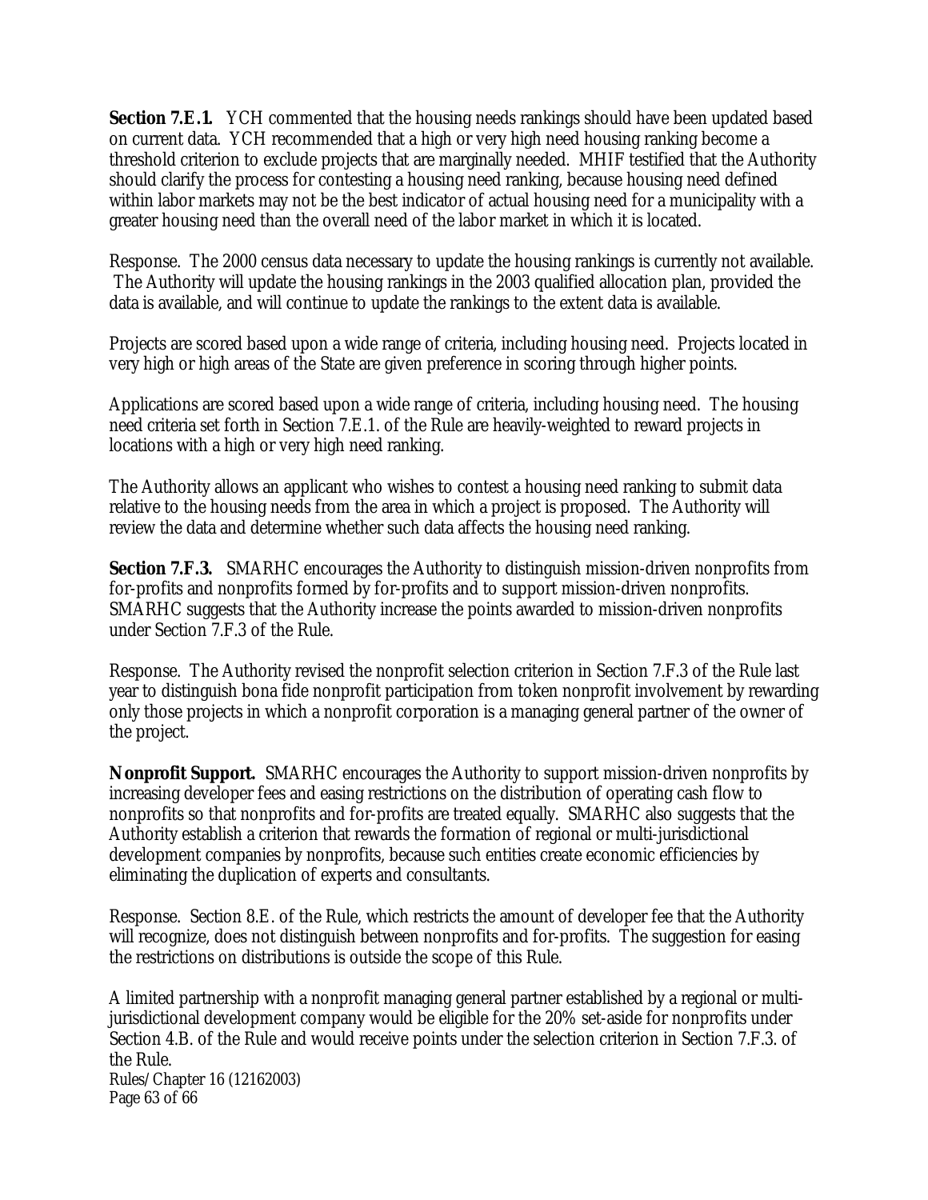**Section 7.E.1.** YCH commented that the housing needs rankings should have been updated based on current data. YCH recommended that a high or very high need housing ranking become a threshold criterion to exclude projects that are marginally needed. MHIF testified that the Authority should clarify the process for contesting a housing need ranking, because housing need defined within labor markets may not be the best indicator of actual housing need for a municipality with a greater housing need than the overall need of the labor market in which it is located.

Response. The 2000 census data necessary to update the housing rankings is currently not available. The Authority will update the housing rankings in the 2003 qualified allocation plan, provided the data is available, and will continue to update the rankings to the extent data is available.

Projects are scored based upon a wide range of criteria, including housing need. Projects located in very high or high areas of the State are given preference in scoring through higher points.

Applications are scored based upon a wide range of criteria, including housing need. The housing need criteria set forth in Section 7.E.1. of the Rule are heavily-weighted to reward projects in locations with a high or very high need ranking.

The Authority allows an applicant who wishes to contest a housing need ranking to submit data relative to the housing needs from the area in which a project is proposed. The Authority will review the data and determine whether such data affects the housing need ranking.

**Section 7.F.3.** SMARHC encourages the Authority to distinguish mission-driven nonprofits from for-profits and nonprofits formed by for-profits and to support mission-driven nonprofits. SMARHC suggests that the Authority increase the points awarded to mission-driven nonprofits under Section 7.F.3 of the Rule.

Response. The Authority revised the nonprofit selection criterion in Section 7.F.3 of the Rule last year to distinguish bona fide nonprofit participation from token nonprofit involvement by rewarding only those projects in which a nonprofit corporation is a managing general partner of the owner of the project.

**Nonprofit Support.** SMARHC encourages the Authority to support mission-driven nonprofits by increasing developer fees and easing restrictions on the distribution of operating cash flow to nonprofits so that nonprofits and for-profits are treated equally. SMARHC also suggests that the Authority establish a criterion that rewards the formation of regional or multi-jurisdictional development companies by nonprofits, because such entities create economic efficiencies by eliminating the duplication of experts and consultants.

Response. Section 8.E. of the Rule, which restricts the amount of developer fee that the Authority will recognize, does not distinguish between nonprofits and for-profits. The suggestion for easing the restrictions on distributions is outside the scope of this Rule.

A limited partnership with a nonprofit managing general partner established by a regional or multi-jurisdictional development company would be eligible for the 20% set-aside for nonprofits under Section 4.B. of the Rule and would receive points under the selection criterion in Section 7.F.3. of the Rule.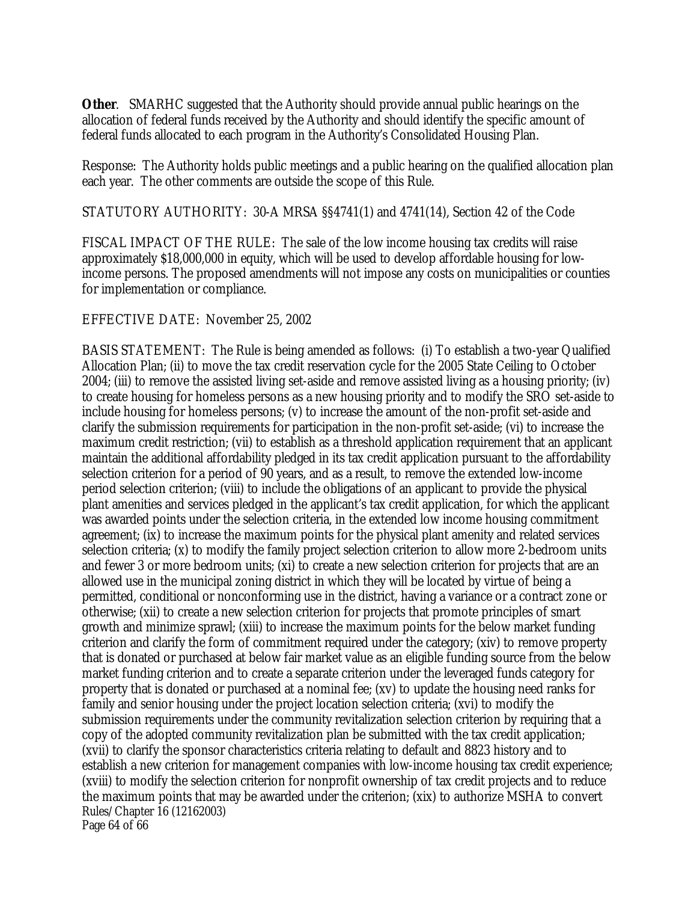**Other**. SMARHC suggested that the Authority should provide annual public hearings on the allocation of federal funds received by the Authority and should identify the specific amount of federal funds allocated to each program in the Authority's Consolidated Housing Plan.

Response: The Authority holds public meetings and a public hearing on the qualified allocation plan each year. The other comments are outside the scope of this Rule.

STATUTORY AUTHORITY: 30-A MRSA §§4741(1) and 4741(14), Section 42 of the Code

FISCAL IMPACT OF THE RULE: The sale of the low income housing tax credits will raise approximately $18,000,000 in equity, which will be used to develop affordable housing for low-income persons. The proposed amendments will not impose any costs on municipalities or counties for implementation or compliance.

EFFECTIVE DATE: November 25, 2002

BASIS STATEMENT: The Rule is being amended as follows: (i) To establish a two-year Qualified Allocation Plan; (ii) to move the tax credit reservation cycle for the 2005 State Ceiling to October 2004; (iii) to remove the assisted living set-aside and remove assisted living as a housing priority; (iv) to create housing for homeless persons as a new housing priority and to modify the SRO set-aside to include housing for homeless persons; (v) to increase the amount of the non-profit set-aside and clarify the submission requirements for participation in the non-profit set-aside; (vi) to increase the maximum credit restriction; (vii) to establish as a threshold application requirement that an applicant maintain the additional affordability pledged in its tax credit application pursuant to the affordability selection criterion for a period of 90 years, and as a result, to remove the extended low-income period selection criterion; (viii) to include the obligations of an applicant to provide the physical plant amenities and services pledged in the applicant's tax credit application, for which the applicant was awarded points under the selection criteria, in the extended low income housing commitment agreement; (ix) to increase the maximum points for the physical plant amenity and related services selection criteria; (x) to modify the family project selection criterion to allow more 2-bedroom units and fewer 3 or more bedroom units; (xi) to create a new selection criterion for projects that are an allowed use in the municipal zoning district in which they will be located by virtue of being a permitted, conditional or nonconforming use in the district, having a variance or a contract zone or otherwise; (xii) to create a new selection criterion for projects that promote principles of smart growth and minimize sprawl; (xiii) to increase the maximum points for the below market funding criterion and clarify the form of commitment required under the category; (xiv) to remove property that is donated or purchased at below fair market value as an eligible funding source from the below market funding criterion and to create a separate criterion under the leveraged funds category for property that is donated or purchased at a nominal fee; (xv) to update the housing need ranks for family and senior housing under the project location selection criteria; (xvi) to modify the submission requirements under the community revitalization selection criterion by requiring that a copy of the adopted community revitalization plan be submitted with the tax credit application; (xvii) to clarify the sponsor characteristics criteria relating to default and 8823 history and to establish a new criterion for management companies with low-income housing tax credit experience; (xviii) to modify the selection criterion for nonprofit ownership of tax credit projects and to reduce the maximum points that may be awarded under the criterion; (xix) to authorize MSHA to convert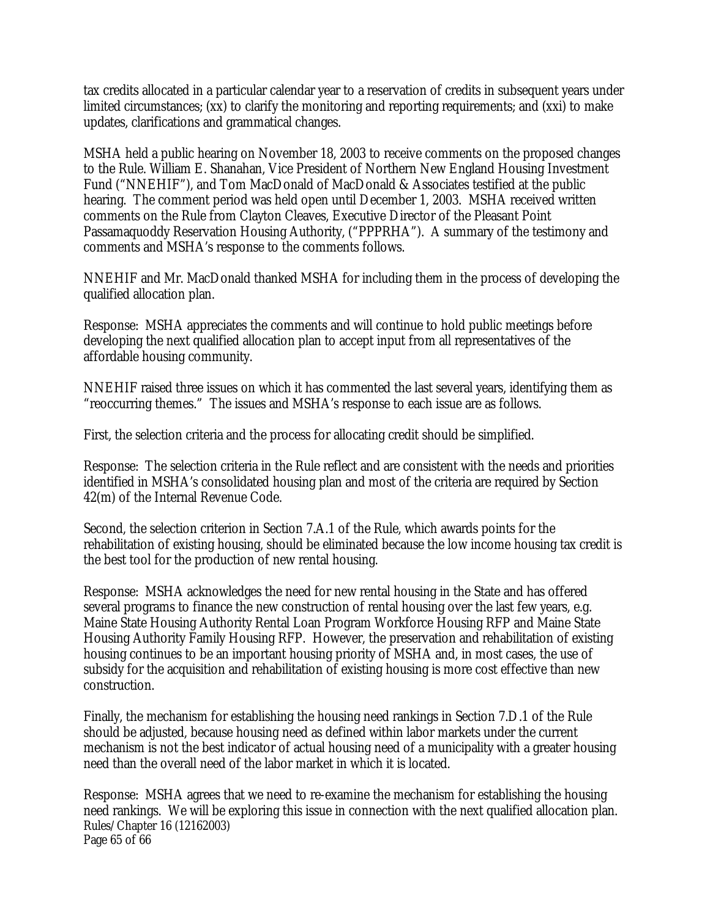tax credits allocated in a particular calendar year to a reservation of credits in subsequent years under limited circumstances; (xx) to clarify the monitoring and reporting requirements; and (xxi) to make updates, clarifications and grammatical changes.

MSHA held a public hearing on November 18, 2003 to receive comments on the proposed changes to the Rule. William E. Shanahan, Vice President of Northern New England Housing Investment Fund ("NNEHIF"), and Tom MacDonald of MacDonald & Associates testified at the public hearing. The comment period was held open until December 1, 2003. MSHA received written comments on the Rule from Clayton Cleaves, Executive Director of the Pleasant Point Passamaquoddy Reservation Housing Authority, ("PPPRHA"). A summary of the testimony and comments and MSHA's response to the comments follows.

NNEHIF and Mr. MacDonald thanked MSHA for including them in the process of developing the qualified allocation plan.

Response: MSHA appreciates the comments and will continue to hold public meetings before developing the next qualified allocation plan to accept input from all representatives of the affordable housing community.

NNEHIF raised three issues on which it has commented the last several years, identifying them as "reoccurring themes." The issues and MSHA's response to each issue are as follows.

First, the selection criteria and the process for allocating credit should be simplified.

Response: The selection criteria in the Rule reflect and are consistent with the needs and priorities identified in MSHA's consolidated housing plan and most of the criteria are required by Section 42(m) of the Internal Revenue Code.

Second, the selection criterion in Section 7.A.1 of the Rule, which awards points for the rehabilitation of existing housing, should be eliminated because the low income housing tax credit is the best tool for the production of new rental housing.

Response: MSHA acknowledges the need for new rental housing in the State and has offered several programs to finance the new construction of rental housing over the last few years, e.g. Maine State Housing Authority Rental Loan Program Workforce Housing RFP and Maine State Housing Authority Family Housing RFP. However, the preservation and rehabilitation of existing housing continues to be an important housing priority of MSHA and, in most cases, the use of subsidy for the acquisition and rehabilitation of existing housing is more cost effective than new construction.

Finally, the mechanism for establishing the housing need rankings in Section 7.D.1 of the Rule should be adjusted, because housing need as defined within labor markets under the current mechanism is not the best indicator of actual housing need of a municipality with a greater housing need than the overall need of the labor market in which it is located.

Response: MSHA agrees that we need to re-examine the mechanism for establishing the housing need rankings. We will be exploring this issue in connection with the next qualified allocation plan.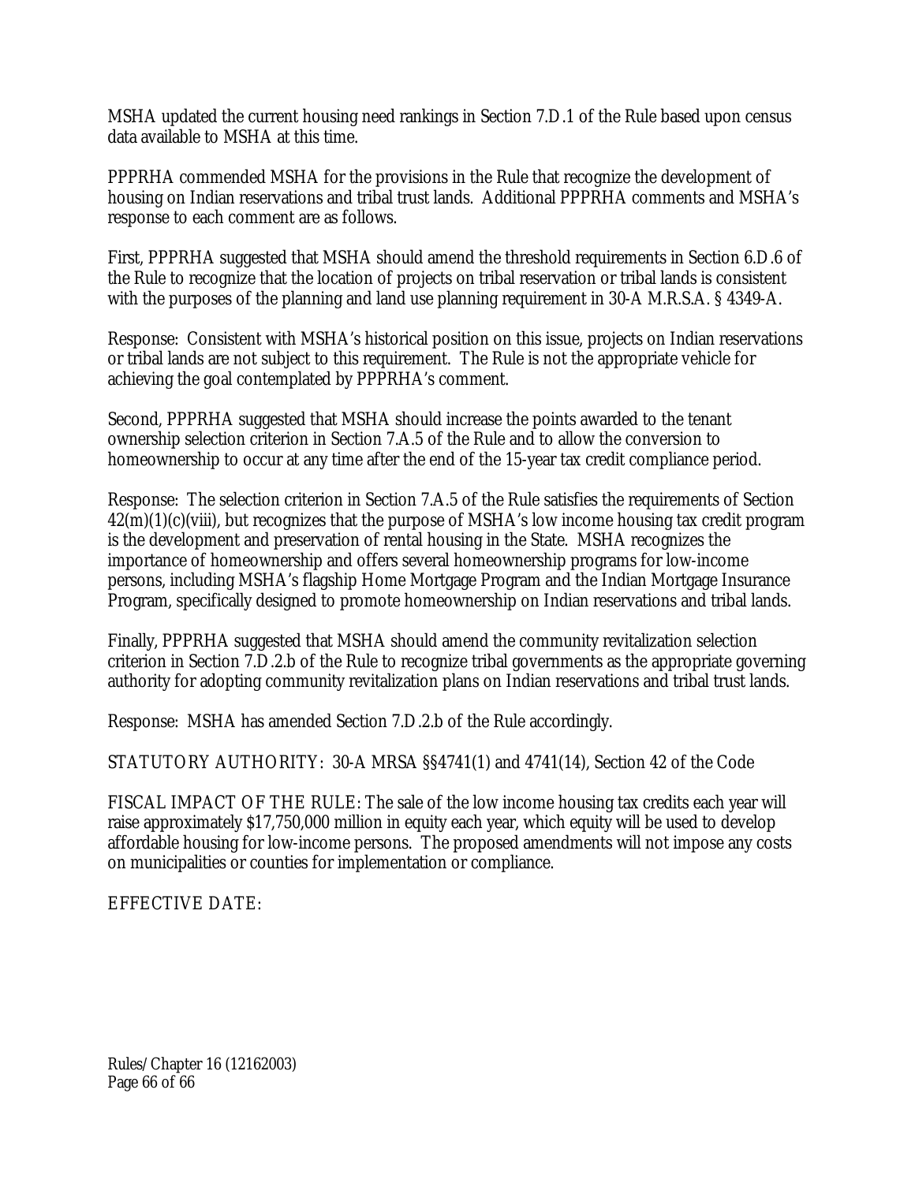MSHA updated the current housing need rankings in Section 7.D.1 of the Rule based upon census data available to MSHA at this time.

PPPRHA commended MSHA for the provisions in the Rule that recognize the development of housing on Indian reservations and tribal trust lands. Additional PPPRHA comments and MSHA's response to each comment are as follows.

First, PPPRHA suggested that MSHA should amend the threshold requirements in Section 6.D.6 of the Rule to recognize that the location of projects on tribal reservation or tribal lands is consistent with the purposes of the planning and land use planning requirement in 30-A M.R.S.A. § 4349-A.

Response: Consistent with MSHA's historical position on this issue, projects on Indian reservations or tribal lands are not subject to this requirement. The Rule is not the appropriate vehicle for achieving the goal contemplated by PPPRHA's comment.

Second, PPPRHA suggested that MSHA should increase the points awarded to the tenant ownership selection criterion in Section 7.A.5 of the Rule and to allow the conversion to homeownership to occur at any time after the end of the 15-year tax credit compliance period.

Response: The selection criterion in Section 7.A.5 of the Rule satisfies the requirements of Section 42(m)(1)(c)(viii), but recognizes that the purpose of MSHA's low income housing tax credit program is the development and preservation of rental housing in the State. MSHA recognizes the importance of homeownership and offers several homeownership programs for low-income persons, including MSHA's flagship Home Mortgage Program and the Indian Mortgage Insurance Program, specifically designed to promote homeownership on Indian reservations and tribal lands.

Finally, PPPRHA suggested that MSHA should amend the community revitalization selection criterion in Section 7.D.2.b of the Rule to recognize tribal governments as the appropriate governing authority for adopting community revitalization plans on Indian reservations and tribal trust lands.

Response: MSHA has amended Section 7.D.2.b of the Rule accordingly.

STATUTORY AUTHORITY: 30-A MRSA §§4741(1) and 4741(14), Section 42 of the Code

FISCAL IMPACT OF THE RULE: The sale of the low income housing tax credits each year will raise approximately $17,750,000 million in equity each year, which equity will be used to develop affordable housing for low-income persons. The proposed amendments will not impose any costs on municipalities or counties for implementation or compliance.

EFFECTIVE DATE:

Rules/Chapter 16 (12162003)